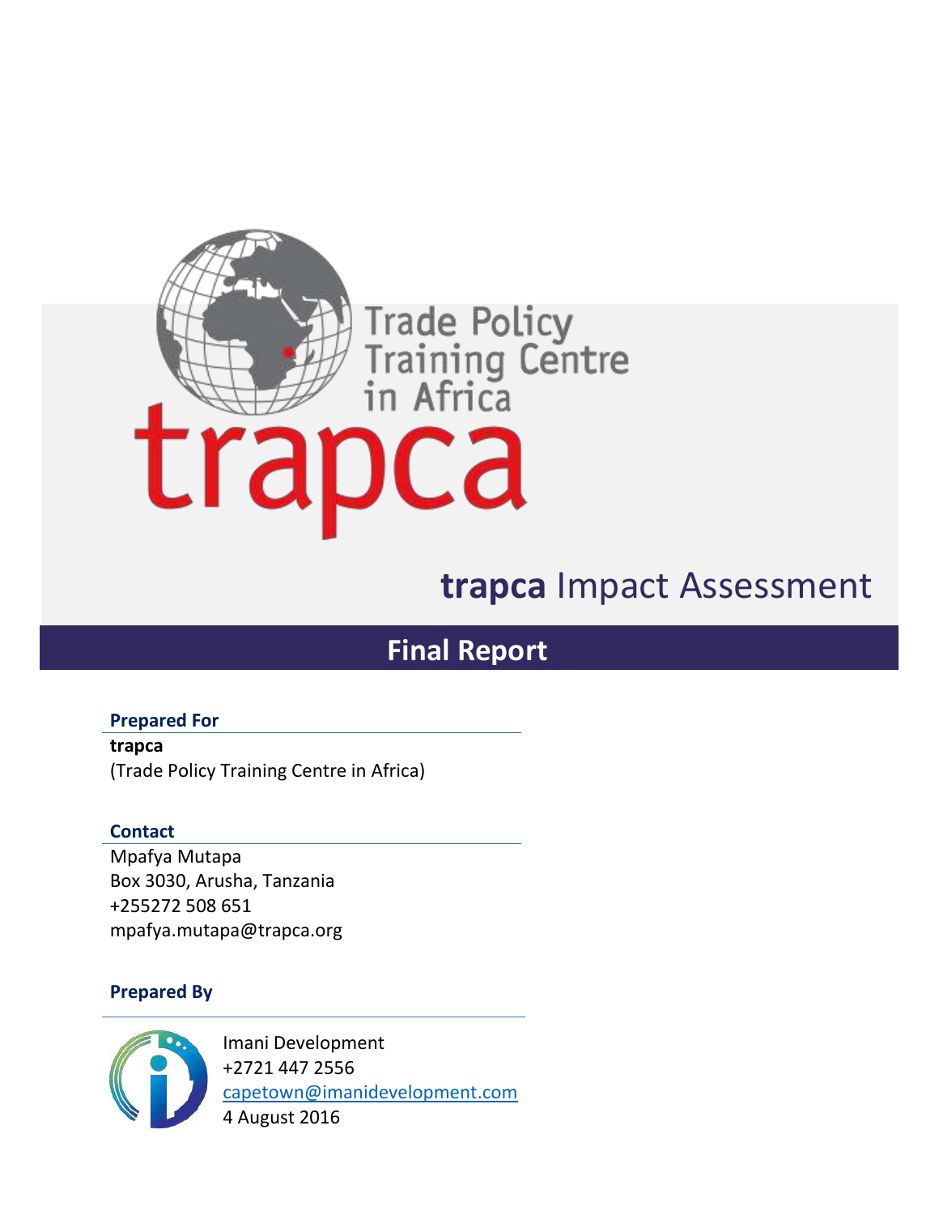Trade Policy Training Centre in Africa

trapca

# **trapca** Impact Assessment

## Final Report

**Prepared For**

**trapca**
(Trade Policy Training Centre in Africa)

**Contact**

Mpafya Mutapa
Box 3030, Arusha, Tanzania
+255272 508 651
mpafya.mutapa@trapca.org

**Prepared By**

Imani Development
+2721 447 2556
capetown@imanidevelopment.com
4 August 2016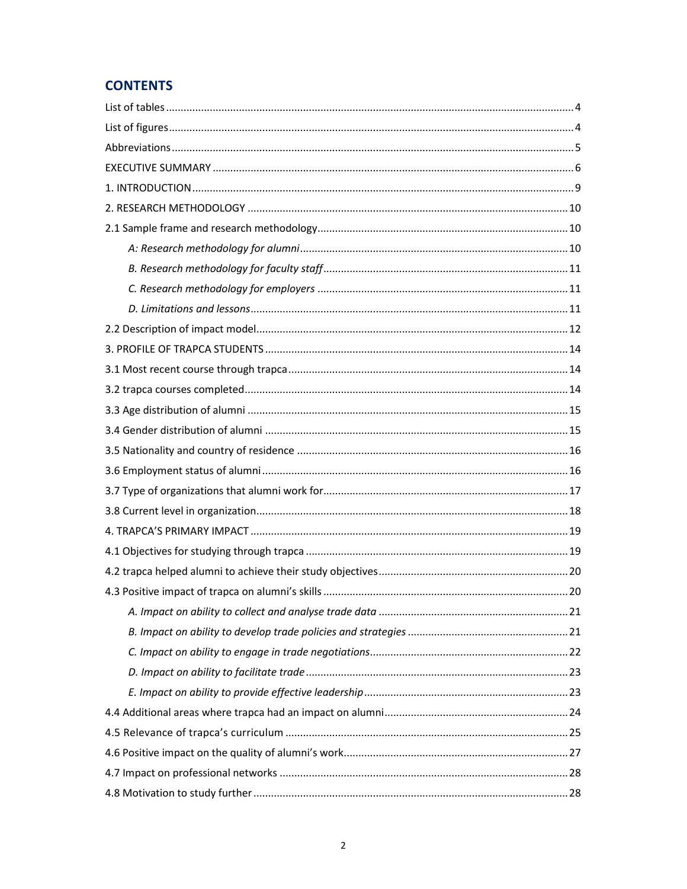## CONTENTS

List of tables ........................................................................................................................................ 4

List of figures ....................................................................................................................................... 4

Abbreviations ....................................................................................................................................... 5

EXECUTIVE SUMMARY ....................................................................................................................... 6

1. INTRODUCTION ............................................................................................................................... 9

2. RESEARCH METHODOLOGY .......................................................................................................... 10

2.1 Sample frame and research methodology .................................................................................... 10

*A: Research methodology for alumni* .......................................................................................... 10

*B. Research methodology for faculty staff* .................................................................................. 11

*C. Research methodology for employers* .................................................................................... 11

*D. Limitations and lessons* ........................................................................................................... 11

2.2 Description of impact model ......................................................................................................... 12

3. PROFILE OF TRAPCA STUDENTS ..................................................................................................... 14

3.1 Most recent course through trapca .............................................................................................. 14

3.2 trapca courses completed ............................................................................................................ 14

3.3 Age distribution of alumni ........................................................................................................... 15

3.4 Gender distribution of alumni ...................................................................................................... 15

3.5 Nationality and country of residence ........................................................................................... 16

3.6 Employment status of alumni ....................................................................................................... 16

3.7 Type of organizations that alumni work for .................................................................................. 17

3.8 Current level in organization ........................................................................................................ 18

4. TRAPCA'S PRIMARY IMPACT .......................................................................................................... 19

4.1 Objectives for studying through trapca ........................................................................................ 19

4.2 trapca helped alumni to achieve their study objectives ............................................................... 20

4.3 Positive impact of trapca on alumni's skills .................................................................................. 20

*A. Impact on ability to collect and analyse trade data* ................................................................ 21

*B. Impact on ability to develop trade policies and strategies* ...................................................... 21

*C. Impact on ability to engage in trade negotiations* .................................................................. 22

*D. Impact on ability to facilitate trade* ........................................................................................ 23

*E. Impact on ability to provide effective leadership* .................................................................... 23

4.4 Additional areas where trapca had an impact on alumni ............................................................. 24

4.5 Relevance of trapca's curriculum ................................................................................................ 25

4.6 Positive impact on the quality of alumni's work ............................................................................ 27

4.7 Impact on professional networks ................................................................................................. 28

4.8 Motivation to study further .......................................................................................................... 28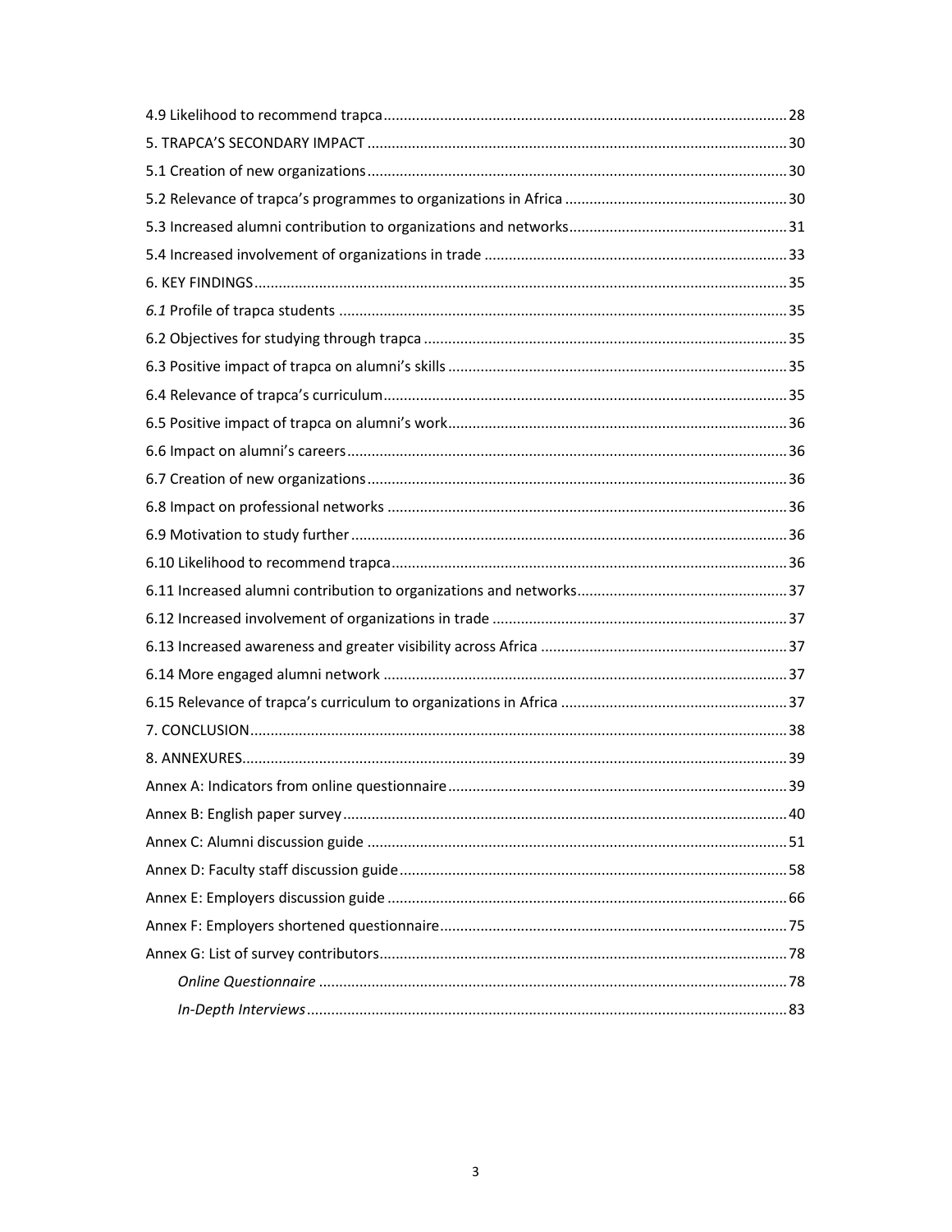4.9 Likelihood to recommend trapca ........................................ 28
5. TRAPCA'S SECONDARY IMPACT ........................................ 30
5.1 Creation of new organizations ........................................ 30
5.2 Relevance of trapca's programmes to organizations in Africa ........................................ 30
5.3 Increased alumni contribution to organizations and networks ........................................ 31
5.4 Increased involvement of organizations in trade ........................................ 33
6. KEY FINDINGS ........................................ 35
*6.1* Profile of trapca students ........................................ 35
6.2 Objectives for studying through trapca ........................................ 35
6.3 Positive impact of trapca on alumni's skills ........................................ 35
6.4 Relevance of trapca's curriculum ........................................ 35
6.5 Positive impact of trapca on alumni's work ........................................ 36
6.6 Impact on alumni's careers ........................................ 36
6.7 Creation of new organizations ........................................ 36
6.8 Impact on professional networks ........................................ 36
6.9 Motivation to study further ........................................ 36
6.10 Likelihood to recommend trapca ........................................ 36
6.11 Increased alumni contribution to organizations and networks ........................................ 37
6.12 Increased involvement of organizations in trade ........................................ 37
6.13 Increased awareness and greater visibility across Africa ........................................ 37
6.14 More engaged alumni network ........................................ 37
6.15 Relevance of trapca's curriculum to organizations in Africa ........................................ 37
7. CONCLUSION ........................................ 38
8. ANNEXURES ........................................ 39
Annex A: Indicators from online questionnaire ........................................ 39
Annex B: English paper survey ........................................ 40
Annex C: Alumni discussion guide ........................................ 51
Annex D: Faculty staff discussion guide ........................................ 58
Annex E: Employers discussion guide ........................................ 66
Annex F: Employers shortened questionnaire ........................................ 75
Annex G: List of survey contributors ........................................ 78
*Online Questionnaire* ........................................ 78
*In-Depth Interviews* ........................................ 83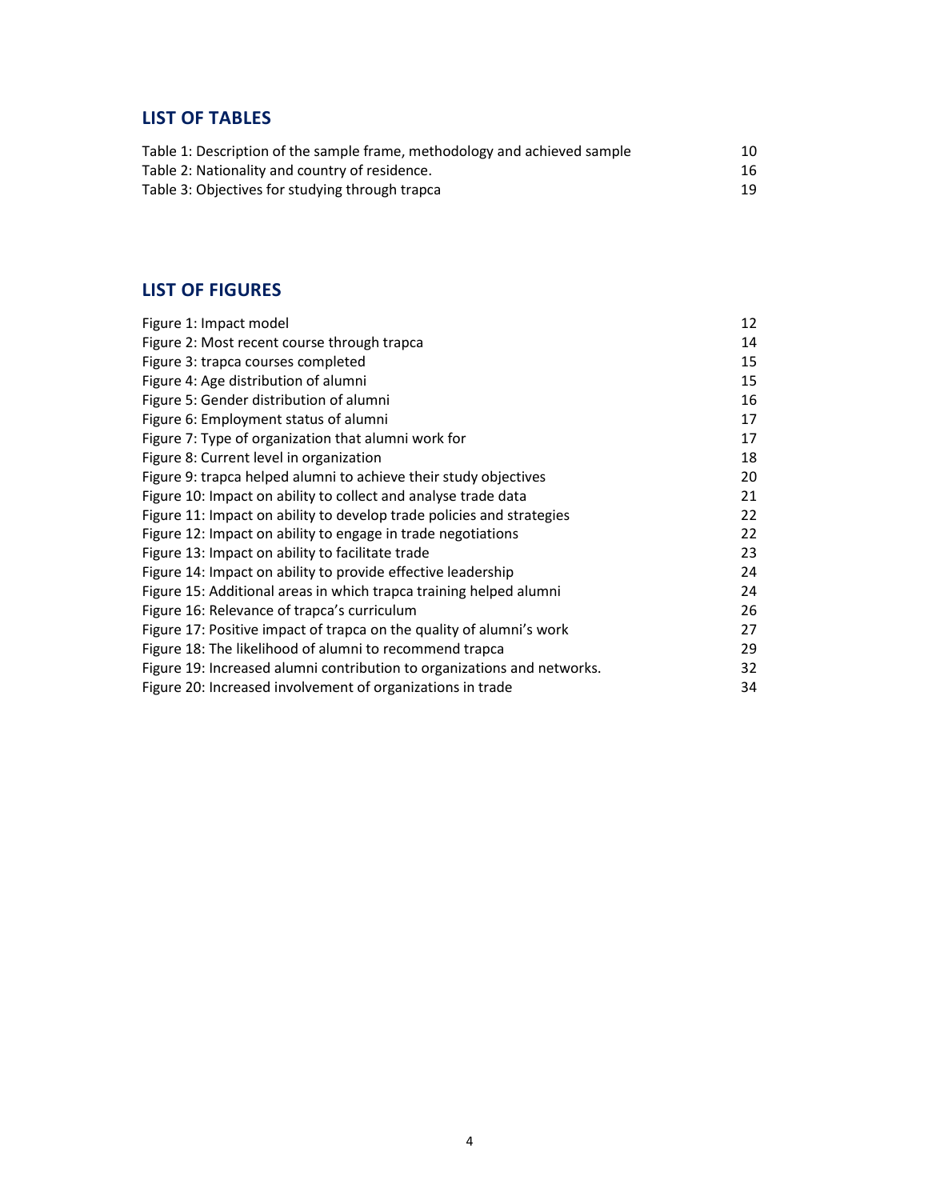## LIST OF TABLES

| | |
|---|---|
| Table 1: Description of the sample frame, methodology and achieved sample | 10 |
| Table 2: Nationality and country of residence. | 16 |
| Table 3: Objectives for studying through trapca | 19 |

## LIST OF FIGURES

| | |
|---|---|
| Figure 1: Impact model | 12 |
| Figure 2: Most recent course through trapca | 14 |
| Figure 3: trapca courses completed | 15 |
| Figure 4: Age distribution of alumni | 15 |
| Figure 5: Gender distribution of alumni | 16 |
| Figure 6: Employment status of alumni | 17 |
| Figure 7: Type of organization that alumni work for | 17 |
| Figure 8: Current level in organization | 18 |
| Figure 9: trapca helped alumni to achieve their study objectives | 20 |
| Figure 10: Impact on ability to collect and analyse trade data | 21 |
| Figure 11: Impact on ability to develop trade policies and strategies | 22 |
| Figure 12: Impact on ability to engage in trade negotiations | 22 |
| Figure 13: Impact on ability to facilitate trade | 23 |
| Figure 14: Impact on ability to provide effective leadership | 24 |
| Figure 15: Additional areas in which trapca training helped alumni | 24 |
| Figure 16: Relevance of trapca's curriculum | 26 |
| Figure 17: Positive impact of trapca on the quality of alumni's work | 27 |
| Figure 18: The likelihood of alumni to recommend trapca | 29 |
| Figure 19: Increased alumni contribution to organizations and networks. | 32 |
| Figure 20: Increased involvement of organizations in trade | 34 |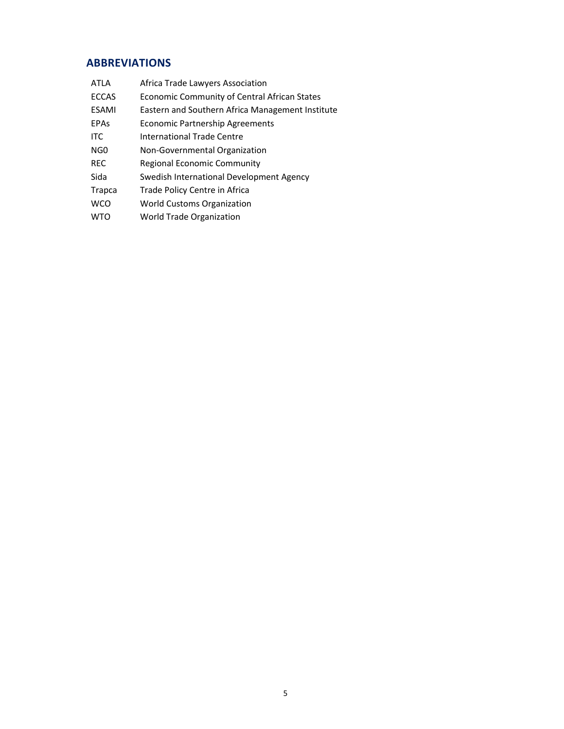## ABBREVIATIONS

| | |
|---|---|
| ATLA | Africa Trade Lawyers Association |
| ECCAS | Economic Community of Central African States |
| ESAMI | Eastern and Southern Africa Management Institute |
| EPAs | Economic Partnership Agreements |
| ITC | International Trade Centre |
| NG0 | Non-Governmental Organization |
| REC | Regional Economic Community |
| Sida | Swedish International Development Agency |
| Trapca | Trade Policy Centre in Africa |
| WCO | World Customs Organization |
| WTO | World Trade Organization |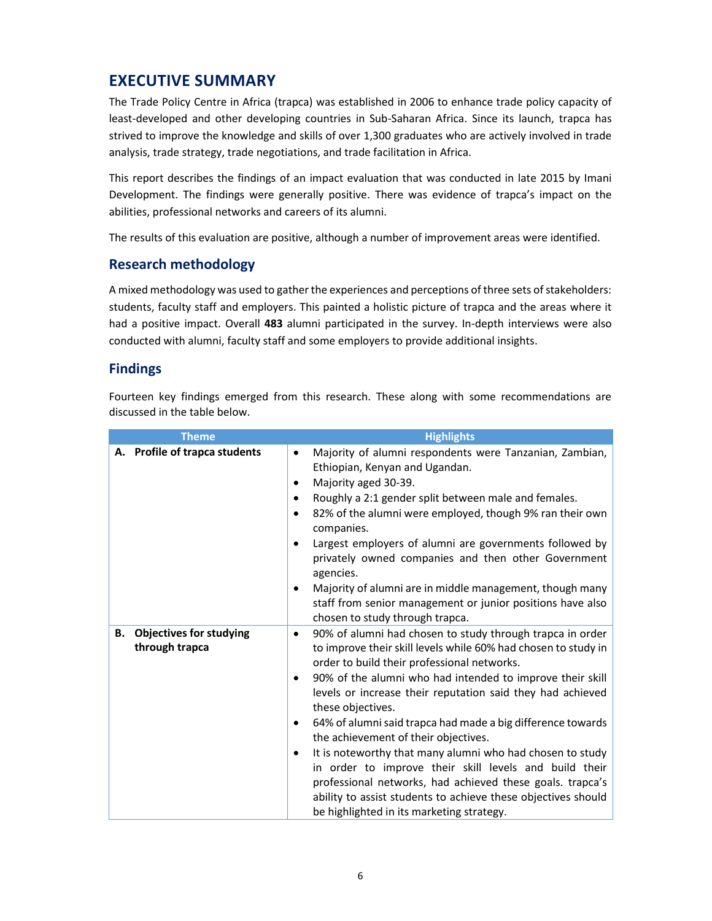# EXECUTIVE SUMMARY

The Trade Policy Centre in Africa (trapca) was established in 2006 to enhance trade policy capacity of least-developed and other developing countries in Sub-Saharan Africa. Since its launch, trapca has strived to improve the knowledge and skills of over 1,300 graduates who are actively involved in trade analysis, trade strategy, trade negotiations, and trade facilitation in Africa.

This report describes the findings of an impact evaluation that was conducted in late 2015 by Imani Development. The findings were generally positive. There was evidence of trapca's impact on the abilities, professional networks and careers of its alumni.

The results of this evaluation are positive, although a number of improvement areas were identified.

## Research methodology

A mixed methodology was used to gather the experiences and perceptions of three sets of stakeholders: students, faculty staff and employers. This painted a holistic picture of trapca and the areas where it had a positive impact. Overall **483** alumni participated in the survey. In-depth interviews were also conducted with alumni, faculty staff and some employers to provide additional insights.

## Findings

Fourteen key findings emerged from this research. These along with some recommendations are discussed in the table below.

| Theme | Highlights |
|---|---|
| **A. Profile of trapca students** | • Majority of alumni respondents were Tanzanian, Zambian, Ethiopian, Kenyan and Ugandan.<br>• Majority aged 30-39.<br>• Roughly a 2:1 gender split between male and females.<br>• 82% of the alumni were employed, though 9% ran their own companies.<br>• Largest employers of alumni are governments followed by privately owned companies and then other Government agencies.<br>• Majority of alumni are in middle management, though many staff from senior management or junior positions have also chosen to study through trapca. |
| **B. Objectives for studying through trapca** | • 90% of alumni had chosen to study through trapca in order to improve their skill levels while 60% had chosen to study in order to build their professional networks.<br>• 90% of the alumni who had intended to improve their skill levels or increase their reputation said they had achieved these objectives.<br>• 64% of alumni said trapca had made a big difference towards the achievement of their objectives.<br>• It is noteworthy that many alumni who had chosen to study in order to improve their skill levels and build their professional networks, had achieved these goals. trapca's ability to assist students to achieve these objectives should be highlighted in its marketing strategy. |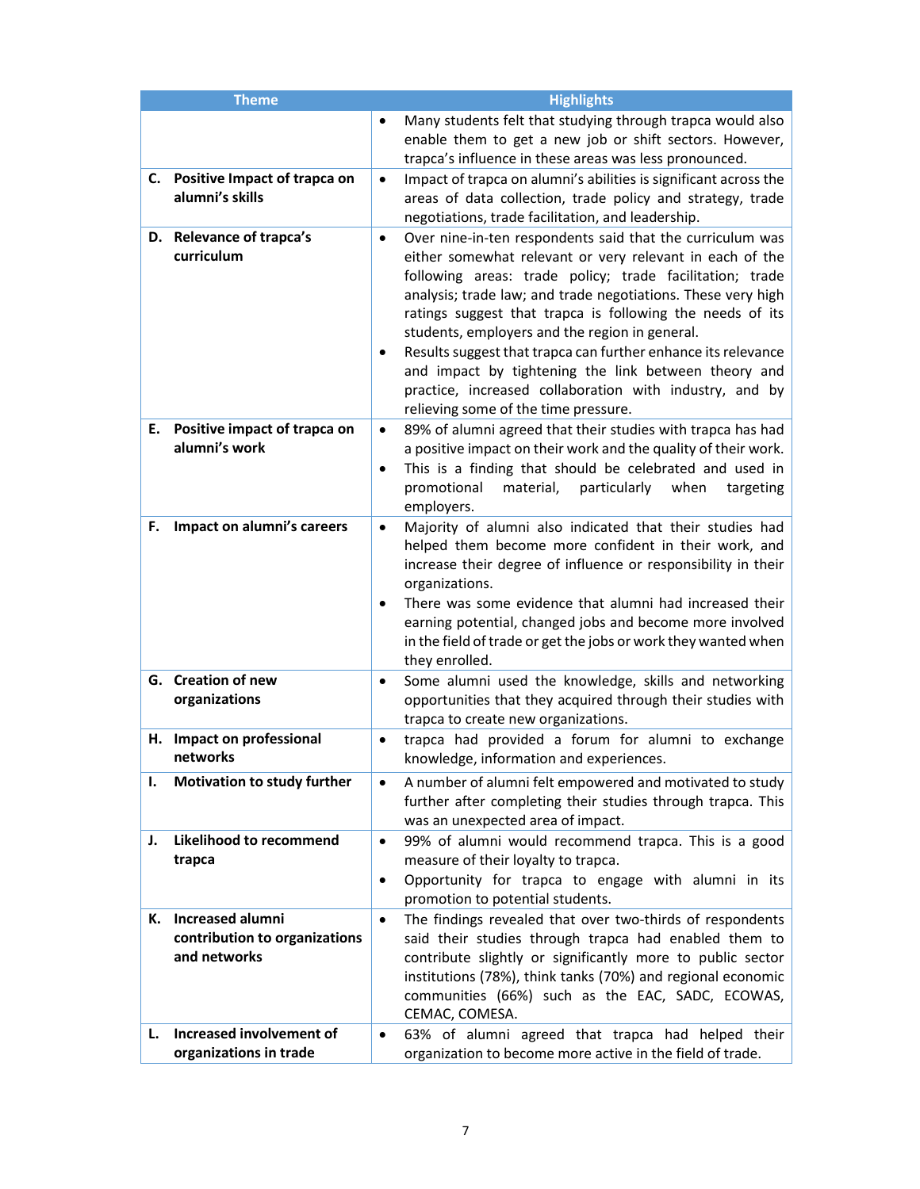| Theme | Highlights |
|---|---|
| | • Many students felt that studying through trapca would also enable them to get a new job or shift sectors. However, trapca's influence in these areas was less pronounced. |
| **C. Positive Impact of trapca on alumni's skills** | • Impact of trapca on alumni's abilities is significant across the areas of data collection, trade policy and strategy, trade negotiations, trade facilitation, and leadership. |
| **D. Relevance of trapca's curriculum** | • Over nine-in-ten respondents said that the curriculum was either somewhat relevant or very relevant in each of the following areas: trade policy; trade facilitation; trade analysis; trade law; and trade negotiations. These very high ratings suggest that trapca is following the needs of its students, employers and the region in general.<br>• Results suggest that trapca can further enhance its relevance and impact by tightening the link between theory and practice, increased collaboration with industry, and by relieving some of the time pressure. |
| **E. Positive impact of trapca on alumni's work** | • 89% of alumni agreed that their studies with trapca has had a positive impact on their work and the quality of their work.<br>• This is a finding that should be celebrated and used in promotional material, particularly when targeting employers. |
| **F. Impact on alumni's careers** | • Majority of alumni also indicated that their studies had helped them become more confident in their work, and increase their degree of influence or responsibility in their organizations.<br>• There was some evidence that alumni had increased their earning potential, changed jobs and become more involved in the field of trade or get the jobs or work they wanted when they enrolled. |
| **G. Creation of new organizations** | • Some alumni used the knowledge, skills and networking opportunities that they acquired through their studies with trapca to create new organizations. |
| **H. Impact on professional networks** | • trapca had provided a forum for alumni to exchange knowledge, information and experiences. |
| **I. Motivation to study further** | • A number of alumni felt empowered and motivated to study further after completing their studies through trapca. This was an unexpected area of impact. |
| **J. Likelihood to recommend trapca** | • 99% of alumni would recommend trapca. This is a good measure of their loyalty to trapca.<br>• Opportunity for trapca to engage with alumni in its promotion to potential students. |
| **K. Increased alumni contribution to organizations and networks** | • The findings revealed that over two-thirds of respondents said their studies through trapca had enabled them to contribute slightly or significantly more to public sector institutions (78%), think tanks (70%) and regional economic communities (66%) such as the EAC, SADC, ECOWAS, CEMAC, COMESA. |
| **L. Increased involvement of organizations in trade** | • 63% of alumni agreed that trapca had helped their organization to become more active in the field of trade. |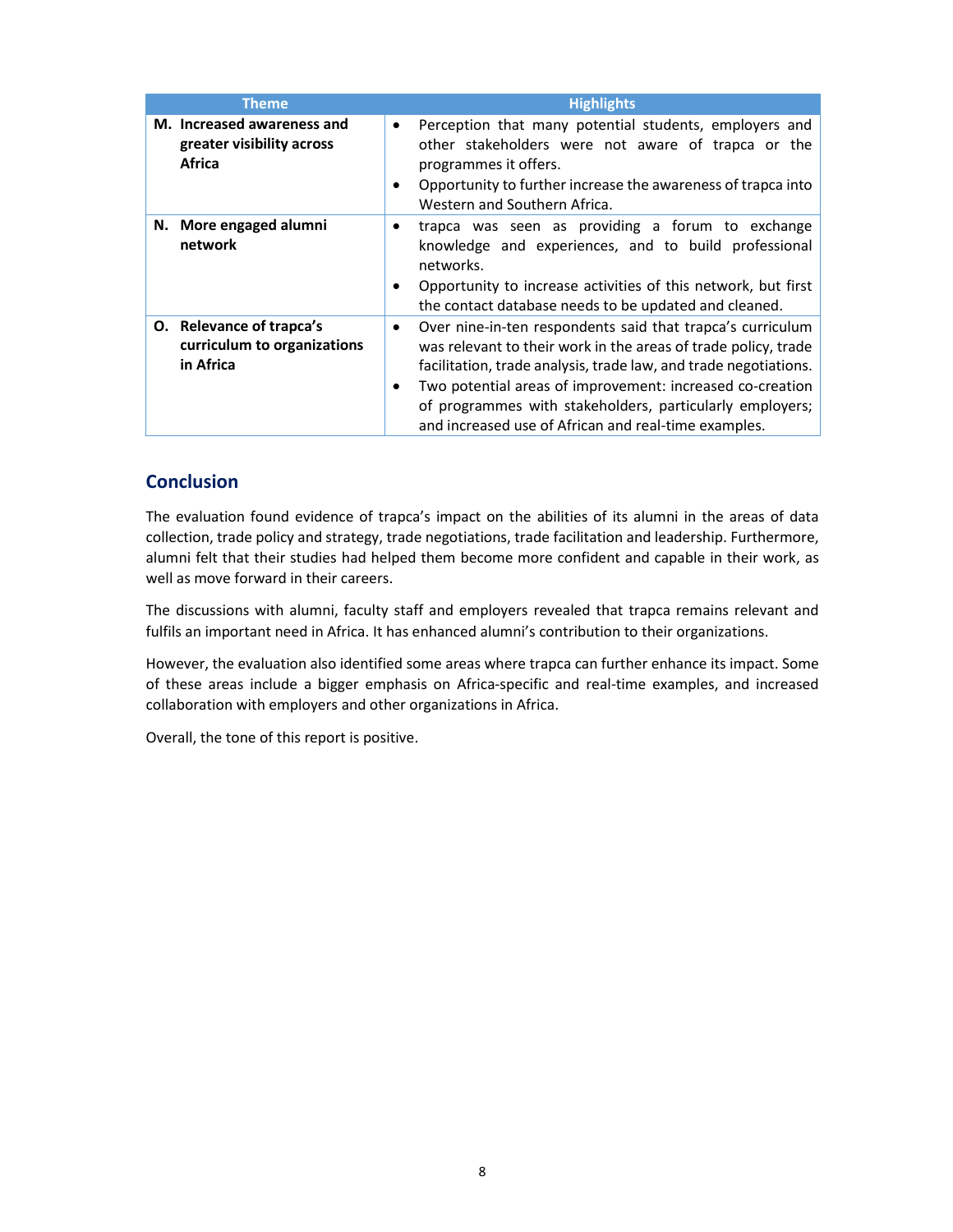| Theme | Highlights |
| --- | --- |
| **M. Increased awareness and greater visibility across Africa** | • Perception that many potential students, employers and other stakeholders were not aware of trapca or the programmes it offers.<br>• Opportunity to further increase the awareness of trapca into Western and Southern Africa. |
| **N. More engaged alumni network** | • trapca was seen as providing a forum to exchange knowledge and experiences, and to build professional networks.<br>• Opportunity to increase activities of this network, but first the contact database needs to be updated and cleaned. |
| **O. Relevance of trapca's curriculum to organizations in Africa** | • Over nine-in-ten respondents said that trapca's curriculum was relevant to their work in the areas of trade policy, trade facilitation, trade analysis, trade law, and trade negotiations.<br>• Two potential areas of improvement: increased co-creation of programmes with stakeholders, particularly employers; and increased use of African and real-time examples. |

## Conclusion

The evaluation found evidence of trapca's impact on the abilities of its alumni in the areas of data collection, trade policy and strategy, trade negotiations, trade facilitation and leadership. Furthermore, alumni felt that their studies had helped them become more confident and capable in their work, as well as move forward in their careers.

The discussions with alumni, faculty staff and employers revealed that trapca remains relevant and fulfils an important need in Africa. It has enhanced alumni's contribution to their organizations.

However, the evaluation also identified some areas where trapca can further enhance its impact. Some of these areas include a bigger emphasis on Africa-specific and real-time examples, and increased collaboration with employers and other organizations in Africa.

Overall, the tone of this report is positive.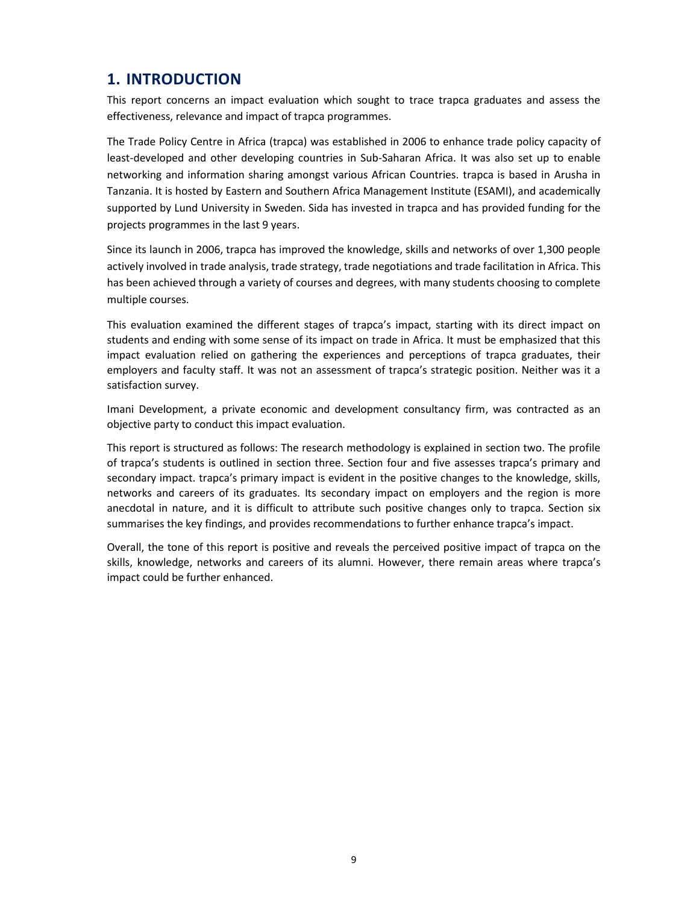# 1. INTRODUCTION

This report concerns an impact evaluation which sought to trace trapca graduates and assess the effectiveness, relevance and impact of trapca programmes.

The Trade Policy Centre in Africa (trapca) was established in 2006 to enhance trade policy capacity of least-developed and other developing countries in Sub-Saharan Africa. It was also set up to enable networking and information sharing amongst various African Countries. trapca is based in Arusha in Tanzania. It is hosted by Eastern and Southern Africa Management Institute (ESAMI), and academically supported by Lund University in Sweden. Sida has invested in trapca and has provided funding for the projects programmes in the last 9 years.

Since its launch in 2006, trapca has improved the knowledge, skills and networks of over 1,300 people actively involved in trade analysis, trade strategy, trade negotiations and trade facilitation in Africa. This has been achieved through a variety of courses and degrees, with many students choosing to complete multiple courses.

This evaluation examined the different stages of trapca's impact, starting with its direct impact on students and ending with some sense of its impact on trade in Africa. It must be emphasized that this impact evaluation relied on gathering the experiences and perceptions of trapca graduates, their employers and faculty staff. It was not an assessment of trapca's strategic position. Neither was it a satisfaction survey.

Imani Development, a private economic and development consultancy firm, was contracted as an objective party to conduct this impact evaluation.

This report is structured as follows: The research methodology is explained in section two. The profile of trapca's students is outlined in section three. Section four and five assesses trapca's primary and secondary impact. trapca's primary impact is evident in the positive changes to the knowledge, skills, networks and careers of its graduates. Its secondary impact on employers and the region is more anecdotal in nature, and it is difficult to attribute such positive changes only to trapca. Section six summarises the key findings, and provides recommendations to further enhance trapca's impact.

Overall, the tone of this report is positive and reveals the perceived positive impact of trapca on the skills, knowledge, networks and careers of its alumni. However, there remain areas where trapca's impact could be further enhanced.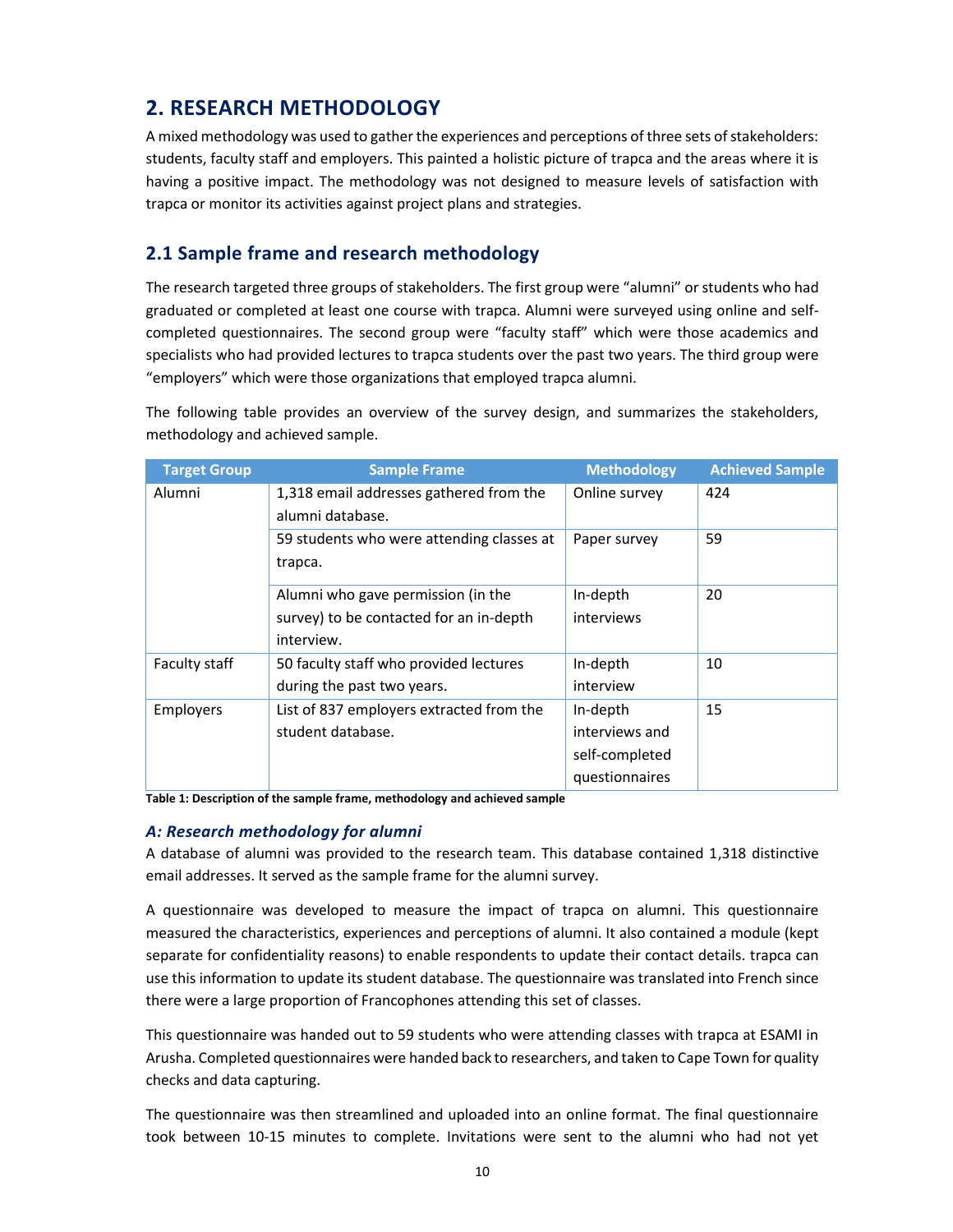## 2. RESEARCH METHODOLOGY

A mixed methodology was used to gather the experiences and perceptions of three sets of stakeholders: students, faculty staff and employers. This painted a holistic picture of trapca and the areas where it is having a positive impact. The methodology was not designed to measure levels of satisfaction with trapca or monitor its activities against project plans and strategies.

### 2.1 Sample frame and research methodology

The research targeted three groups of stakeholders. The first group were "alumni" or students who had graduated or completed at least one course with trapca. Alumni were surveyed using online and self-completed questionnaires. The second group were "faculty staff" which were those academics and specialists who had provided lectures to trapca students over the past two years. The third group were "employers" which were those organizations that employed trapca alumni.

The following table provides an overview of the survey design, and summarizes the stakeholders, methodology and achieved sample.

| Target Group | Sample Frame | Methodology | Achieved Sample |
|---|---|---|---|
| Alumni | 1,318 email addresses gathered from the alumni database. | Online survey | 424 |
| | 59 students who were attending classes at trapca. | Paper survey | 59 |
| | Alumni who gave permission (in the survey) to be contacted for an in-depth interview. | In-depth interviews | 20 |
| Faculty staff | 50 faculty staff who provided lectures during the past two years. | In-depth interview | 10 |
| Employers | List of 837 employers extracted from the student database. | In-depth interviews and self-completed questionnaires | 15 |

**Table 1: Description of the sample frame, methodology and achieved sample**

#### *A: Research methodology for alumni*

A database of alumni was provided to the research team. This database contained 1,318 distinctive email addresses. It served as the sample frame for the alumni survey.

A questionnaire was developed to measure the impact of trapca on alumni. This questionnaire measured the characteristics, experiences and perceptions of alumni. It also contained a module (kept separate for confidentiality reasons) to enable respondents to update their contact details. trapca can use this information to update its student database. The questionnaire was translated into French since there were a large proportion of Francophones attending this set of classes.

This questionnaire was handed out to 59 students who were attending classes with trapca at ESAMI in Arusha. Completed questionnaires were handed back to researchers, and taken to Cape Town for quality checks and data capturing.

The questionnaire was then streamlined and uploaded into an online format. The final questionnaire took between 10-15 minutes to complete. Invitations were sent to the alumni who had not yet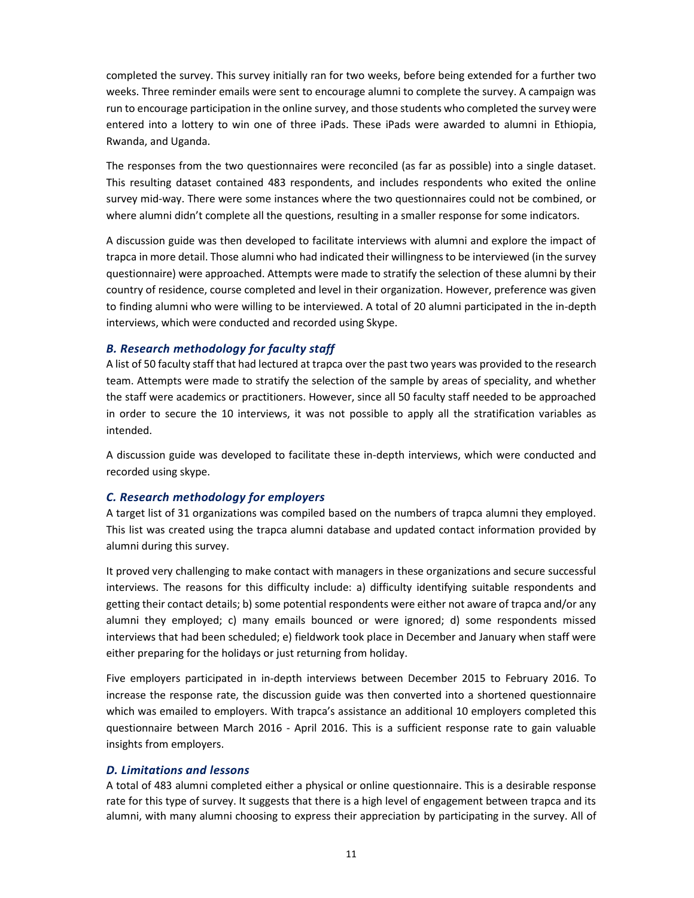completed the survey. This survey initially ran for two weeks, before being extended for a further two weeks. Three reminder emails were sent to encourage alumni to complete the survey. A campaign was run to encourage participation in the online survey, and those students who completed the survey were entered into a lottery to win one of three iPads. These iPads were awarded to alumni in Ethiopia, Rwanda, and Uganda.

The responses from the two questionnaires were reconciled (as far as possible) into a single dataset. This resulting dataset contained 483 respondents, and includes respondents who exited the online survey mid-way. There were some instances where the two questionnaires could not be combined, or where alumni didn't complete all the questions, resulting in a smaller response for some indicators.

A discussion guide was then developed to facilitate interviews with alumni and explore the impact of trapca in more detail. Those alumni who had indicated their willingness to be interviewed (in the survey questionnaire) were approached. Attempts were made to stratify the selection of these alumni by their country of residence, course completed and level in their organization. However, preference was given to finding alumni who were willing to be interviewed. A total of 20 alumni participated in the in-depth interviews, which were conducted and recorded using Skype.

### *B. Research methodology for faculty staff*

A list of 50 faculty staff that had lectured at trapca over the past two years was provided to the research team. Attempts were made to stratify the selection of the sample by areas of speciality, and whether the staff were academics or practitioners. However, since all 50 faculty staff needed to be approached in order to secure the 10 interviews, it was not possible to apply all the stratification variables as intended.

A discussion guide was developed to facilitate these in-depth interviews, which were conducted and recorded using skype.

### *C. Research methodology for employers*

A target list of 31 organizations was compiled based on the numbers of trapca alumni they employed. This list was created using the trapca alumni database and updated contact information provided by alumni during this survey.

It proved very challenging to make contact with managers in these organizations and secure successful interviews. The reasons for this difficulty include: a) difficulty identifying suitable respondents and getting their contact details; b) some potential respondents were either not aware of trapca and/or any alumni they employed; c) many emails bounced or were ignored; d) some respondents missed interviews that had been scheduled; e) fieldwork took place in December and January when staff were either preparing for the holidays or just returning from holiday.

Five employers participated in in-depth interviews between December 2015 to February 2016. To increase the response rate, the discussion guide was then converted into a shortened questionnaire which was emailed to employers. With trapca's assistance an additional 10 employers completed this questionnaire between March 2016 - April 2016. This is a sufficient response rate to gain valuable insights from employers.

### *D. Limitations and lessons*

A total of 483 alumni completed either a physical or online questionnaire. This is a desirable response rate for this type of survey. It suggests that there is a high level of engagement between trapca and its alumni, with many alumni choosing to express their appreciation by participating in the survey. All of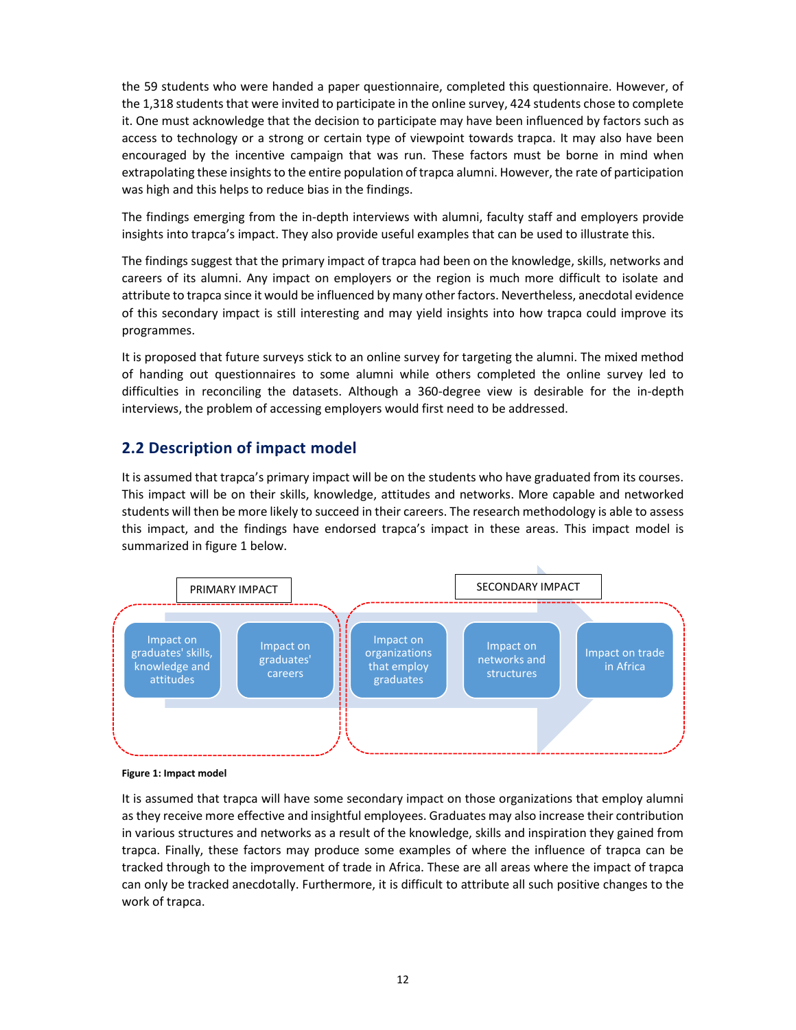the 59 students who were handed a paper questionnaire, completed this questionnaire. However, of the 1,318 students that were invited to participate in the online survey, 424 students chose to complete it. One must acknowledge that the decision to participate may have been influenced by factors such as access to technology or a strong or certain type of viewpoint towards trapca. It may also have been encouraged by the incentive campaign that was run. These factors must be borne in mind when extrapolating these insights to the entire population of trapca alumni. However, the rate of participation was high and this helps to reduce bias in the findings.

The findings emerging from the in-depth interviews with alumni, faculty staff and employers provide insights into trapca's impact. They also provide useful examples that can be used to illustrate this.

The findings suggest that the primary impact of trapca had been on the knowledge, skills, networks and careers of its alumni. Any impact on employers or the region is much more difficult to isolate and attribute to trapca since it would be influenced by many other factors. Nevertheless, anecdotal evidence of this secondary impact is still interesting and may yield insights into how trapca could improve its programmes.

It is proposed that future surveys stick to an online survey for targeting the alumni. The mixed method of handing out questionnaires to some alumni while others completed the online survey led to difficulties in reconciling the datasets. Although a 360-degree view is desirable for the in-depth interviews, the problem of accessing employers would first need to be addressed.

## 2.2 Description of impact model

It is assumed that trapca's primary impact will be on the students who have graduated from its courses. This impact will be on their skills, knowledge, attitudes and networks. More capable and networked students will then be more likely to succeed in their careers. The research methodology is able to assess this impact, and the findings have endorsed trapca's impact in these areas. This impact model is summarized in figure 1 below.

PRIMARY IMPACT: Impact on graduates' skills, knowledge and attitudes → Impact on graduates' careers

SECONDARY IMPACT: Impact on organizations that employ graduates → Impact on networks and structures → Impact on trade in Africa

**Figure 1: Impact model**

It is assumed that trapca will have some secondary impact on those organizations that employ alumni as they receive more effective and insightful employees. Graduates may also increase their contribution in various structures and networks as a result of the knowledge, skills and inspiration they gained from trapca. Finally, these factors may produce some examples of where the influence of trapca can be tracked through to the improvement of trade in Africa. These are all areas where the impact of trapca can only be tracked anecdotally. Furthermore, it is difficult to attribute all such positive changes to the work of trapca.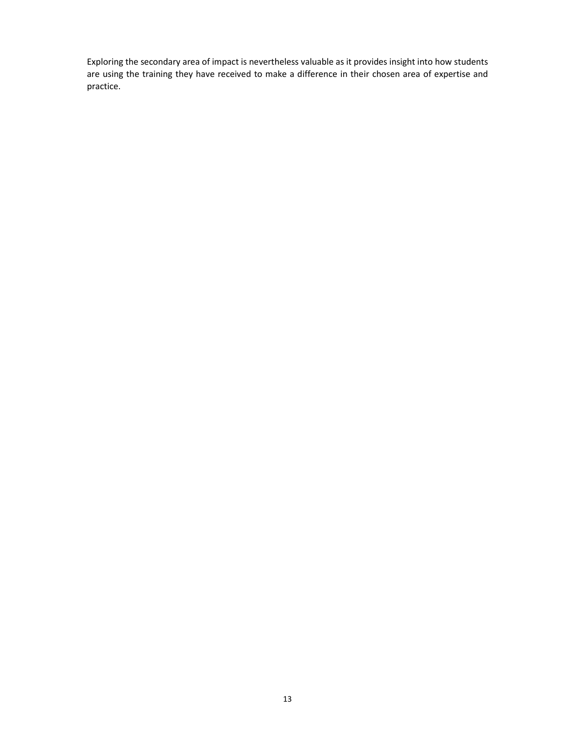Exploring the secondary area of impact is nevertheless valuable as it provides insight into how students are using the training they have received to make a difference in their chosen area of expertise and practice.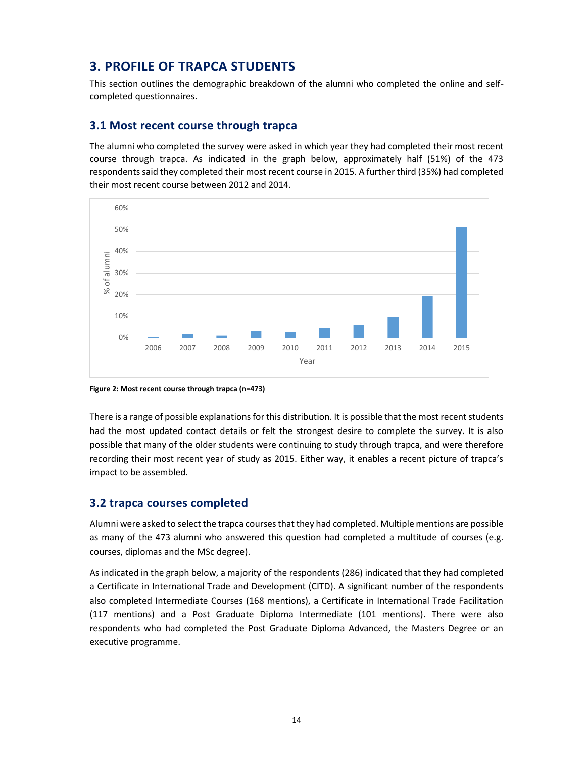# 3. PROFILE OF TRAPCA STUDENTS

This section outlines the demographic breakdown of the alumni who completed the online and self-completed questionnaires.

## 3.1 Most recent course through trapca

The alumni who completed the survey were asked in which year they had completed their most recent course through trapca. As indicated in the graph below, approximately half (51%) of the 473 respondents said they completed their most recent course in 2015. A further third (35%) had completed their most recent course between 2012 and 2014.

**Figure 2: Most recent course through trapca (n=473)**

There is a range of possible explanations for this distribution. It is possible that the most recent students had the most updated contact details or felt the strongest desire to complete the survey. It is also possible that many of the older students were continuing to study through trapca, and were therefore recording their most recent year of study as 2015. Either way, it enables a recent picture of trapca's impact to be assembled.

## 3.2 trapca courses completed

Alumni were asked to select the trapca courses that they had completed. Multiple mentions are possible as many of the 473 alumni who answered this question had completed a multitude of courses (e.g. courses, diplomas and the MSc degree).

As indicated in the graph below, a majority of the respondents (286) indicated that they had completed a Certificate in International Trade and Development (CITD). A significant number of the respondents also completed Intermediate Courses (168 mentions), a Certificate in International Trade Facilitation (117 mentions) and a Post Graduate Diploma Intermediate (101 mentions). There were also respondents who had completed the Post Graduate Diploma Advanced, the Masters Degree or an executive programme.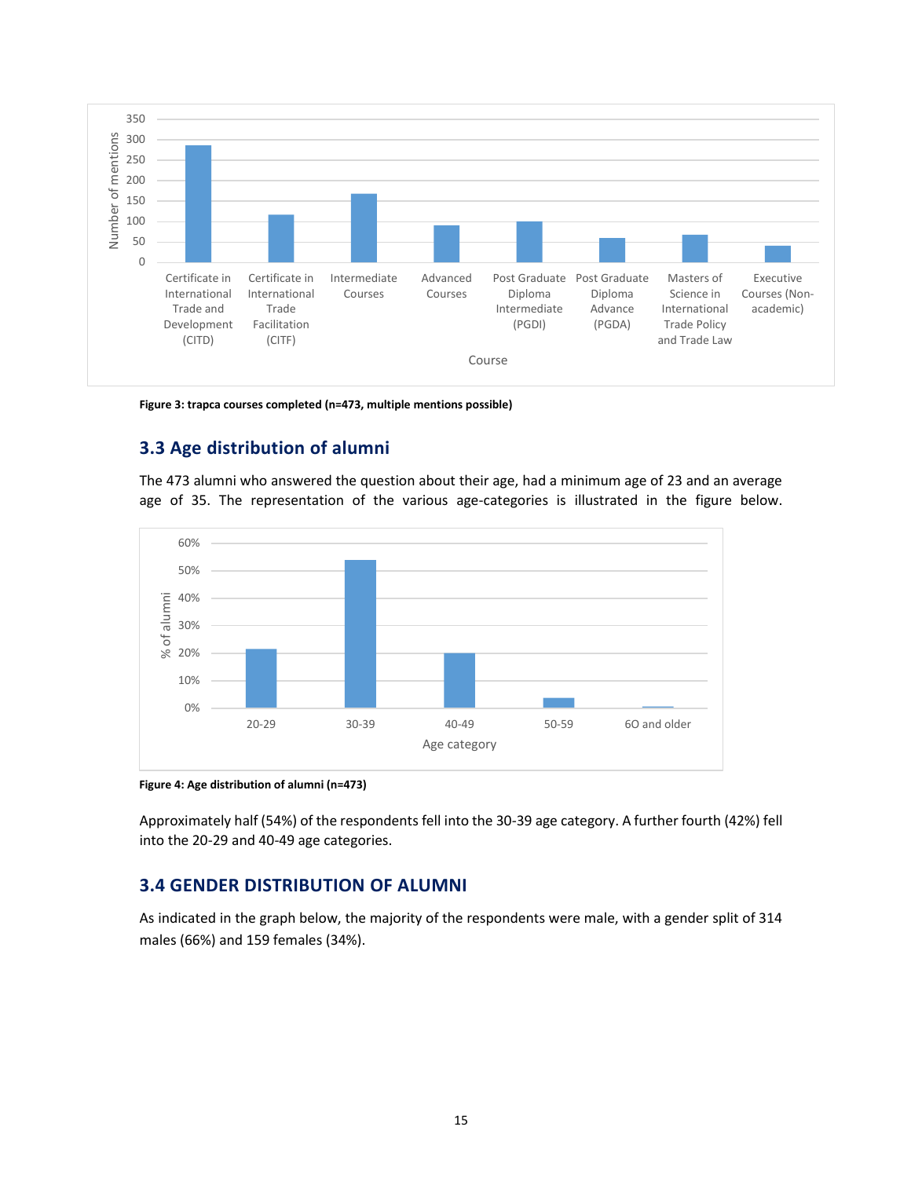Figure 3: trapca courses completed (n=473, multiple mentions possible)

## 3.3 Age distribution of alumni

The 473 alumni who answered the question about their age, had a minimum age of 23 and an average age of 35. The representation of the various age-categories is illustrated in the figure below.

Figure 4: Age distribution of alumni (n=473)

Approximately half (54%) of the respondents fell into the 30-39 age category. A further fourth (42%) fell into the 20-29 and 40-49 age categories.

## 3.4 GENDER DISTRIBUTION OF ALUMNI

As indicated in the graph below, the majority of the respondents were male, with a gender split of 314 males (66%) and 159 females (34%).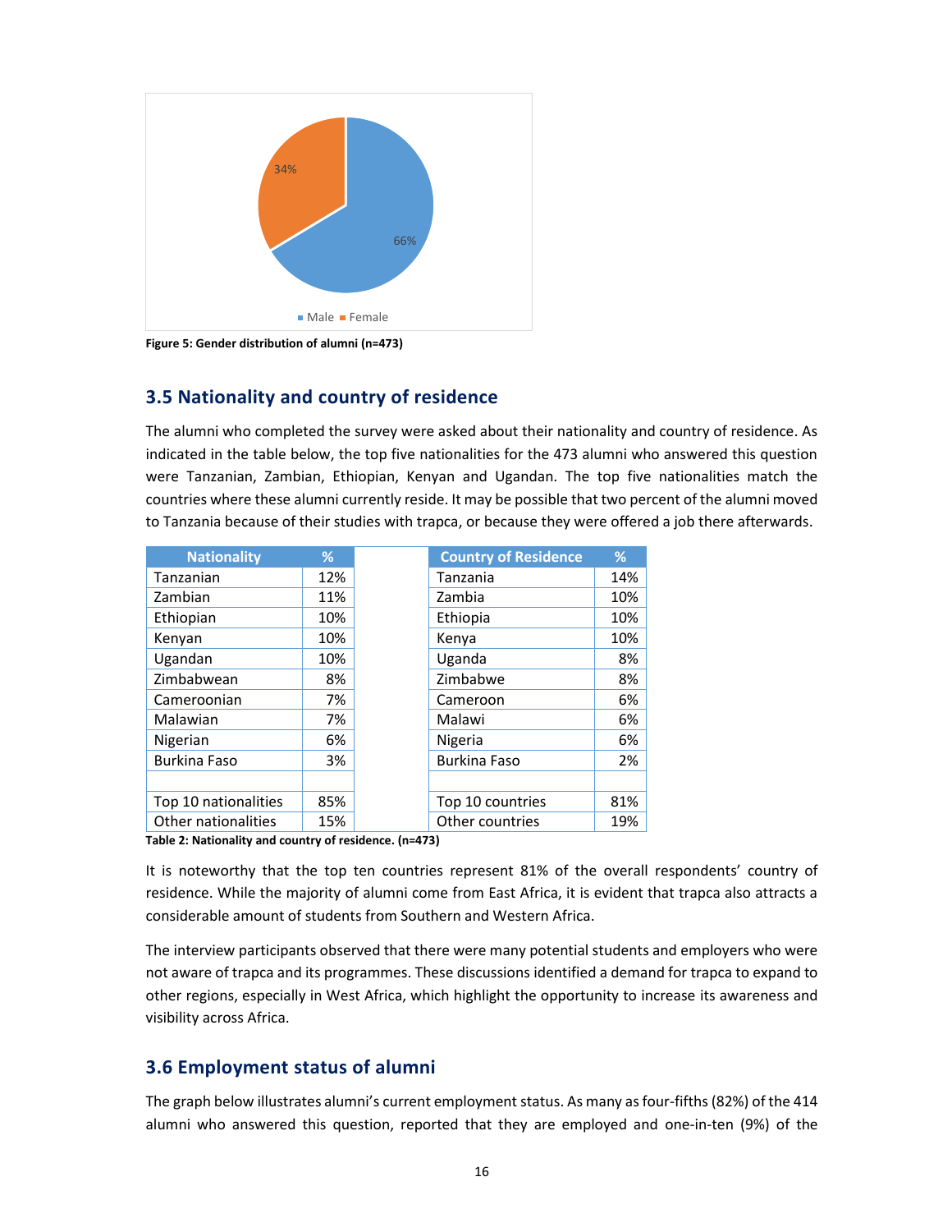Figure 5: Gender distribution of alumni (n=473)

## 3.5 Nationality and country of residence

The alumni who completed the survey were asked about their nationality and country of residence. As indicated in the table below, the top five nationalities for the 473 alumni who answered this question were Tanzanian, Zambian, Ethiopian, Kenyan and Ugandan. The top five nationalities match the countries where these alumni currently reside. It may be possible that two percent of the alumni moved to Tanzania because of their studies with trapca, or because they were offered a job there afterwards.

| Nationality | % | | Country of Residence | % |
|---|---|---|---|---|
| Tanzanian | 12% | | Tanzania | 14% |
| Zambian | 11% | | Zambia | 10% |
| Ethiopian | 10% | | Ethiopia | 10% |
| Kenyan | 10% | | Kenya | 10% |
| Ugandan | 10% | | Uganda | 8% |
| Zimbabwean | 8% | | Zimbabwe | 8% |
| Cameroonian | 7% | | Cameroon | 6% |
| Malawian | 7% | | Malawi | 6% |
| Nigerian | 6% | | Nigeria | 6% |
| Burkina Faso | 3% | | Burkina Faso | 2% |
| | | | | |
| Top 10 nationalities | 85% | | Top 10 countries | 81% |
| Other nationalities | 15% | | Other countries | 19% |

**Table 2: Nationality and country of residence. (n=473)**

It is noteworthy that the top ten countries represent 81% of the overall respondents' country of residence. While the majority of alumni come from East Africa, it is evident that trapca also attracts a considerable amount of students from Southern and Western Africa.

The interview participants observed that there were many potential students and employers who were not aware of trapca and its programmes. These discussions identified a demand for trapca to expand to other regions, especially in West Africa, which highlight the opportunity to increase its awareness and visibility across Africa.

## 3.6 Employment status of alumni

The graph below illustrates alumni's current employment status. As many as four-fifths (82%) of the 414 alumni who answered this question, reported that they are employed and one-in-ten (9%) of the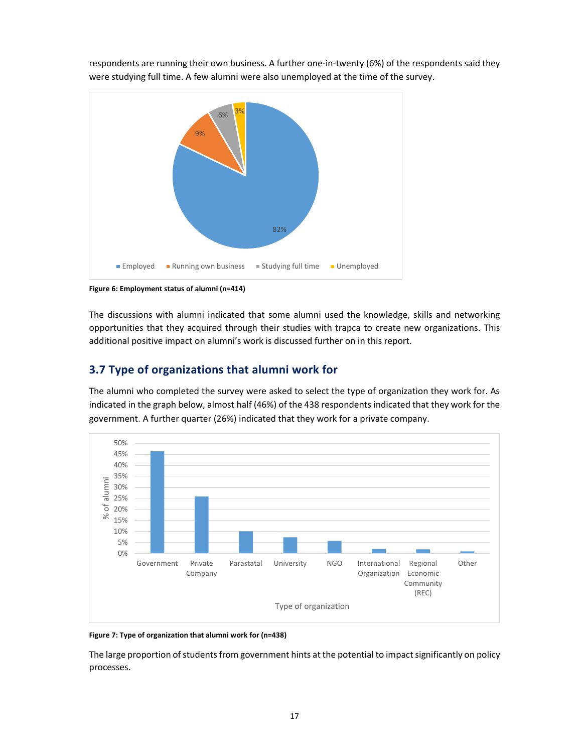respondents are running their own business. A further one-in-twenty (6%) of the respondents said they were studying full time. A few alumni were also unemployed at the time of the survey.

**Figure 6: Employment status of alumni (n=414)**

The discussions with alumni indicated that some alumni used the knowledge, skills and networking opportunities that they acquired through their studies with trapca to create new organizations. This additional positive impact on alumni's work is discussed further on in this report.

## 3.7 Type of organizations that alumni work for

The alumni who completed the survey were asked to select the type of organization they work for. As indicated in the graph below, almost half (46%) of the 438 respondents indicated that they work for the government. A further quarter (26%) indicated that they work for a private company.

**Figure 7: Type of organization that alumni work for (n=438)**

The large proportion of students from government hints at the potential to impact significantly on policy processes.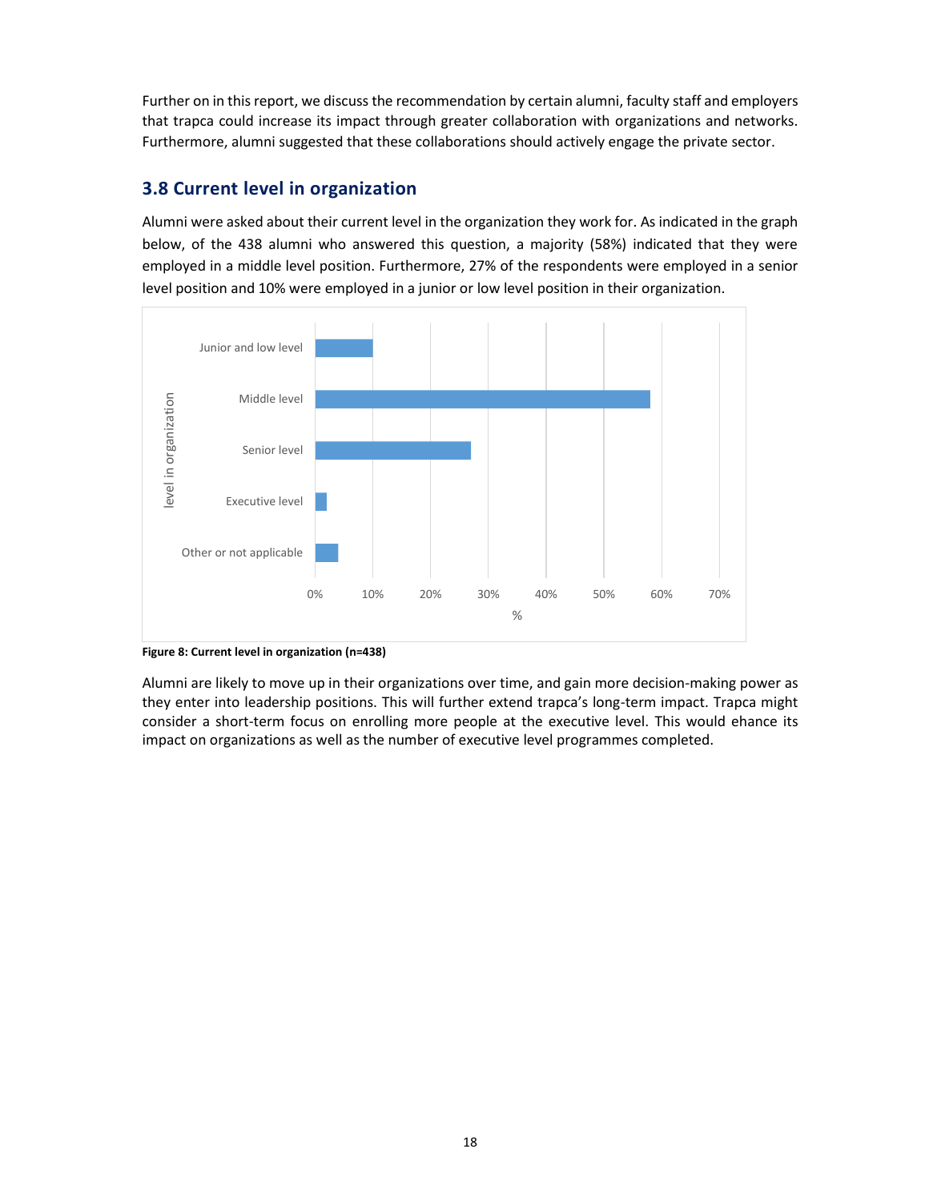Further on in this report, we discuss the recommendation by certain alumni, faculty staff and employers that trapca could increase its impact through greater collaboration with organizations and networks. Furthermore, alumni suggested that these collaborations should actively engage the private sector.

## 3.8 Current level in organization

Alumni were asked about their current level in the organization they work for. As indicated in the graph below, of the 438 alumni who answered this question, a majority (58%) indicated that they were employed in a middle level position. Furthermore, 27% of the respondents were employed in a senior level position and 10% were employed in a junior or low level position in their organization.

**Figure 8: Current level in organization (n=438)**

Alumni are likely to move up in their organizations over time, and gain more decision-making power as they enter into leadership positions. This will further extend trapca's long-term impact. Trapca might consider a short-term focus on enrolling more people at the executive level. This would ehance its impact on organizations as well as the number of executive level programmes completed.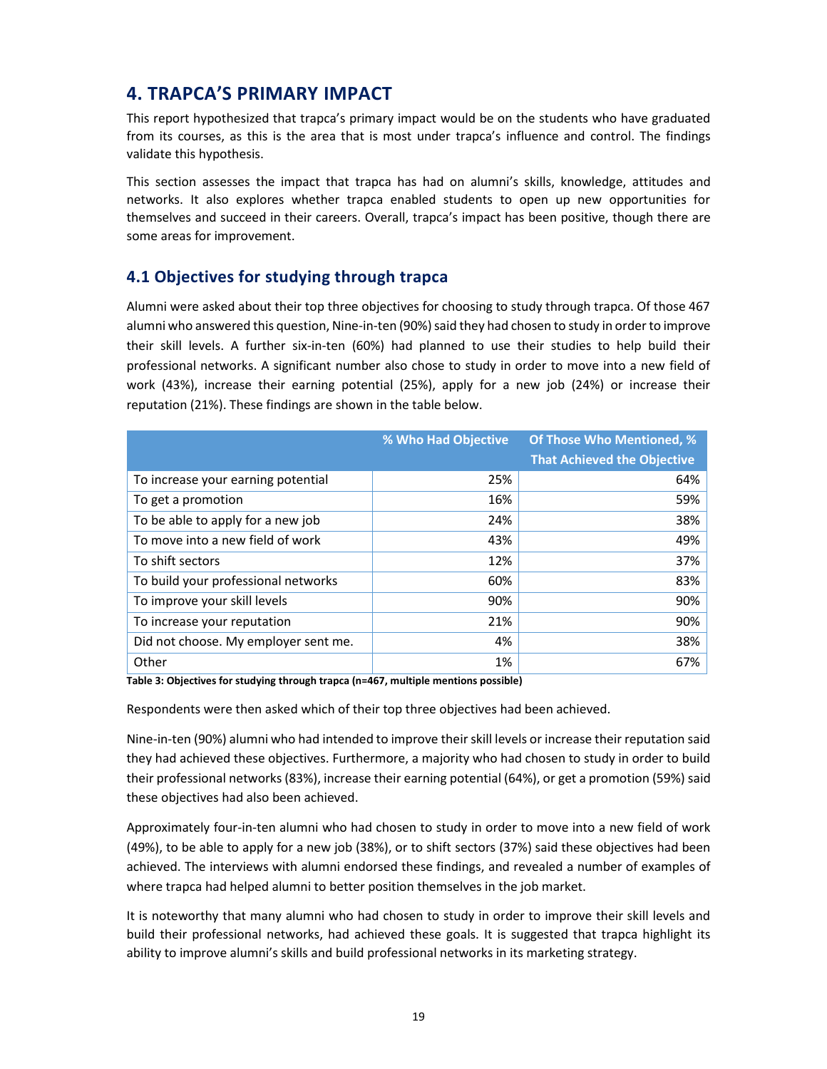## 4. TRAPCA'S PRIMARY IMPACT

This report hypothesized that trapca's primary impact would be on the students who have graduated from its courses, as this is the area that is most under trapca's influence and control. The findings validate this hypothesis.

This section assesses the impact that trapca has had on alumni's skills, knowledge, attitudes and networks. It also explores whether trapca enabled students to open up new opportunities for themselves and succeed in their careers. Overall, trapca's impact has been positive, though there are some areas for improvement.

### 4.1 Objectives for studying through trapca

Alumni were asked about their top three objectives for choosing to study through trapca. Of those 467 alumni who answered this question, Nine-in-ten (90%) said they had chosen to study in order to improve their skill levels. A further six-in-ten (60%) had planned to use their studies to help build their professional networks. A significant number also chose to study in order to move into a new field of work (43%), increase their earning potential (25%), apply for a new job (24%) or increase their reputation (21%). These findings are shown in the table below.

| | % Who Had Objective | Of Those Who Mentioned, % That Achieved the Objective |
|---|---|---|
| To increase your earning potential | 25% | 64% |
| To get a promotion | 16% | 59% |
| To be able to apply for a new job | 24% | 38% |
| To move into a new field of work | 43% | 49% |
| To shift sectors | 12% | 37% |
| To build your professional networks | 60% | 83% |
| To improve your skill levels | 90% | 90% |
| To increase your reputation | 21% | 90% |
| Did not choose. My employer sent me. | 4% | 38% |
| Other | 1% | 67% |

**Table 3: Objectives for studying through trapca (n=467, multiple mentions possible)**

Respondents were then asked which of their top three objectives had been achieved.

Nine-in-ten (90%) alumni who had intended to improve their skill levels or increase their reputation said they had achieved these objectives. Furthermore, a majority who had chosen to study in order to build their professional networks (83%), increase their earning potential (64%), or get a promotion (59%) said these objectives had also been achieved.

Approximately four-in-ten alumni who had chosen to study in order to move into a new field of work (49%), to be able to apply for a new job (38%), or to shift sectors (37%) said these objectives had been achieved. The interviews with alumni endorsed these findings, and revealed a number of examples of where trapca had helped alumni to better position themselves in the job market.

It is noteworthy that many alumni who had chosen to study in order to improve their skill levels and build their professional networks, had achieved these goals. It is suggested that trapca highlight its ability to improve alumni's skills and build professional networks in its marketing strategy.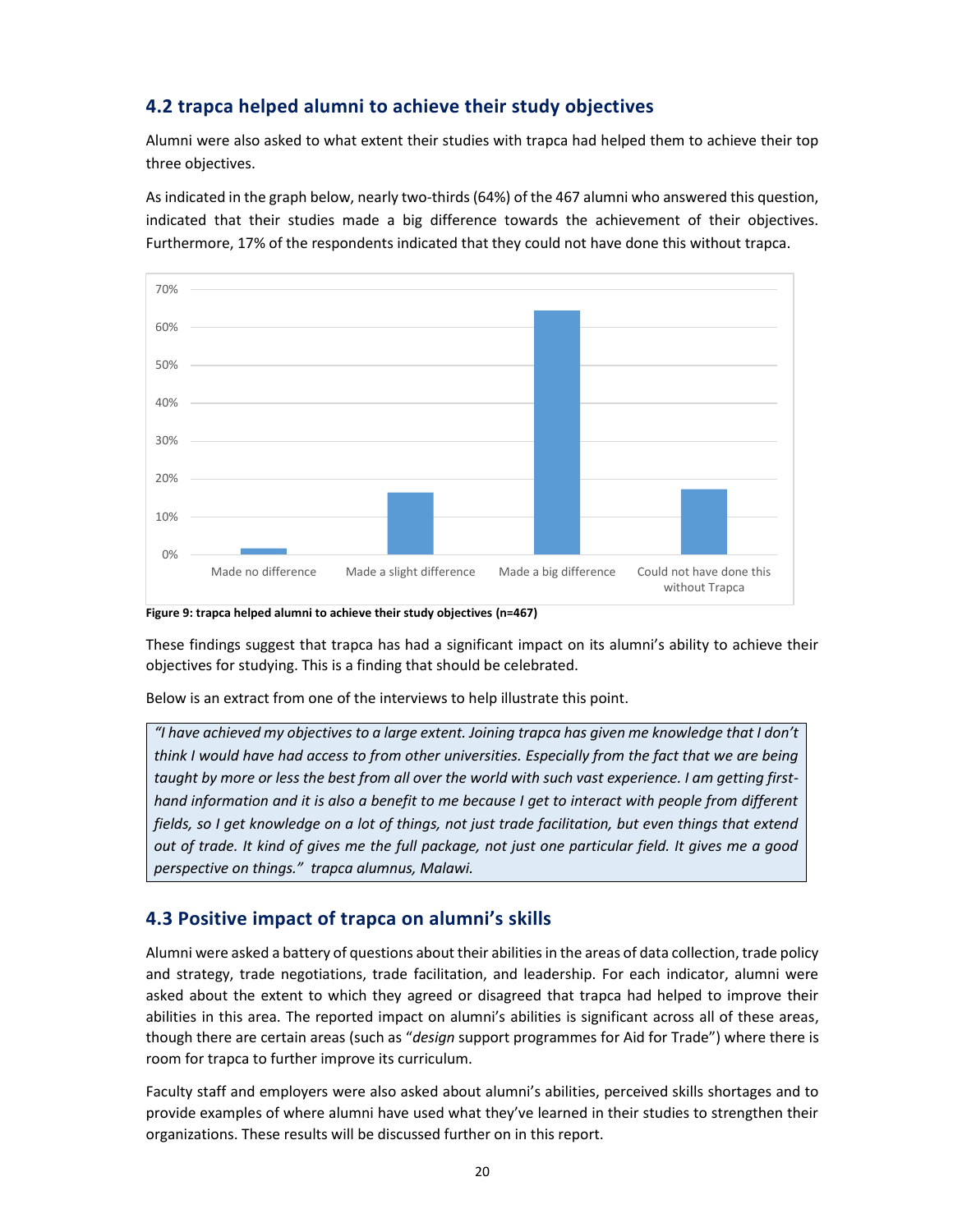## 4.2 trapca helped alumni to achieve their study objectives

Alumni were also asked to what extent their studies with trapca had helped them to achieve their top three objectives.

As indicated in the graph below, nearly two-thirds (64%) of the 467 alumni who answered this question, indicated that their studies made a big difference towards the achievement of their objectives. Furthermore, 17% of the respondents indicated that they could not have done this without trapca.

**Figure 9: trapca helped alumni to achieve their study objectives (n=467)**

These findings suggest that trapca has had a significant impact on its alumni's ability to achieve their objectives for studying. This is a finding that should be celebrated.

Below is an extract from one of the interviews to help illustrate this point.

> *"I have achieved my objectives to a large extent. Joining trapca has given me knowledge that I don't think I would have had access to from other universities. Especially from the fact that we are being taught by more or less the best from all over the world with such vast experience. I am getting first-hand information and it is also a benefit to me because I get to interact with people from different fields, so I get knowledge on a lot of things, not just trade facilitation, but even things that extend out of trade. It kind of gives me the full package, not just one particular field. It gives me a good perspective on things." trapca alumnus, Malawi.*

## 4.3 Positive impact of trapca on alumni's skills

Alumni were asked a battery of questions about their abilities in the areas of data collection, trade policy and strategy, trade negotiations, trade facilitation, and leadership. For each indicator, alumni were asked about the extent to which they agreed or disagreed that trapca had helped to improve their abilities in this area. The reported impact on alumni's abilities is significant across all of these areas, though there are certain areas (such as "*design* support programmes for Aid for Trade") where there is room for trapca to further improve its curriculum.

Faculty staff and employers were also asked about alumni's abilities, perceived skills shortages and to provide examples of where alumni have used what they've learned in their studies to strengthen their organizations. These results will be discussed further on in this report.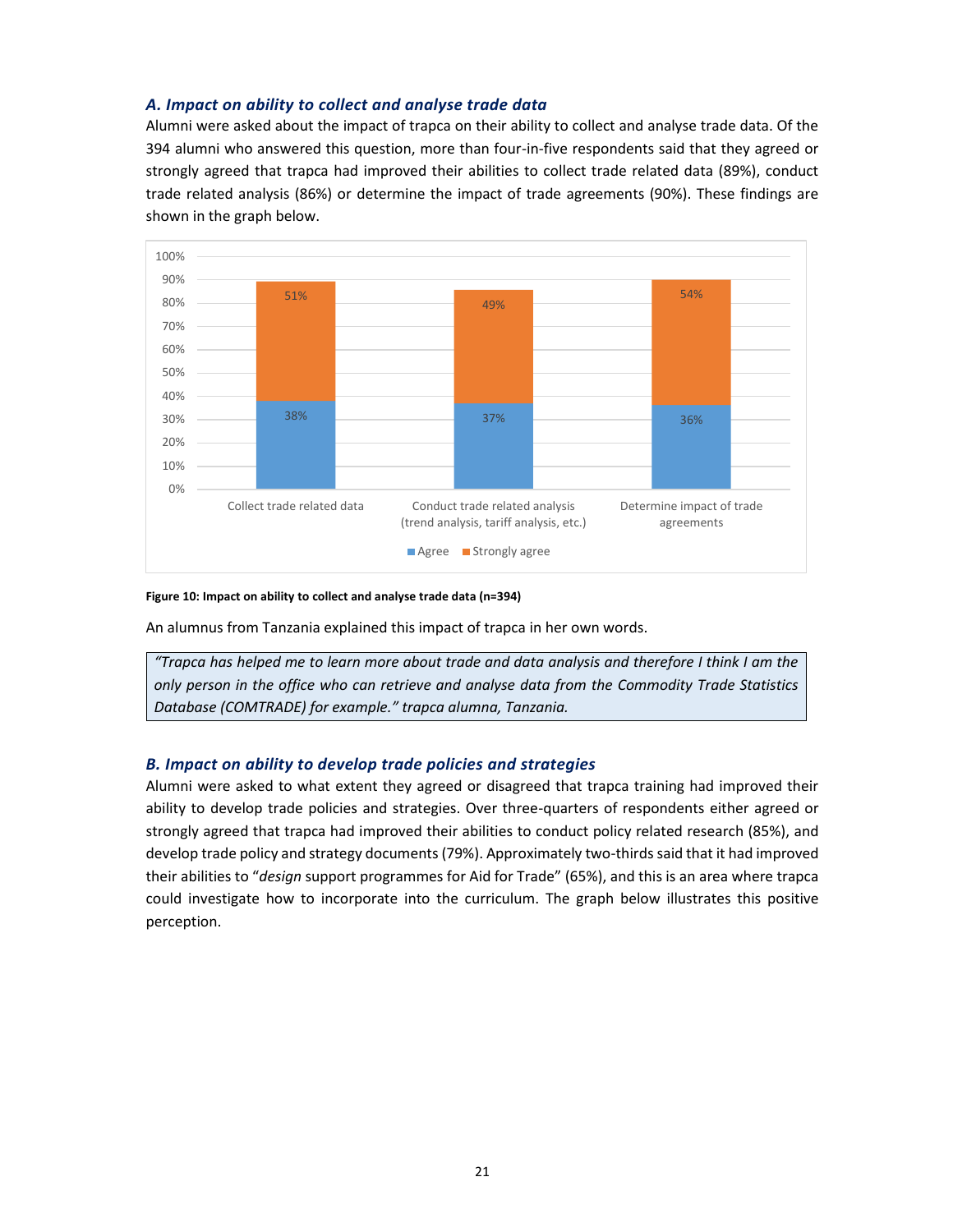### *A. Impact on ability to collect and analyse trade data*

Alumni were asked about the impact of trapca on their ability to collect and analyse trade data. Of the 394 alumni who answered this question, more than four-in-five respondents said that they agreed or strongly agreed that trapca had improved their abilities to collect trade related data (89%), conduct trade related analysis (86%) or determine the impact of trade agreements (90%). These findings are shown in the graph below.

| | Agree | Strongly agree |
|---|---|---|
| Collect trade related data | 38% | 51% |
| Conduct trade related analysis (trend analysis, tariff analysis, etc.) | 37% | 49% |
| Determine impact of trade agreements | 36% | 54% |

**Figure 10: Impact on ability to collect and analyse trade data (n=394)**

An alumnus from Tanzania explained this impact of trapca in her own words.

> *"Trapca has helped me to learn more about trade and data analysis and therefore I think I am the only person in the office who can retrieve and analyse data from the Commodity Trade Statistics Database (COMTRADE) for example." trapca alumna, Tanzania.*

### *B. Impact on ability to develop trade policies and strategies*

Alumni were asked to what extent they agreed or disagreed that trapca training had improved their ability to develop trade policies and strategies. Over three-quarters of respondents either agreed or strongly agreed that trapca had improved their abilities to conduct policy related research (85%), and develop trade policy and strategy documents (79%). Approximately two-thirds said that it had improved their abilities to "*design* support programmes for Aid for Trade" (65%), and this is an area where trapca could investigate how to incorporate into the curriculum. The graph below illustrates this positive perception.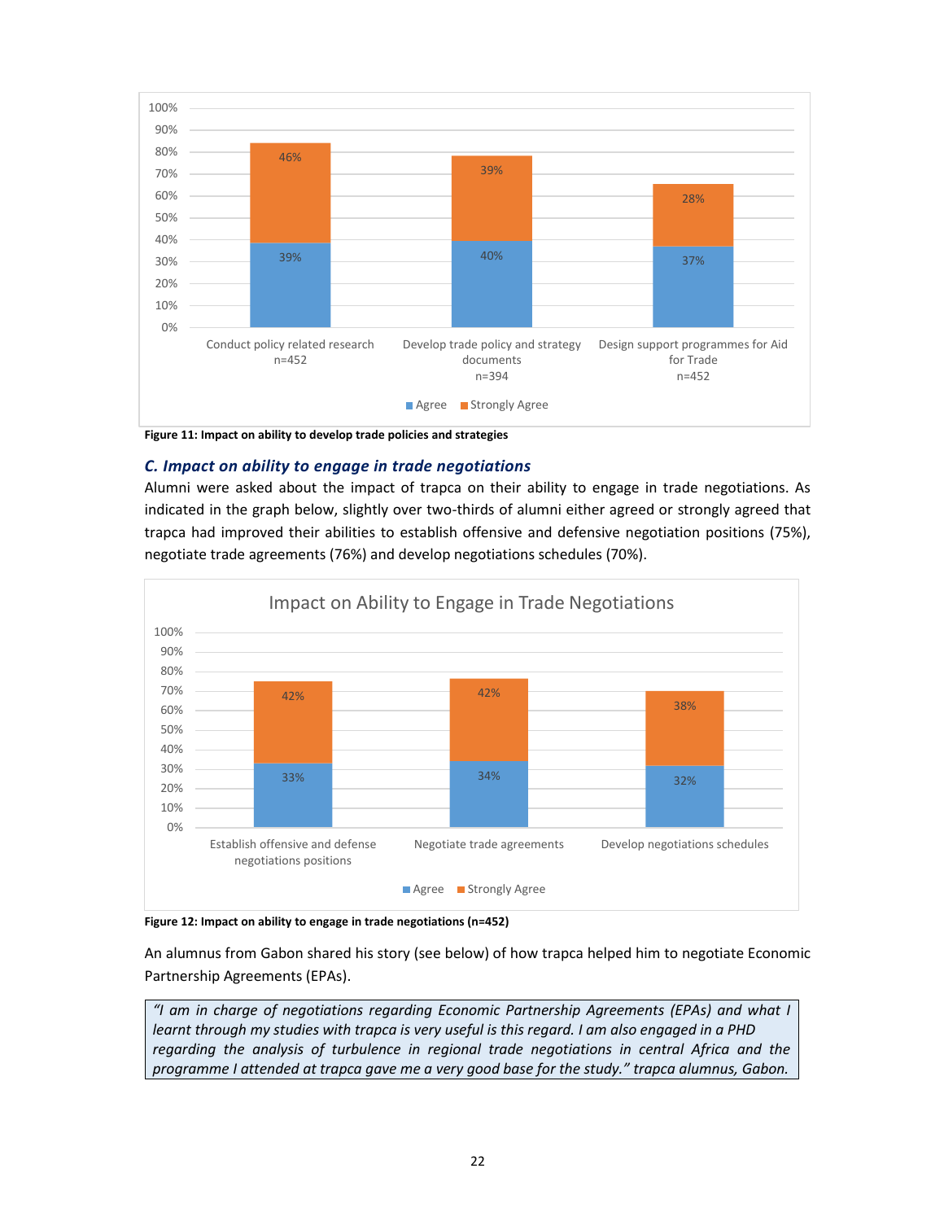| | Agree | Strongly Agree |
|---|---|---|
| Conduct policy related research n=452 | 39% | 46% |
| Develop trade policy and strategy documents n=394 | 40% | 39% |
| Design support programmes for Aid for Trade n=452 | 37% | 28% |

**Figure 11: Impact on ability to develop trade policies and strategies**

### *C. Impact on ability to engage in trade negotiations*

Alumni were asked about the impact of trapca on their ability to engage in trade negotiations. As indicated in the graph below, slightly over two-thirds of alumni either agreed or strongly agreed that trapca had improved their abilities to establish offensive and defensive negotiation positions (75%), negotiate trade agreements (76%) and develop negotiations schedules (70%).

**Impact on Ability to Engage in Trade Negotiations**

| | Agree | Strongly Agree |
|---|---|---|
| Establish offensive and defense negotiations positions | 33% | 42% |
| Negotiate trade agreements | 34% | 42% |
| Develop negotiations schedules | 32% | 38% |

**Figure 12: Impact on ability to engage in trade negotiations (n=452)**

An alumnus from Gabon shared his story (see below) of how trapca helped him to negotiate Economic Partnership Agreements (EPAs).

> *"I am in charge of negotiations regarding Economic Partnership Agreements (EPAs) and what I learnt through my studies with trapca is very useful is this regard. I am also engaged in a PHD regarding the analysis of turbulence in regional trade negotiations in central Africa and the programme I attended at trapca gave me a very good base for the study." trapca alumnus, Gabon.*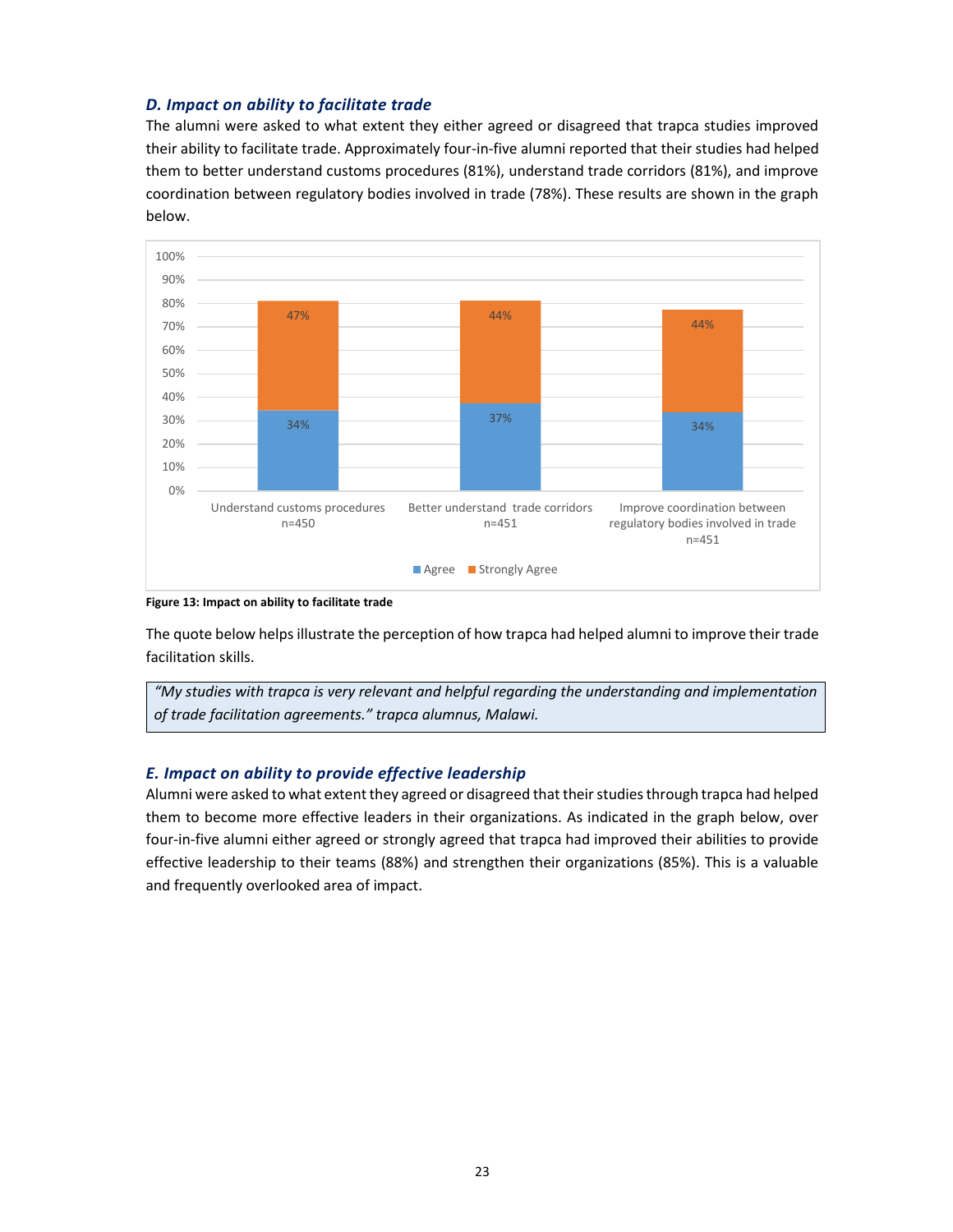### *D. Impact on ability to facilitate trade*

The alumni were asked to what extent they either agreed or disagreed that trapca studies improved their ability to facilitate trade. Approximately four-in-five alumni reported that their studies had helped them to better understand customs procedures (81%), understand trade corridors (81%), and improve coordination between regulatory bodies involved in trade (78%). These results are shown in the graph below.

| | Agree | Strongly Agree |
|---|---|---|
| Understand customs procedures n=450 | 34% | 47% |
| Better understand trade corridors n=451 | 37% | 44% |
| Improve coordination between regulatory bodies involved in trade n=451 | 34% | 44% |

**Figure 13: Impact on ability to facilitate trade**

The quote below helps illustrate the perception of how trapca had helped alumni to improve their trade facilitation skills.

> *"My studies with trapca is very relevant and helpful regarding the understanding and implementation of trade facilitation agreements." trapca alumnus, Malawi.*

### *E. Impact on ability to provide effective leadership*

Alumni were asked to what extent they agreed or disagreed that their studies through trapca had helped them to become more effective leaders in their organizations. As indicated in the graph below, over four-in-five alumni either agreed or strongly agreed that trapca had improved their abilities to provide effective leadership to their teams (88%) and strengthen their organizations (85%). This is a valuable and frequently overlooked area of impact.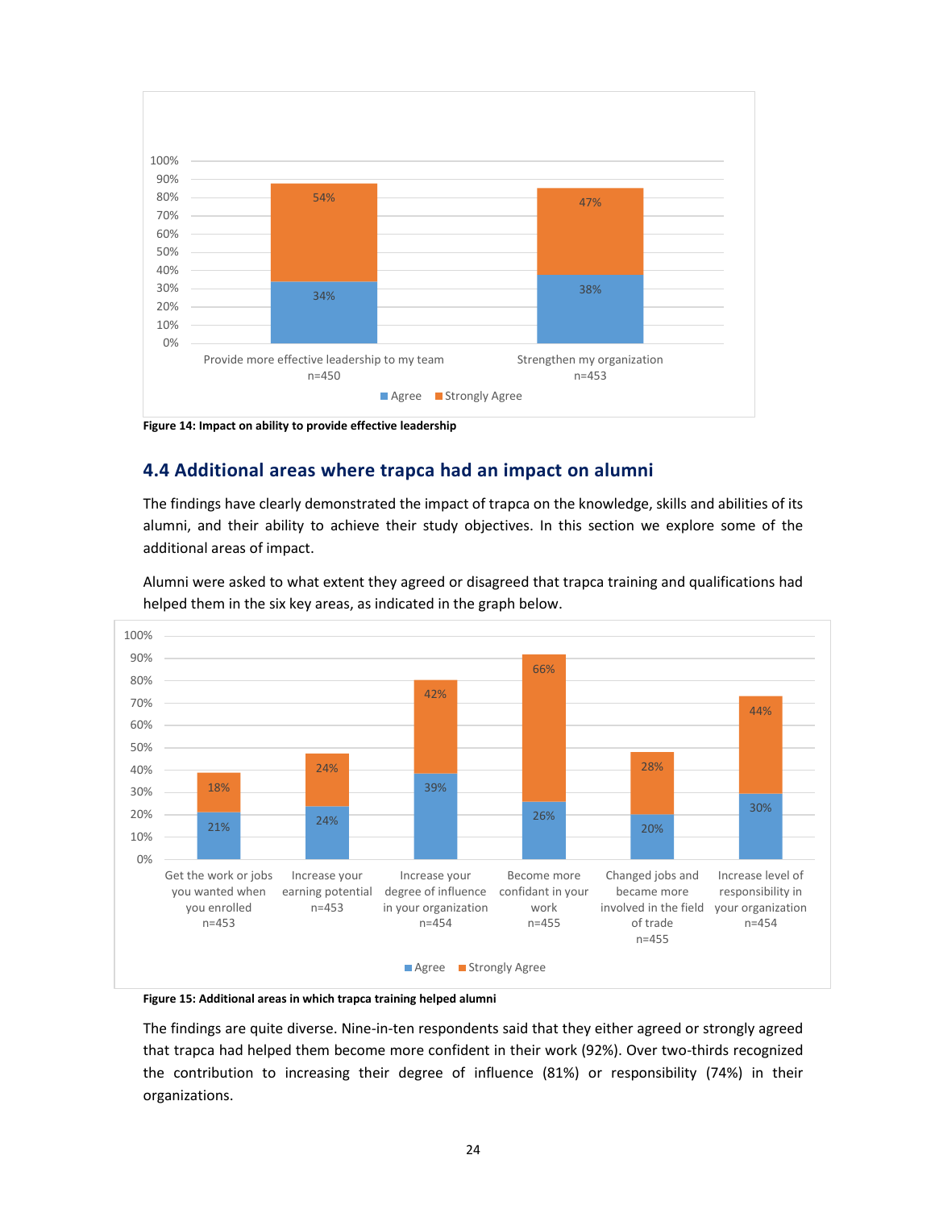| | Agree | Strongly Agree |
|---|---|---|
| Provide more effective leadership to my team n=450 | 34% | 54% |
| Strengthen my organization n=453 | 38% | 47% |

**Figure 14: Impact on ability to provide effective leadership**

## 4.4 Additional areas where trapca had an impact on alumni

The findings have clearly demonstrated the impact of trapca on the knowledge, skills and abilities of its alumni, and their ability to achieve their study objectives. In this section we explore some of the additional areas of impact.

Alumni were asked to what extent they agreed or disagreed that trapca training and qualifications had helped them in the six key areas, as indicated in the graph below.

| | Agree | Strongly Agree |
|---|---|---|
| Get the work or jobs you wanted when you enrolled n=453 | 21% | 18% |
| Increase your earning potential n=453 | 24% | 24% |
| Increase your degree of influence in your organization n=454 | 39% | 42% |
| Become more confidant in your work n=455 | 26% | 66% |
| Changed jobs and became more involved in the field of trade n=455 | 20% | 28% |
| Increase level of responsibility in your organization n=454 | 30% | 44% |

**Figure 15: Additional areas in which trapca training helped alumni**

The findings are quite diverse. Nine-in-ten respondents said that they either agreed or strongly agreed that trapca had helped them become more confident in their work (92%). Over two-thirds recognized the contribution to increasing their degree of influence (81%) or responsibility (74%) in their organizations.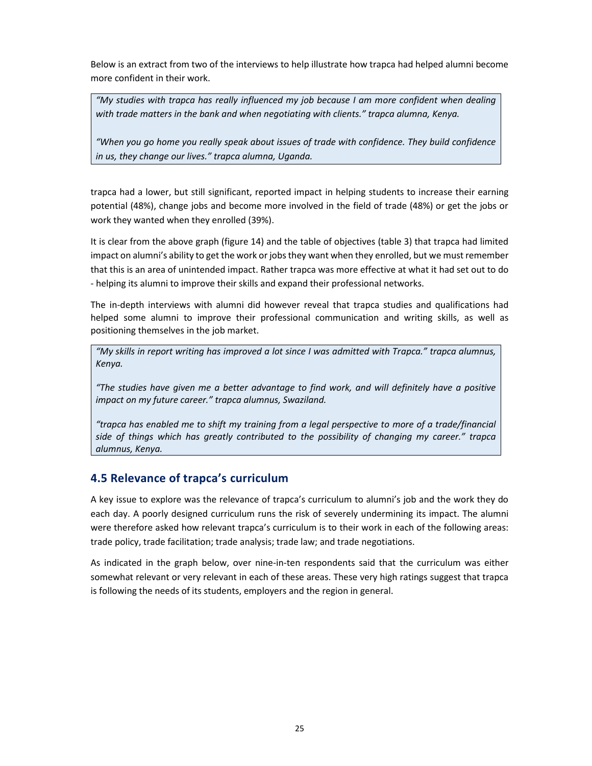Below is an extract from two of the interviews to help illustrate how trapca had helped alumni become more confident in their work.

> *"My studies with trapca has really influenced my job because I am more confident when dealing with trade matters in the bank and when negotiating with clients." trapca alumna, Kenya.*
>
> *"When you go home you really speak about issues of trade with confidence. They build confidence in us, they change our lives." trapca alumna, Uganda.*

trapca had a lower, but still significant, reported impact in helping students to increase their earning potential (48%), change jobs and become more involved in the field of trade (48%) or get the jobs or work they wanted when they enrolled (39%).

It is clear from the above graph (figure 14) and the table of objectives (table 3) that trapca had limited impact on alumni's ability to get the work or jobs they want when they enrolled, but we must remember that this is an area of unintended impact. Rather trapca was more effective at what it had set out to do - helping its alumni to improve their skills and expand their professional networks.

The in-depth interviews with alumni did however reveal that trapca studies and qualifications had helped some alumni to improve their professional communication and writing skills, as well as positioning themselves in the job market.

> *"My skills in report writing has improved a lot since I was admitted with Trapca." trapca alumnus, Kenya.*
>
> *"The studies have given me a better advantage to find work, and will definitely have a positive impact on my future career." trapca alumnus, Swaziland.*
>
> *"trapca has enabled me to shift my training from a legal perspective to more of a trade/financial side of things which has greatly contributed to the possibility of changing my career." trapca alumnus, Kenya.*

## 4.5 Relevance of trapca's curriculum

A key issue to explore was the relevance of trapca's curriculum to alumni's job and the work they do each day. A poorly designed curriculum runs the risk of severely undermining its impact. The alumni were therefore asked how relevant trapca's curriculum is to their work in each of the following areas: trade policy, trade facilitation; trade analysis; trade law; and trade negotiations.

As indicated in the graph below, over nine-in-ten respondents said that the curriculum was either somewhat relevant or very relevant in each of these areas. These very high ratings suggest that trapca is following the needs of its students, employers and the region in general.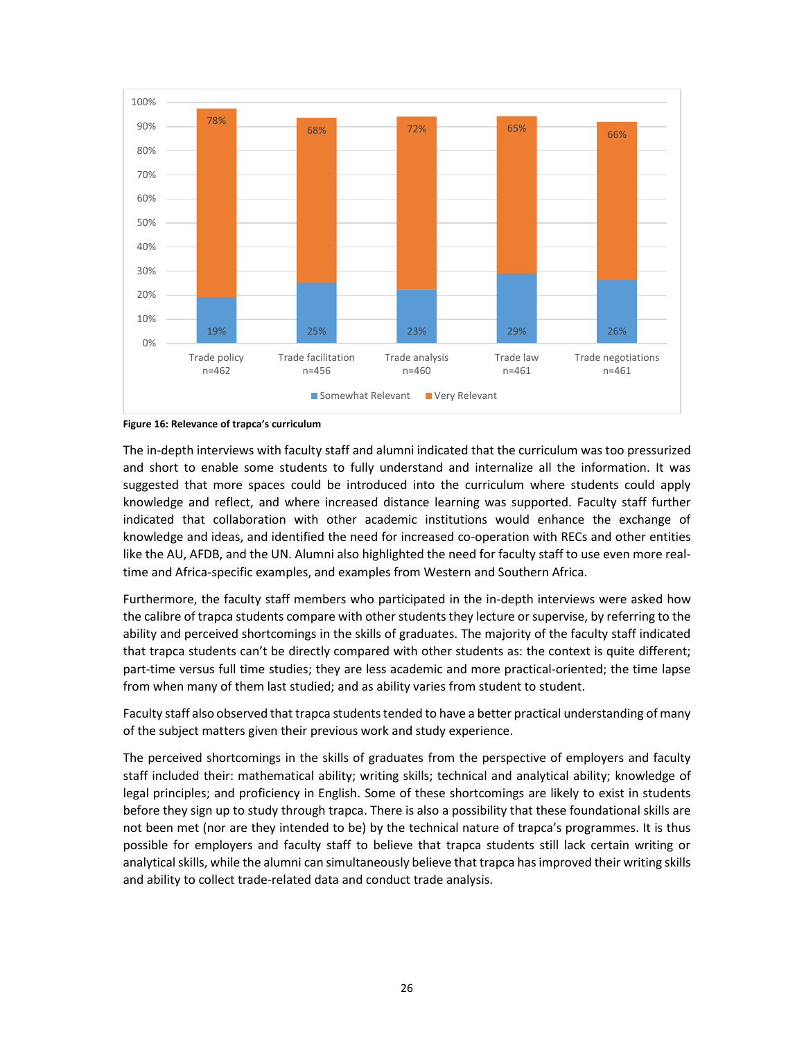| | Trade policy n=462 | Trade facilitation n=456 | Trade analysis n=460 | Trade law n=461 | Trade negotiations n=461 |
|---|---|---|---|---|---|
| Somewhat Relevant | 19% | 25% | 23% | 29% | 26% |
| Very Relevant | 78% | 68% | 72% | 65% | 66% |

**Figure 16: Relevance of trapca's curriculum**

The in-depth interviews with faculty staff and alumni indicated that the curriculum was too pressurized and short to enable some students to fully understand and internalize all the information. It was suggested that more spaces could be introduced into the curriculum where students could apply knowledge and reflect, and where increased distance learning was supported. Faculty staff further indicated that collaboration with other academic institutions would enhance the exchange of knowledge and ideas, and identified the need for increased co-operation with RECs and other entities like the AU, AFDB, and the UN. Alumni also highlighted the need for faculty staff to use even more real-time and Africa-specific examples, and examples from Western and Southern Africa.

Furthermore, the faculty staff members who participated in the in-depth interviews were asked how the calibre of trapca students compare with other students they lecture or supervise, by referring to the ability and perceived shortcomings in the skills of graduates. The majority of the faculty staff indicated that trapca students can't be directly compared with other students as: the context is quite different; part-time versus full time studies; they are less academic and more practical-oriented; the time lapse from when many of them last studied; and as ability varies from student to student.

Faculty staff also observed that trapca students tended to have a better practical understanding of many of the subject matters given their previous work and study experience.

The perceived shortcomings in the skills of graduates from the perspective of employers and faculty staff included their: mathematical ability; writing skills; technical and analytical ability; knowledge of legal principles; and proficiency in English. Some of these shortcomings are likely to exist in students before they sign up to study through trapca. There is also a possibility that these foundational skills are not been met (nor are they intended to be) by the technical nature of trapca's programmes. It is thus possible for employers and faculty staff to believe that trapca students still lack certain writing or analytical skills, while the alumni can simultaneously believe that trapca has improved their writing skills and ability to collect trade-related data and conduct trade analysis.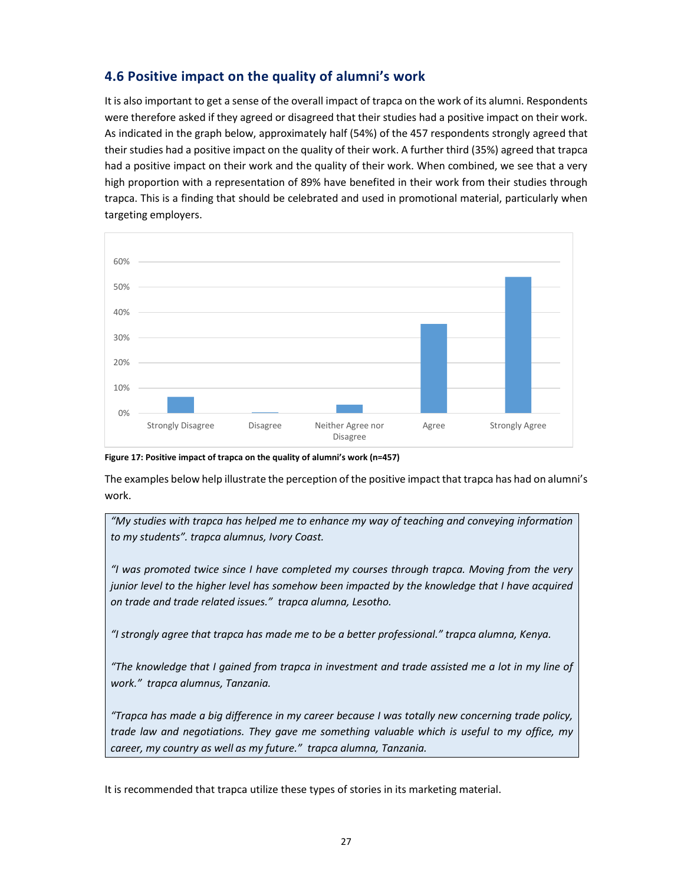## 4.6 Positive impact on the quality of alumni's work

It is also important to get a sense of the overall impact of trapca on the work of its alumni. Respondents were therefore asked if they agreed or disagreed that their studies had a positive impact on their work. As indicated in the graph below, approximately half (54%) of the 457 respondents strongly agreed that their studies had a positive impact on the quality of their work. A further third (35%) agreed that trapca had a positive impact on their work and the quality of their work. When combined, we see that a very high proportion with a representation of 89% have benefited in their work from their studies through trapca. This is a finding that should be celebrated and used in promotional material, particularly when targeting employers.

**Figure 17: Positive impact of trapca on the quality of alumni's work (n=457)**

The examples below help illustrate the perception of the positive impact that trapca has had on alumni's work.

> *"My studies with trapca has helped me to enhance my way of teaching and conveying information to my students". trapca alumnus, Ivory Coast.*
>
> *"I was promoted twice since I have completed my courses through trapca. Moving from the very junior level to the higher level has somehow been impacted by the knowledge that I have acquired on trade and trade related issues." trapca alumna, Lesotho.*
>
> *"I strongly agree that trapca has made me to be a better professional." trapca alumna, Kenya.*
>
> *"The knowledge that I gained from trapca in investment and trade assisted me a lot in my line of work." trapca alumnus, Tanzania.*
>
> *"Trapca has made a big difference in my career because I was totally new concerning trade policy, trade law and negotiations. They gave me something valuable which is useful to my office, my career, my country as well as my future." trapca alumna, Tanzania.*

It is recommended that trapca utilize these types of stories in its marketing material.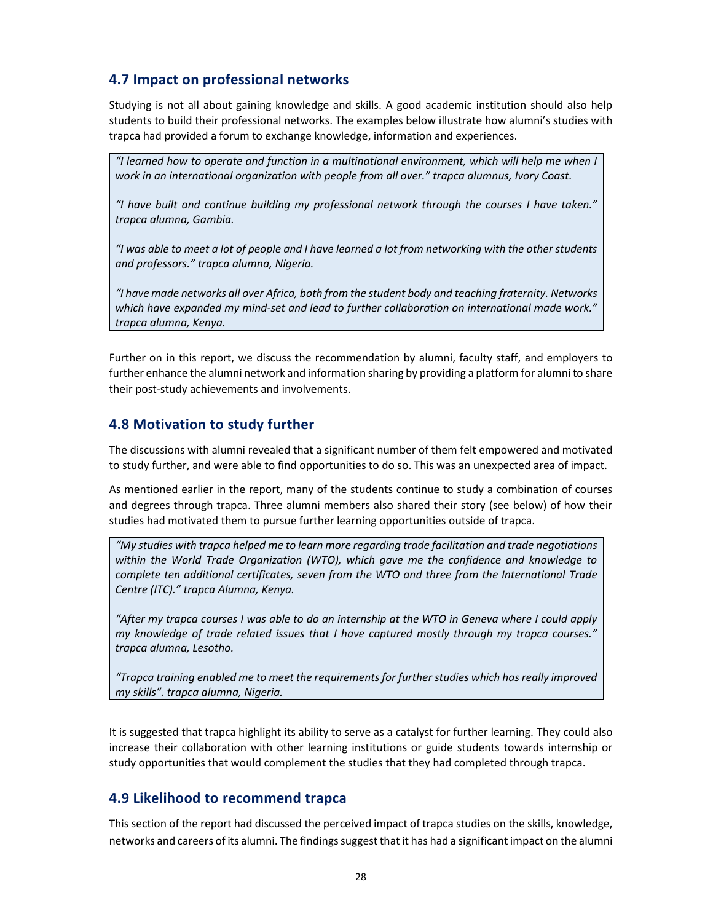## 4.7 Impact on professional networks

Studying is not all about gaining knowledge and skills. A good academic institution should also help students to build their professional networks. The examples below illustrate how alumni's studies with trapca had provided a forum to exchange knowledge, information and experiences.

> *"I learned how to operate and function in a multinational environment, which will help me when I work in an international organization with people from all over." trapca alumnus, Ivory Coast.*
>
> *"I have built and continue building my professional network through the courses I have taken." trapca alumna, Gambia.*
>
> *"I was able to meet a lot of people and I have learned a lot from networking with the other students and professors." trapca alumna, Nigeria.*
>
> *"I have made networks all over Africa, both from the student body and teaching fraternity. Networks which have expanded my mind-set and lead to further collaboration on international made work." trapca alumna, Kenya.*

Further on in this report, we discuss the recommendation by alumni, faculty staff, and employers to further enhance the alumni network and information sharing by providing a platform for alumni to share their post-study achievements and involvements.

## 4.8 Motivation to study further

The discussions with alumni revealed that a significant number of them felt empowered and motivated to study further, and were able to find opportunities to do so. This was an unexpected area of impact.

As mentioned earlier in the report, many of the students continue to study a combination of courses and degrees through trapca. Three alumni members also shared their story (see below) of how their studies had motivated them to pursue further learning opportunities outside of trapca.

> *"My studies with trapca helped me to learn more regarding trade facilitation and trade negotiations within the World Trade Organization (WTO), which gave me the confidence and knowledge to complete ten additional certificates, seven from the WTO and three from the International Trade Centre (ITC)." trapca Alumna, Kenya.*
>
> *"After my trapca courses I was able to do an internship at the WTO in Geneva where I could apply my knowledge of trade related issues that I have captured mostly through my trapca courses." trapca alumna, Lesotho.*
>
> *"Trapca training enabled me to meet the requirements for further studies which has really improved my skills". trapca alumna, Nigeria.*

It is suggested that trapca highlight its ability to serve as a catalyst for further learning. They could also increase their collaboration with other learning institutions or guide students towards internship or study opportunities that would complement the studies that they had completed through trapca.

## 4.9 Likelihood to recommend trapca

This section of the report had discussed the perceived impact of trapca studies on the skills, knowledge, networks and careers of its alumni. The findings suggest that it has had a significant impact on the alumni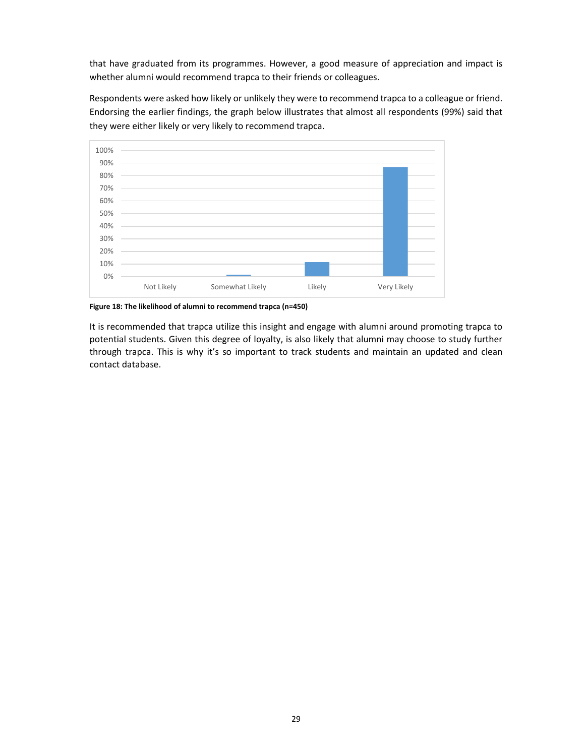that have graduated from its programmes. However, a good measure of appreciation and impact is whether alumni would recommend trapca to their friends or colleagues.

Respondents were asked how likely or unlikely they were to recommend trapca to a colleague or friend. Endorsing the earlier findings, the graph below illustrates that almost all respondents (99%) said that they were either likely or very likely to recommend trapca.

**Figure 18: The likelihood of alumni to recommend trapca (n=450)**

It is recommended that trapca utilize this insight and engage with alumni around promoting trapca to potential students. Given this degree of loyalty, is also likely that alumni may choose to study further through trapca. This is why it's so important to track students and maintain an updated and clean contact database.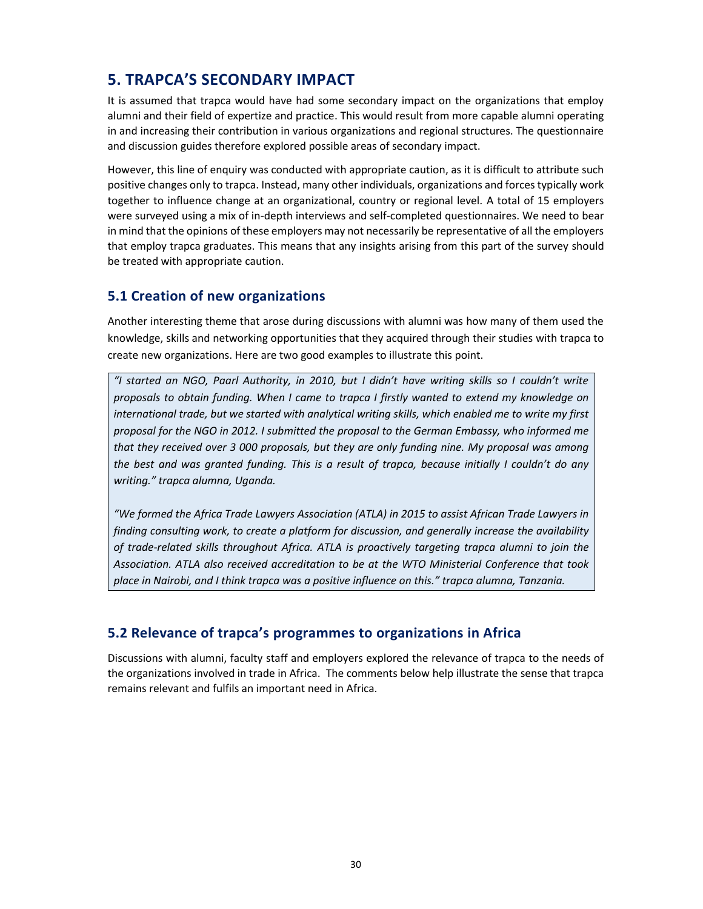## 5. TRAPCA'S SECONDARY IMPACT

It is assumed that trapca would have had some secondary impact on the organizations that employ alumni and their field of expertize and practice. This would result from more capable alumni operating in and increasing their contribution in various organizations and regional structures. The questionnaire and discussion guides therefore explored possible areas of secondary impact.

However, this line of enquiry was conducted with appropriate caution, as it is difficult to attribute such positive changes only to trapca. Instead, many other individuals, organizations and forces typically work together to influence change at an organizational, country or regional level. A total of 15 employers were surveyed using a mix of in-depth interviews and self-completed questionnaires. We need to bear in mind that the opinions of these employers may not necessarily be representative of all the employers that employ trapca graduates. This means that any insights arising from this part of the survey should be treated with appropriate caution.

### 5.1 Creation of new organizations

Another interesting theme that arose during discussions with alumni was how many of them used the knowledge, skills and networking opportunities that they acquired through their studies with trapca to create new organizations. Here are two good examples to illustrate this point.

> *"I started an NGO, Paarl Authority, in 2010, but I didn't have writing skills so I couldn't write proposals to obtain funding. When I came to trapca I firstly wanted to extend my knowledge on international trade, but we started with analytical writing skills, which enabled me to write my first proposal for the NGO in 2012. I submitted the proposal to the German Embassy, who informed me that they received over 3 000 proposals, but they are only funding nine. My proposal was among the best and was granted funding. This is a result of trapca, because initially I couldn't do any writing." trapca alumna, Uganda.*
>
> *"We formed the Africa Trade Lawyers Association (ATLA) in 2015 to assist African Trade Lawyers in finding consulting work, to create a platform for discussion, and generally increase the availability of trade-related skills throughout Africa. ATLA is proactively targeting trapca alumni to join the Association. ATLA also received accreditation to be at the WTO Ministerial Conference that took place in Nairobi, and I think trapca was a positive influence on this." trapca alumna, Tanzania.*

### 5.2 Relevance of trapca's programmes to organizations in Africa

Discussions with alumni, faculty staff and employers explored the relevance of trapca to the needs of the organizations involved in trade in Africa. The comments below help illustrate the sense that trapca remains relevant and fulfils an important need in Africa.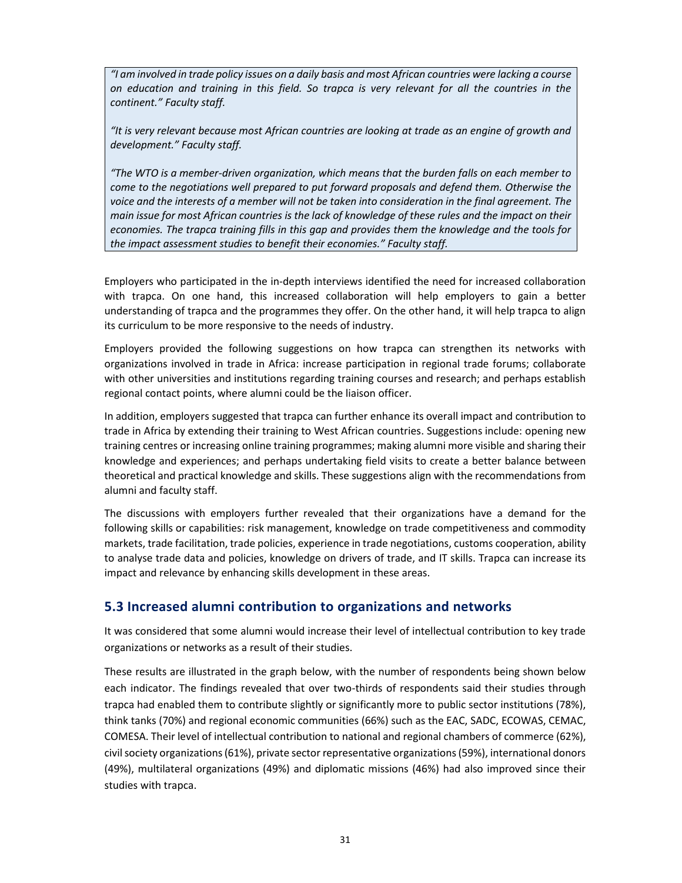*"I am involved in trade policy issues on a daily basis and most African countries were lacking a course on education and training in this field. So trapca is very relevant for all the countries in the continent." Faculty staff.*

*"It is very relevant because most African countries are looking at trade as an engine of growth and development." Faculty staff.*

*"The WTO is a member-driven organization, which means that the burden falls on each member to come to the negotiations well prepared to put forward proposals and defend them. Otherwise the voice and the interests of a member will not be taken into consideration in the final agreement. The main issue for most African countries is the lack of knowledge of these rules and the impact on their economies. The trapca training fills in this gap and provides them the knowledge and the tools for the impact assessment studies to benefit their economies." Faculty staff.*

Employers who participated in the in-depth interviews identified the need for increased collaboration with trapca. On one hand, this increased collaboration will help employers to gain a better understanding of trapca and the programmes they offer. On the other hand, it will help trapca to align its curriculum to be more responsive to the needs of industry.

Employers provided the following suggestions on how trapca can strengthen its networks with organizations involved in trade in Africa: increase participation in regional trade forums; collaborate with other universities and institutions regarding training courses and research; and perhaps establish regional contact points, where alumni could be the liaison officer.

In addition, employers suggested that trapca can further enhance its overall impact and contribution to trade in Africa by extending their training to West African countries. Suggestions include: opening new training centres or increasing online training programmes; making alumni more visible and sharing their knowledge and experiences; and perhaps undertaking field visits to create a better balance between theoretical and practical knowledge and skills. These suggestions align with the recommendations from alumni and faculty staff.

The discussions with employers further revealed that their organizations have a demand for the following skills or capabilities: risk management, knowledge on trade competitiveness and commodity markets, trade facilitation, trade policies, experience in trade negotiations, customs cooperation, ability to analyse trade data and policies, knowledge on drivers of trade, and IT skills. Trapca can increase its impact and relevance by enhancing skills development in these areas.

## 5.3 Increased alumni contribution to organizations and networks

It was considered that some alumni would increase their level of intellectual contribution to key trade organizations or networks as a result of their studies.

These results are illustrated in the graph below, with the number of respondents being shown below each indicator. The findings revealed that over two-thirds of respondents said their studies through trapca had enabled them to contribute slightly or significantly more to public sector institutions (78%), think tanks (70%) and regional economic communities (66%) such as the EAC, SADC, ECOWAS, CEMAC, COMESA. Their level of intellectual contribution to national and regional chambers of commerce (62%), civil society organizations (61%), private sector representative organizations (59%), international donors (49%), multilateral organizations (49%) and diplomatic missions (46%) had also improved since their studies with trapca.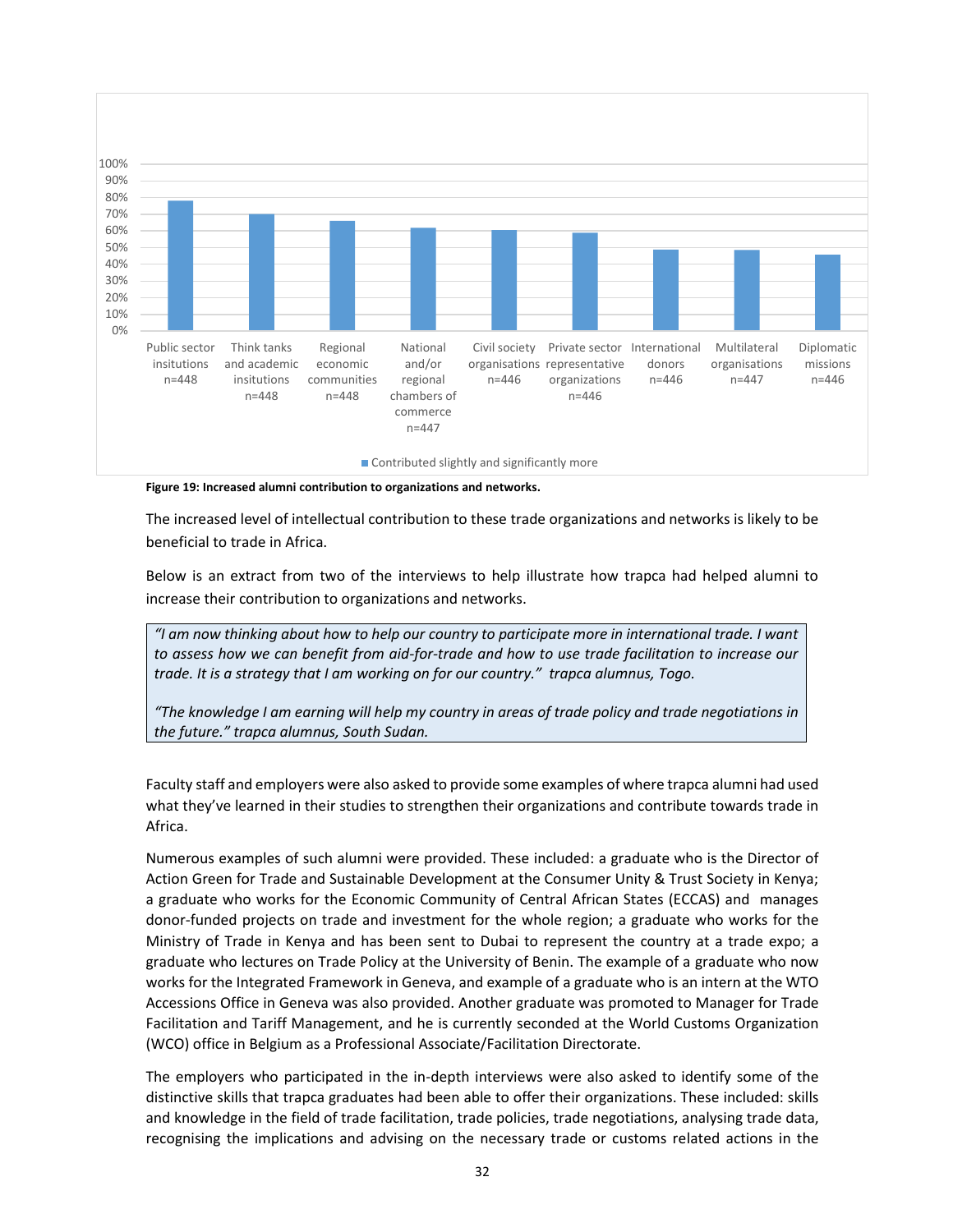Figure 19: Increased alumni contribution to organizations and networks.

| | Contributed slightly and significantly more |
|---|---|
| Public sector insitutions n=448 | 78% |
| Think tanks and academic insitutions n=448 | 70% |
| Regional economic communities n=448 | 66% |
| National and/or regional chambers of commerce n=447 | 62% |
| Civil society organisations n=446 | 60% |
| Private sector representative organizations n=446 | 59% |
| International donors n=446 | 49% |
| Multilateral organisations n=447 | 48% |
| Diplomatic missions n=446 | 46% |

**Figure 19: Increased alumni contribution to organizations and networks.**

The increased level of intellectual contribution to these trade organizations and networks is likely to be beneficial to trade in Africa.

Below is an extract from two of the interviews to help illustrate how trapca had helped alumni to increase their contribution to organizations and networks.

> *"I am now thinking about how to help our country to participate more in international trade. I want to assess how we can benefit from aid-for-trade and how to use trade facilitation to increase our trade. It is a strategy that I am working on for our country." trapca alumnus, Togo.*
>
> *"The knowledge I am earning will help my country in areas of trade policy and trade negotiations in the future." trapca alumnus, South Sudan.*

Faculty staff and employers were also asked to provide some examples of where trapca alumni had used what they've learned in their studies to strengthen their organizations and contribute towards trade in Africa.

Numerous examples of such alumni were provided. These included: a graduate who is the Director of Action Green for Trade and Sustainable Development at the Consumer Unity & Trust Society in Kenya; a graduate who works for the Economic Community of Central African States (ECCAS) and manages donor-funded projects on trade and investment for the whole region; a graduate who works for the Ministry of Trade in Kenya and has been sent to Dubai to represent the country at a trade expo; a graduate who lectures on Trade Policy at the University of Benin. The example of a graduate who now works for the Integrated Framework in Geneva, and example of a graduate who is an intern at the WTO Accessions Office in Geneva was also provided. Another graduate was promoted to Manager for Trade Facilitation and Tariff Management, and he is currently seconded at the World Customs Organization (WCO) office in Belgium as a Professional Associate/Facilitation Directorate.

The employers who participated in the in-depth interviews were also asked to identify some of the distinctive skills that trapca graduates had been able to offer their organizations. These included: skills and knowledge in the field of trade facilitation, trade policies, trade negotiations, analysing trade data, recognising the implications and advising on the necessary trade or customs related actions in the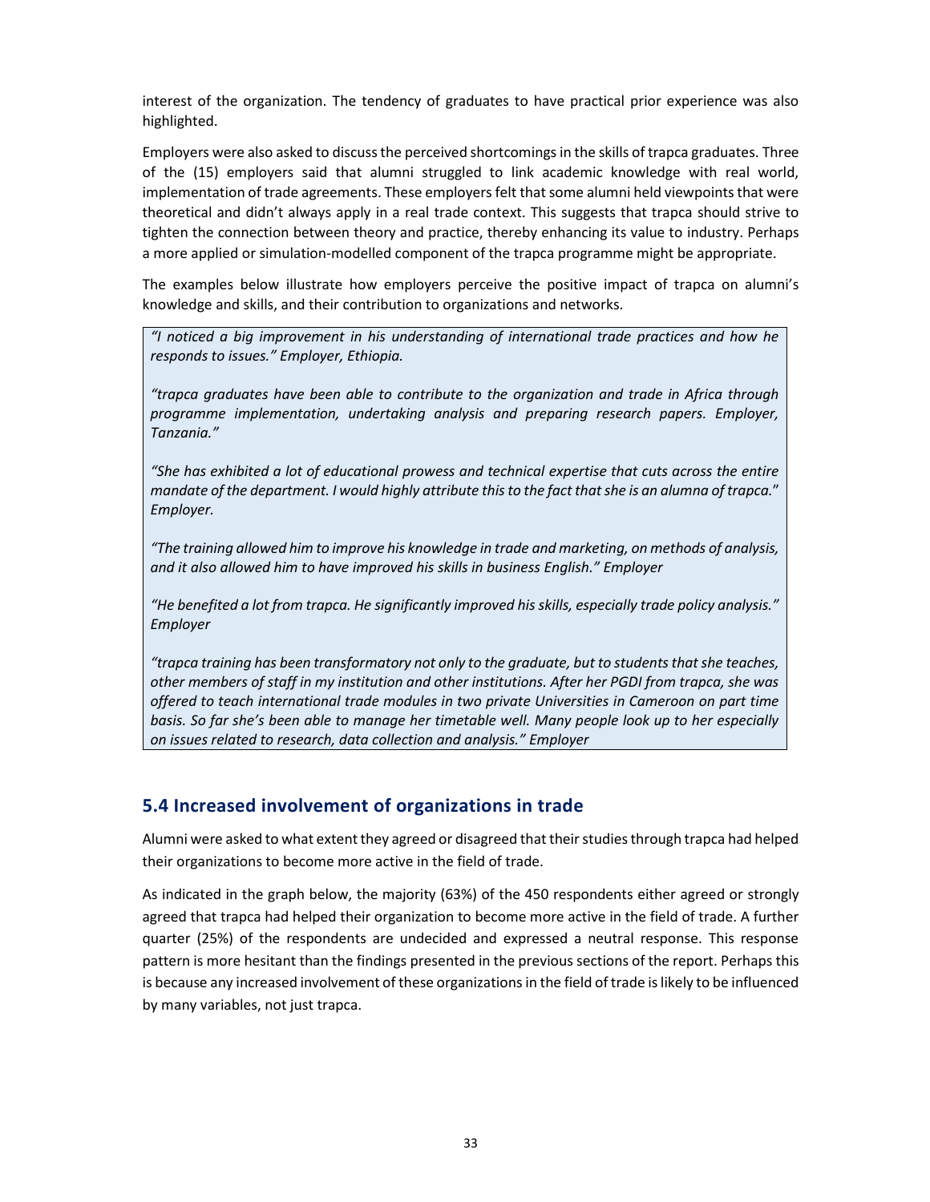interest of the organization. The tendency of graduates to have practical prior experience was also highlighted.

Employers were also asked to discuss the perceived shortcomings in the skills of trapca graduates. Three of the (15) employers said that alumni struggled to link academic knowledge with real world, implementation of trade agreements. These employers felt that some alumni held viewpoints that were theoretical and didn't always apply in a real trade context. This suggests that trapca should strive to tighten the connection between theory and practice, thereby enhancing its value to industry. Perhaps a more applied or simulation-modelled component of the trapca programme might be appropriate.

The examples below illustrate how employers perceive the positive impact of trapca on alumni's knowledge and skills, and their contribution to organizations and networks.

> *"I noticed a big improvement in his understanding of international trade practices and how he responds to issues." Employer, Ethiopia.*
>
> *"trapca graduates have been able to contribute to the organization and trade in Africa through programme implementation, undertaking analysis and preparing research papers. Employer, Tanzania."*
>
> *"She has exhibited a lot of educational prowess and technical expertise that cuts across the entire mandate of the department. I would highly attribute this to the fact that she is an alumna of trapca." Employer.*
>
> *"The training allowed him to improve his knowledge in trade and marketing, on methods of analysis, and it also allowed him to have improved his skills in business English." Employer*
>
> *"He benefited a lot from trapca. He significantly improved his skills, especially trade policy analysis." Employer*
>
> *"trapca training has been transformatory not only to the graduate, but to students that she teaches, other members of staff in my institution and other institutions. After her PGDI from trapca, she was offered to teach international trade modules in two private Universities in Cameroon on part time basis. So far she's been able to manage her timetable well. Many people look up to her especially on issues related to research, data collection and analysis." Employer*

## 5.4 Increased involvement of organizations in trade

Alumni were asked to what extent they agreed or disagreed that their studies through trapca had helped their organizations to become more active in the field of trade.

As indicated in the graph below, the majority (63%) of the 450 respondents either agreed or strongly agreed that trapca had helped their organization to become more active in the field of trade. A further quarter (25%) of the respondents are undecided and expressed a neutral response. This response pattern is more hesitant than the findings presented in the previous sections of the report. Perhaps this is because any increased involvement of these organizations in the field of trade is likely to be influenced by many variables, not just trapca.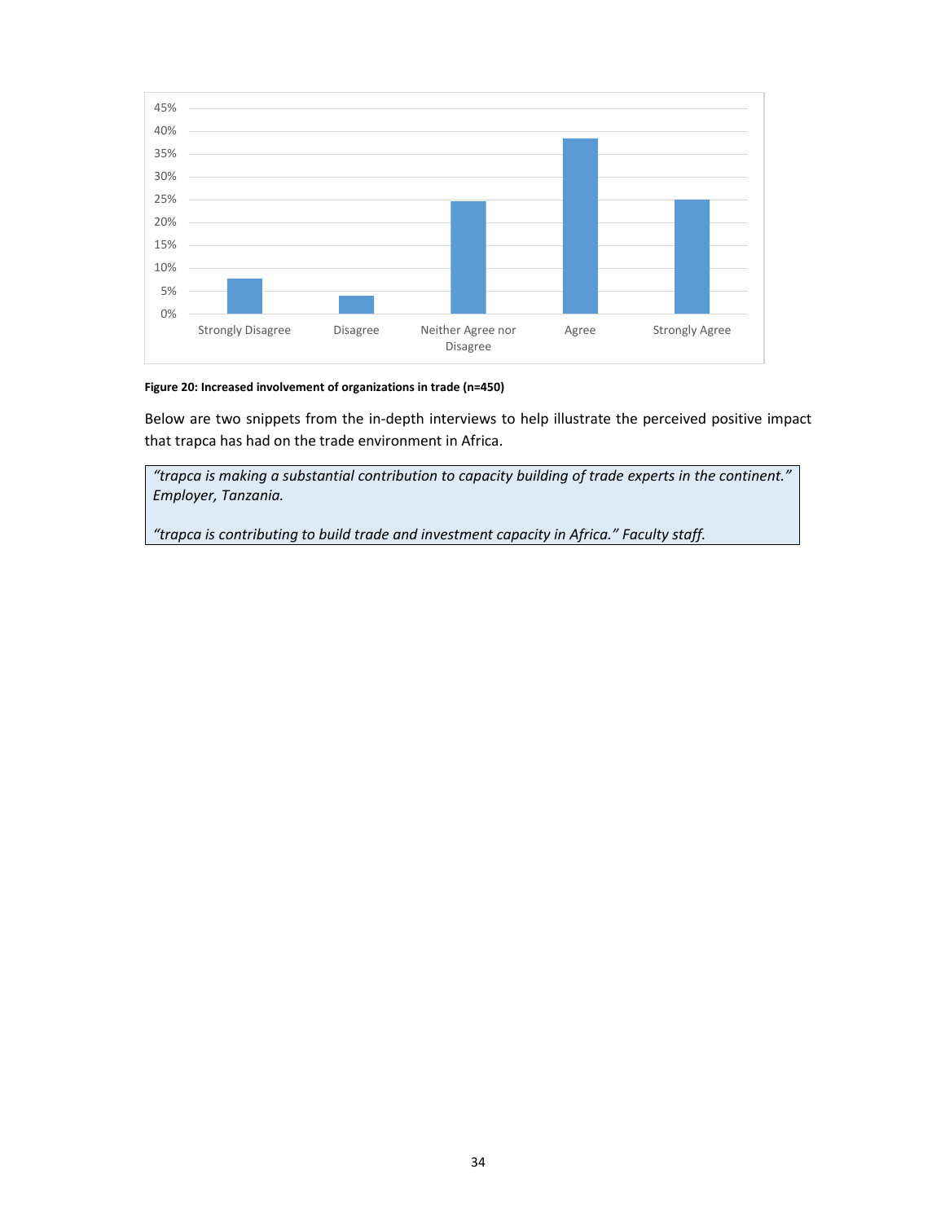**Figure 20: Increased involvement of organizations in trade (n=450)**

Below are two snippets from the in-depth interviews to help illustrate the perceived positive impact that trapca has had on the trade environment in Africa.

> *"trapca is making a substantial contribution to capacity building of trade experts in the continent." Employer, Tanzania.*
>
> *"trapca is contributing to build trade and investment capacity in Africa." Faculty staff.*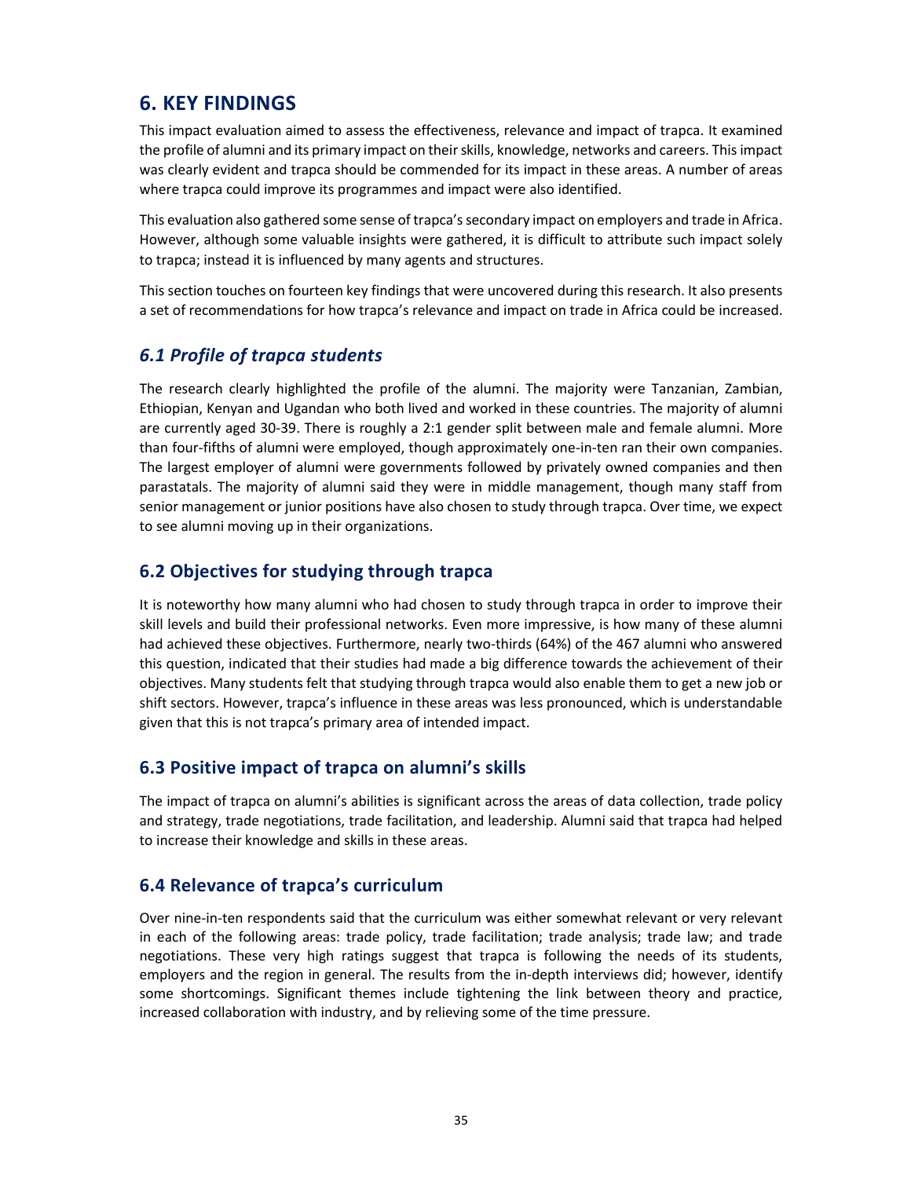## 6. KEY FINDINGS

This impact evaluation aimed to assess the effectiveness, relevance and impact of trapca. It examined the profile of alumni and its primary impact on their skills, knowledge, networks and careers. This impact was clearly evident and trapca should be commended for its impact in these areas. A number of areas where trapca could improve its programmes and impact were also identified.

This evaluation also gathered some sense of trapca's secondary impact on employers and trade in Africa. However, although some valuable insights were gathered, it is difficult to attribute such impact solely to trapca; instead it is influenced by many agents and structures.

This section touches on fourteen key findings that were uncovered during this research. It also presents a set of recommendations for how trapca's relevance and impact on trade in Africa could be increased.

### *6.1 Profile of trapca students*

The research clearly highlighted the profile of the alumni. The majority were Tanzanian, Zambian, Ethiopian, Kenyan and Ugandan who both lived and worked in these countries. The majority of alumni are currently aged 30-39. There is roughly a 2:1 gender split between male and female alumni. More than four-fifths of alumni were employed, though approximately one-in-ten ran their own companies. The largest employer of alumni were governments followed by privately owned companies and then parastatals. The majority of alumni said they were in middle management, though many staff from senior management or junior positions have also chosen to study through trapca. Over time, we expect to see alumni moving up in their organizations.

### 6.2 Objectives for studying through trapca

It is noteworthy how many alumni who had chosen to study through trapca in order to improve their skill levels and build their professional networks. Even more impressive, is how many of these alumni had achieved these objectives. Furthermore, nearly two-thirds (64%) of the 467 alumni who answered this question, indicated that their studies had made a big difference towards the achievement of their objectives. Many students felt that studying through trapca would also enable them to get a new job or shift sectors. However, trapca's influence in these areas was less pronounced, which is understandable given that this is not trapca's primary area of intended impact.

### 6.3 Positive impact of trapca on alumni's skills

The impact of trapca on alumni's abilities is significant across the areas of data collection, trade policy and strategy, trade negotiations, trade facilitation, and leadership. Alumni said that trapca had helped to increase their knowledge and skills in these areas.

### 6.4 Relevance of trapca's curriculum

Over nine-in-ten respondents said that the curriculum was either somewhat relevant or very relevant in each of the following areas: trade policy, trade facilitation; trade analysis; trade law; and trade negotiations. These very high ratings suggest that trapca is following the needs of its students, employers and the region in general. The results from the in-depth interviews did; however, identify some shortcomings. Significant themes include tightening the link between theory and practice, increased collaboration with industry, and by relieving some of the time pressure.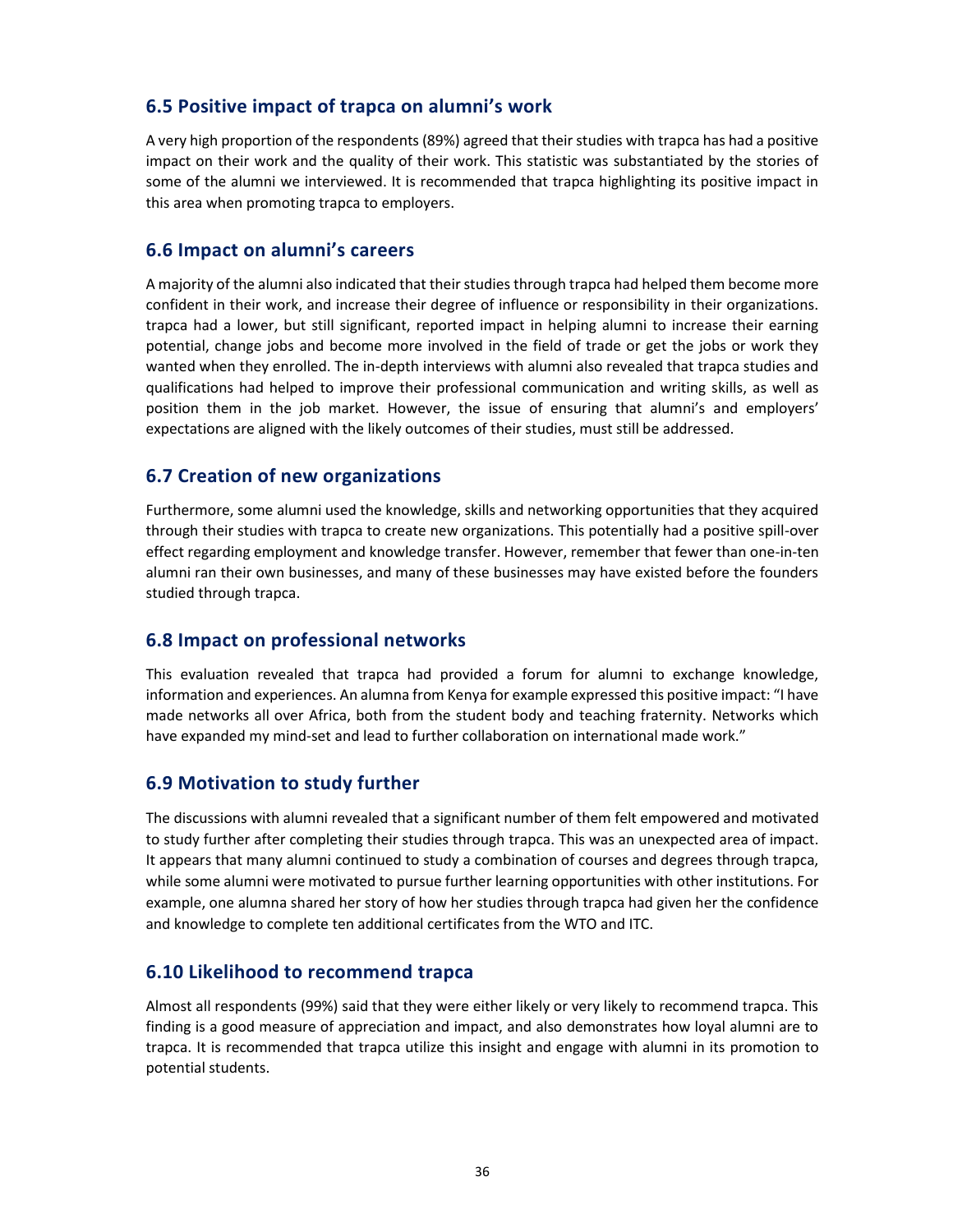## 6.5 Positive impact of trapca on alumni's work

A very high proportion of the respondents (89%) agreed that their studies with trapca has had a positive impact on their work and the quality of their work. This statistic was substantiated by the stories of some of the alumni we interviewed. It is recommended that trapca highlighting its positive impact in this area when promoting trapca to employers.

## 6.6 Impact on alumni's careers

A majority of the alumni also indicated that their studies through trapca had helped them become more confident in their work, and increase their degree of influence or responsibility in their organizations. trapca had a lower, but still significant, reported impact in helping alumni to increase their earning potential, change jobs and become more involved in the field of trade or get the jobs or work they wanted when they enrolled. The in-depth interviews with alumni also revealed that trapca studies and qualifications had helped to improve their professional communication and writing skills, as well as position them in the job market. However, the issue of ensuring that alumni's and employers' expectations are aligned with the likely outcomes of their studies, must still be addressed.

## 6.7 Creation of new organizations

Furthermore, some alumni used the knowledge, skills and networking opportunities that they acquired through their studies with trapca to create new organizations. This potentially had a positive spill-over effect regarding employment and knowledge transfer. However, remember that fewer than one-in-ten alumni ran their own businesses, and many of these businesses may have existed before the founders studied through trapca.

## 6.8 Impact on professional networks

This evaluation revealed that trapca had provided a forum for alumni to exchange knowledge, information and experiences. An alumna from Kenya for example expressed this positive impact: "I have made networks all over Africa, both from the student body and teaching fraternity. Networks which have expanded my mind-set and lead to further collaboration on international made work."

## 6.9 Motivation to study further

The discussions with alumni revealed that a significant number of them felt empowered and motivated to study further after completing their studies through trapca. This was an unexpected area of impact. It appears that many alumni continued to study a combination of courses and degrees through trapca, while some alumni were motivated to pursue further learning opportunities with other institutions. For example, one alumna shared her story of how her studies through trapca had given her the confidence and knowledge to complete ten additional certificates from the WTO and ITC.

## 6.10 Likelihood to recommend trapca

Almost all respondents (99%) said that they were either likely or very likely to recommend trapca. This finding is a good measure of appreciation and impact, and also demonstrates how loyal alumni are to trapca. It is recommended that trapca utilize this insight and engage with alumni in its promotion to potential students.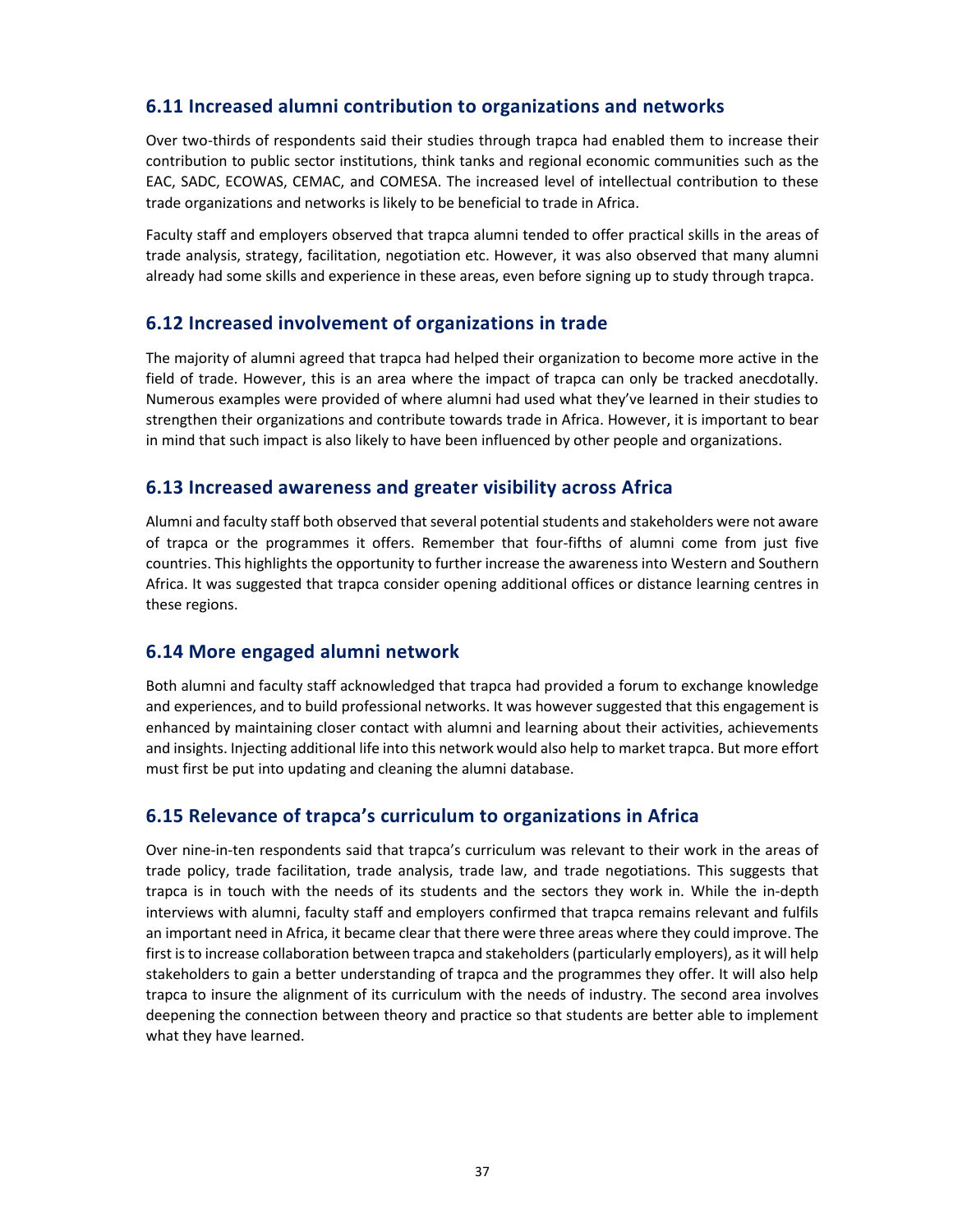## 6.11 Increased alumni contribution to organizations and networks

Over two-thirds of respondents said their studies through trapca had enabled them to increase their contribution to public sector institutions, think tanks and regional economic communities such as the EAC, SADC, ECOWAS, CEMAC, and COMESA. The increased level of intellectual contribution to these trade organizations and networks is likely to be beneficial to trade in Africa.

Faculty staff and employers observed that trapca alumni tended to offer practical skills in the areas of trade analysis, strategy, facilitation, negotiation etc. However, it was also observed that many alumni already had some skills and experience in these areas, even before signing up to study through trapca.

## 6.12 Increased involvement of organizations in trade

The majority of alumni agreed that trapca had helped their organization to become more active in the field of trade. However, this is an area where the impact of trapca can only be tracked anecdotally. Numerous examples were provided of where alumni had used what they've learned in their studies to strengthen their organizations and contribute towards trade in Africa. However, it is important to bear in mind that such impact is also likely to have been influenced by other people and organizations.

## 6.13 Increased awareness and greater visibility across Africa

Alumni and faculty staff both observed that several potential students and stakeholders were not aware of trapca or the programmes it offers. Remember that four-fifths of alumni come from just five countries. This highlights the opportunity to further increase the awareness into Western and Southern Africa. It was suggested that trapca consider opening additional offices or distance learning centres in these regions.

## 6.14 More engaged alumni network

Both alumni and faculty staff acknowledged that trapca had provided a forum to exchange knowledge and experiences, and to build professional networks. It was however suggested that this engagement is enhanced by maintaining closer contact with alumni and learning about their activities, achievements and insights. Injecting additional life into this network would also help to market trapca. But more effort must first be put into updating and cleaning the alumni database.

## 6.15 Relevance of trapca's curriculum to organizations in Africa

Over nine-in-ten respondents said that trapca's curriculum was relevant to their work in the areas of trade policy, trade facilitation, trade analysis, trade law, and trade negotiations. This suggests that trapca is in touch with the needs of its students and the sectors they work in. While the in-depth interviews with alumni, faculty staff and employers confirmed that trapca remains relevant and fulfils an important need in Africa, it became clear that there were three areas where they could improve. The first is to increase collaboration between trapca and stakeholders (particularly employers), as it will help stakeholders to gain a better understanding of trapca and the programmes they offer. It will also help trapca to insure the alignment of its curriculum with the needs of industry. The second area involves deepening the connection between theory and practice so that students are better able to implement what they have learned.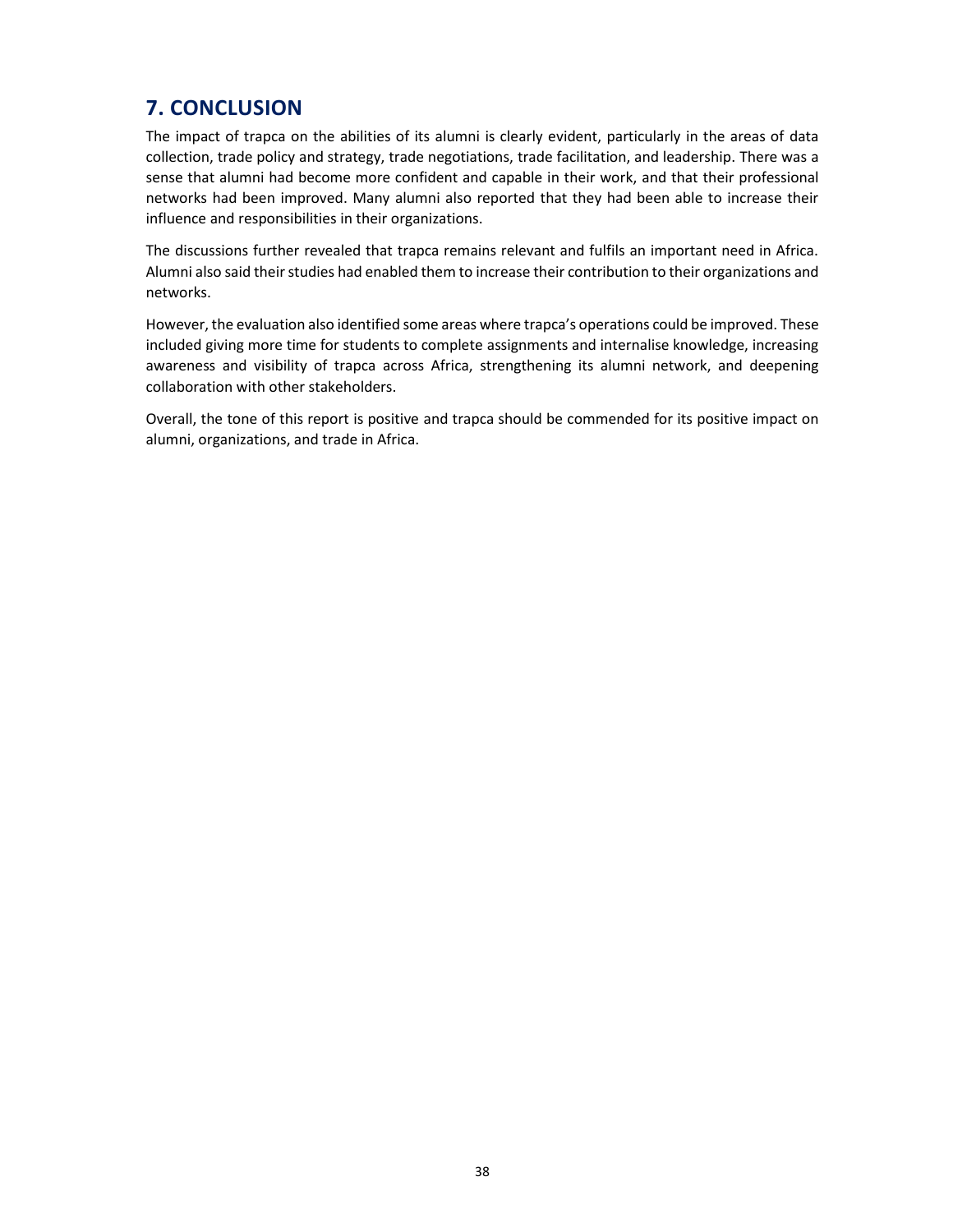# 7. CONCLUSION

The impact of trapca on the abilities of its alumni is clearly evident, particularly in the areas of data collection, trade policy and strategy, trade negotiations, trade facilitation, and leadership. There was a sense that alumni had become more confident and capable in their work, and that their professional networks had been improved. Many alumni also reported that they had been able to increase their influence and responsibilities in their organizations.

The discussions further revealed that trapca remains relevant and fulfils an important need in Africa. Alumni also said their studies had enabled them to increase their contribution to their organizations and networks.

However, the evaluation also identified some areas where trapca's operations could be improved. These included giving more time for students to complete assignments and internalise knowledge, increasing awareness and visibility of trapca across Africa, strengthening its alumni network, and deepening collaboration with other stakeholders.

Overall, the tone of this report is positive and trapca should be commended for its positive impact on alumni, organizations, and trade in Africa.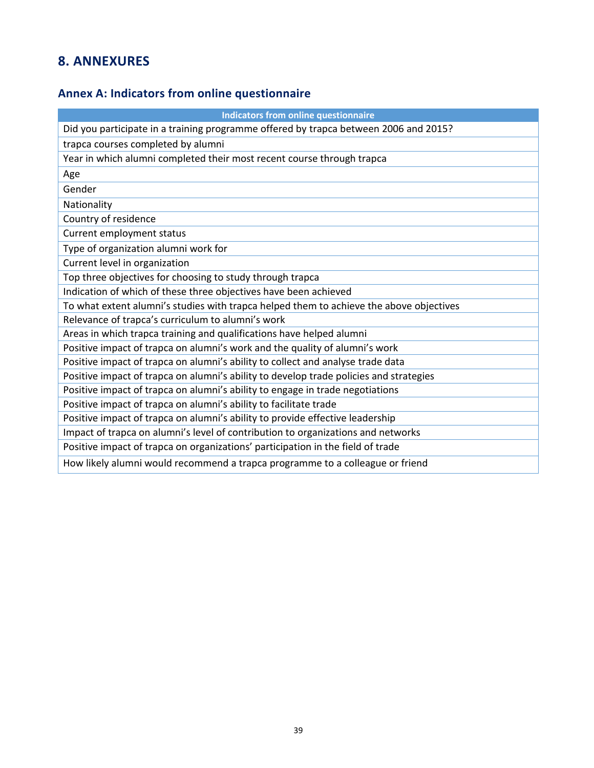# 8. ANNEXURES

## Annex A: Indicators from online questionnaire

| Indicators from online questionnaire |
| --- |
| Did you participate in a training programme offered by trapca between 2006 and 2015? |
| trapca courses completed by alumni |
| Year in which alumni completed their most recent course through trapca |
| Age |
| Gender |
| Nationality |
| Country of residence |
| Current employment status |
| Type of organization alumni work for |
| Current level in organization |
| Top three objectives for choosing to study through trapca |
| Indication of which of these three objectives have been achieved |
| To what extent alumni's studies with trapca helped them to achieve the above objectives |
| Relevance of trapca's curriculum to alumni's work |
| Areas in which trapca training and qualifications have helped alumni |
| Positive impact of trapca on alumni's work and the quality of alumni's work |
| Positive impact of trapca on alumni's ability to collect and analyse trade data |
| Positive impact of trapca on alumni's ability to develop trade policies and strategies |
| Positive impact of trapca on alumni's ability to engage in trade negotiations |
| Positive impact of trapca on alumni's ability to facilitate trade |
| Positive impact of trapca on alumni's ability to provide effective leadership |
| Impact of trapca on alumni's level of contribution to organizations and networks |
| Positive impact of trapca on organizations' participation in the field of trade |
| How likely alumni would recommend a trapca programme to a colleague or friend |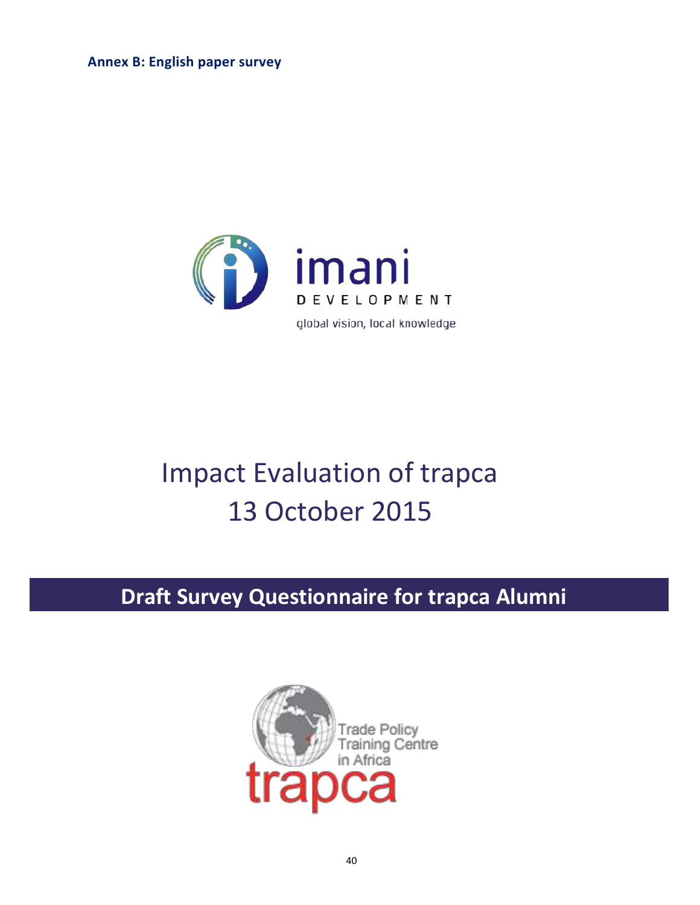**Annex B: English paper survey**

imani
DEVELOPMENT
global vision, local knowledge

# Impact Evaluation of trapca
# 13 October 2015

## Draft Survey Questionnaire for trapca Alumni

Trade Policy
Training Centre
in Africa
trapca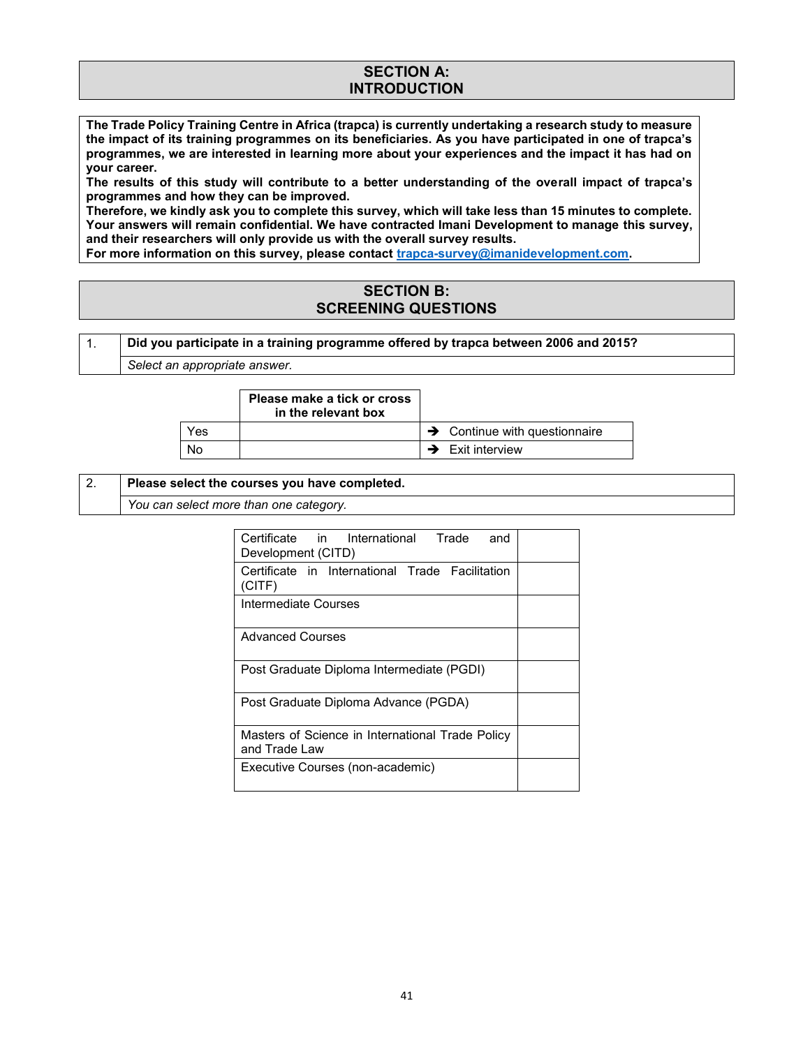## SECTION A: INTRODUCTION

**The Trade Policy Training Centre in Africa (trapca) is currently undertaking a research study to measure the impact of its training programmes on its beneficiaries. As you have participated in one of trapca's programmes, we are interested in learning more about your experiences and the impact it has had on your career.**

**The results of this study will contribute to a better understanding of the overall impact of trapca's programmes and how they can be improved.**

**Therefore, we kindly ask you to complete this survey, which will take less than 15 minutes to complete. Your answers will remain confidential. We have contracted Imani Development to manage this survey, and their researchers will only provide us with the overall survey results.**

**For more information on this survey, please contact trapca-survey@imanidevelopment.com.**

## SECTION B: SCREENING QUESTIONS

| 1. | **Did you participate in a training programme offered by trapca between 2006 and 2015?** |
|---|---|
| | *Select an appropriate answer.* |

| | **Please make a tick or cross in the relevant box** | |
|---|---|---|
| Yes | | → Continue with questionnaire |
| No | | → Exit interview |

| 2. | **Please select the courses you have completed.** |
|---|---|
| | *You can select more than one category.* |

| Course | |
|---|---|
| Certificate in International Trade and Development (CITD) | |
| Certificate in International Trade Facilitation (CITF) | |
| Intermediate Courses | |
| Advanced Courses | |
| Post Graduate Diploma Intermediate (PGDI) | |
| Post Graduate Diploma Advance (PGDA) | |
| Masters of Science in International Trade Policy and Trade Law | |
| Executive Courses (non-academic) | |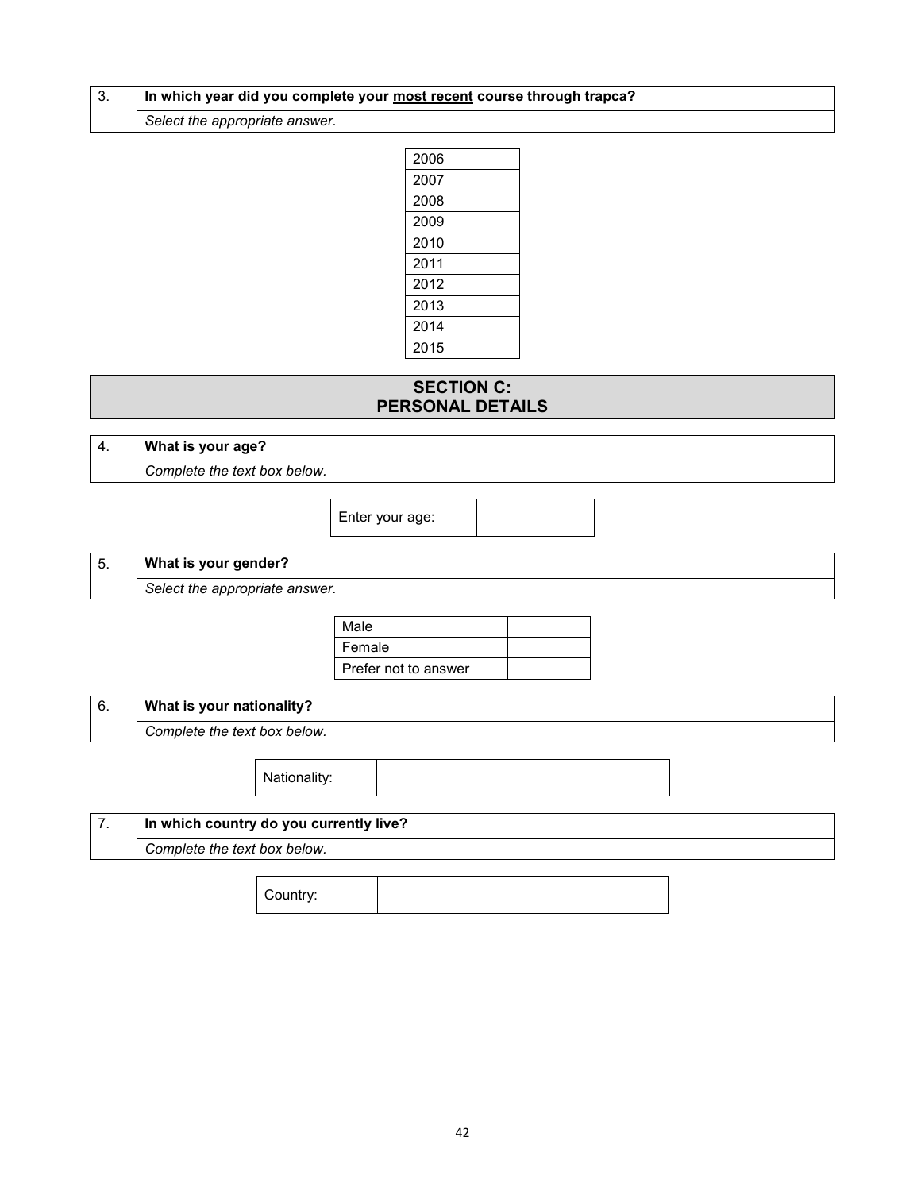| 3. | **In which year did you complete your <u>most recent</u> course through trapca?** |
|---|---|
| | *Select the appropriate answer.* |

| | |
|---|---|
| 2006 | |
| 2007 | |
| 2008 | |
| 2009 | |
| 2010 | |
| 2011 | |
| 2012 | |
| 2013 | |
| 2014 | |
| 2015 | |

## SECTION C: PERSONAL DETAILS

| 4. | **What is your age?** |
|---|---|
| | *Complete the text box below.* |

| | |
|---|---|
| Enter your age: | |

| 5. | **What is your gender?** |
|---|---|
| | *Select the appropriate answer.* |

| | |
|---|---|
| Male | |
| Female | |
| Prefer not to answer | |

| 6. | **What is your nationality?** |
|---|---|
| | *Complete the text box below.* |

| | |
|---|---|
| Nationality: | |

| 7. | **In which country do you currently live?** |
|---|---|
| | *Complete the text box below.* |

| | |
|---|---|
| Country: | |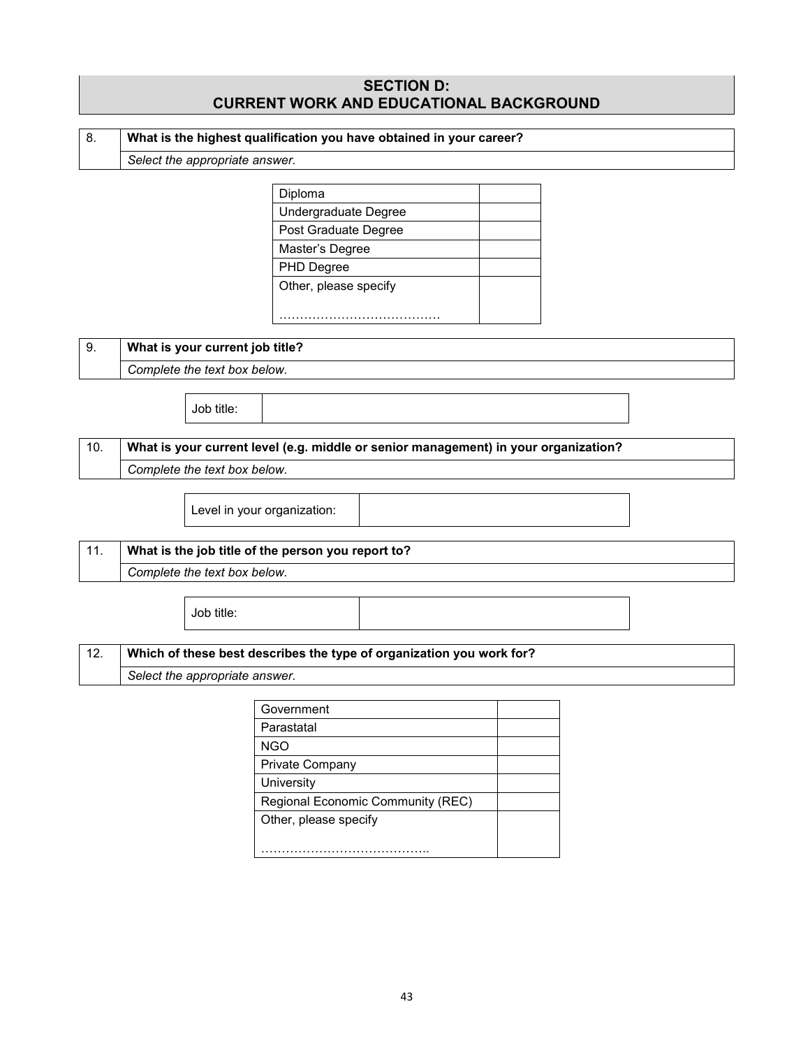## SECTION D: CURRENT WORK AND EDUCATIONAL BACKGROUND

| 8. | **What is the highest qualification you have obtained in your career?** |
|---|---|
| | *Select the appropriate answer.* |

| Option | |
|---|---|
| Diploma | |
| Undergraduate Degree | |
| Post Graduate Degree | |
| Master's Degree | |
| PHD Degree | |
| Other, please specify<br><br>………………………………… | |

| 9. | **What is your current job title?** |
|---|---|
| | *Complete the text box below.* |

| Job title: | |
|---|---|

| 10. | **What is your current level (e.g. middle or senior management) in your organization?** |
|---|---|
| | *Complete the text box below.* |

| Level in your organization: | |
|---|---|

| 11. | **What is the job title of the person you report to?** |
|---|---|
| | *Complete the text box below.* |

| Job title: | |
|---|---|

| 12. | **Which of these best describes the type of organization you work for?** |
|---|---|
| | *Select the appropriate answer.* |

| Option | |
|---|---|
| Government | |
| Parastatal | |
| NGO | |
| Private Company | |
| University | |
| Regional Economic Community (REC) | |
| Other, please specify<br><br>………………………………….. | |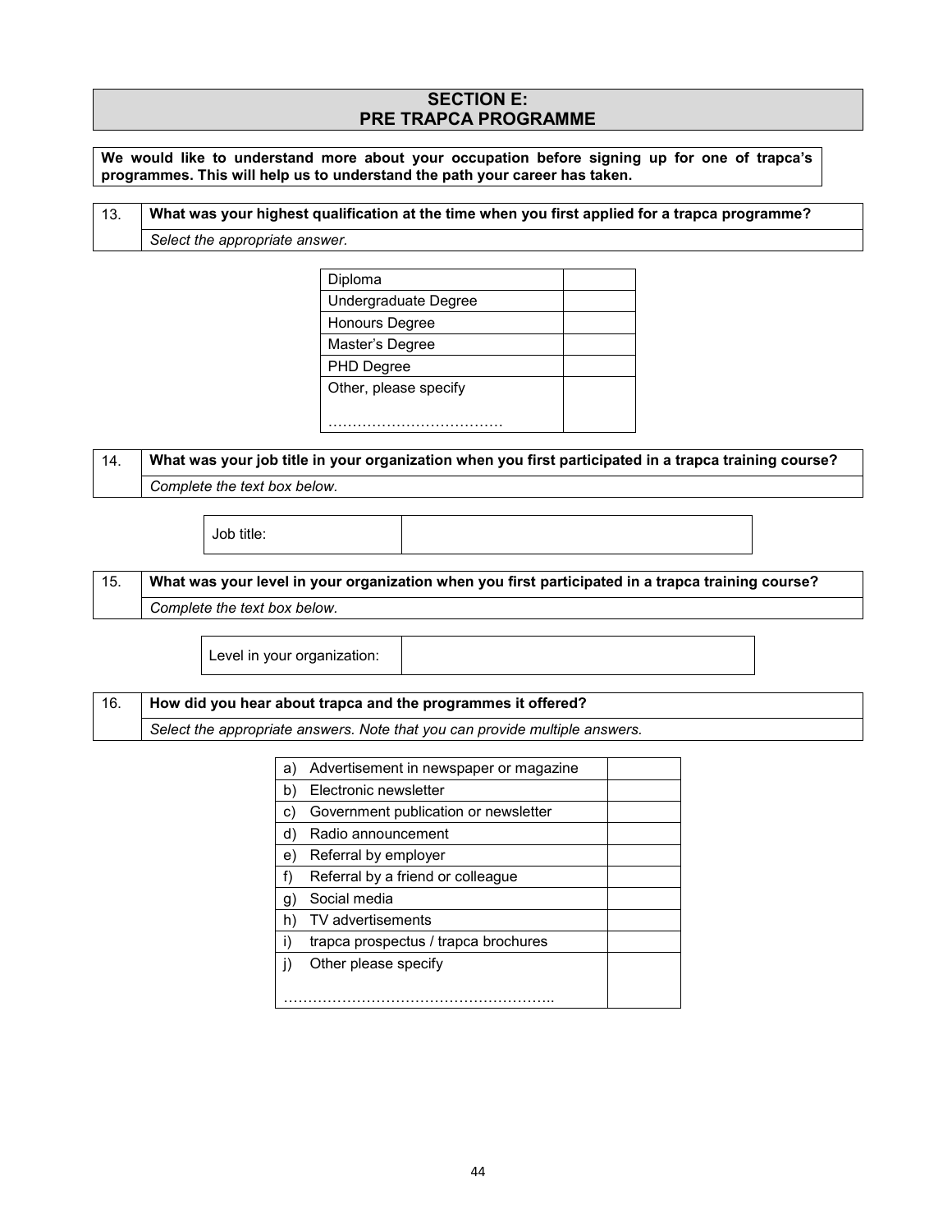## SECTION E:
## PRE TRAPCA PROGRAMME

**We would like to understand more about your occupation before signing up for one of trapca's programmes. This will help us to understand the path your career has taken.**

| 13. | **What was your highest qualification at the time when you first applied for a trapca programme?** |
|---|---|
| | *Select the appropriate answer.* |

| | |
|---|---|
| Diploma | |
| Undergraduate Degree | |
| Honours Degree | |
| Master's Degree | |
| PHD Degree | |
| Other, please specify ……………………………… | |

| 14. | **What was your job title in your organization when you first participated in a trapca training course?** |
|---|---|
| | *Complete the text box below.* |

| | |
|---|---|
| Job title: | |

| 15. | **What was your level in your organization when you first participated in a trapca training course?** |
|---|---|
| | *Complete the text box below.* |

| | |
|---|---|
| Level in your organization: | |

| 16. | **How did you hear about trapca and the programmes it offered?** |
|---|---|
| | *Select the appropriate answers. Note that you can provide multiple answers.* |

| | |
|---|---|
| a) Advertisement in newspaper or magazine | |
| b) Electronic newsletter | |
| c) Government publication or newsletter | |
| d) Radio announcement | |
| e) Referral by employer | |
| f) Referral by a friend or colleague | |
| g) Social media | |
| h) TV advertisements | |
| i) trapca prospectus / trapca brochures | |
| j) Other please specify ……………………………………………….. | |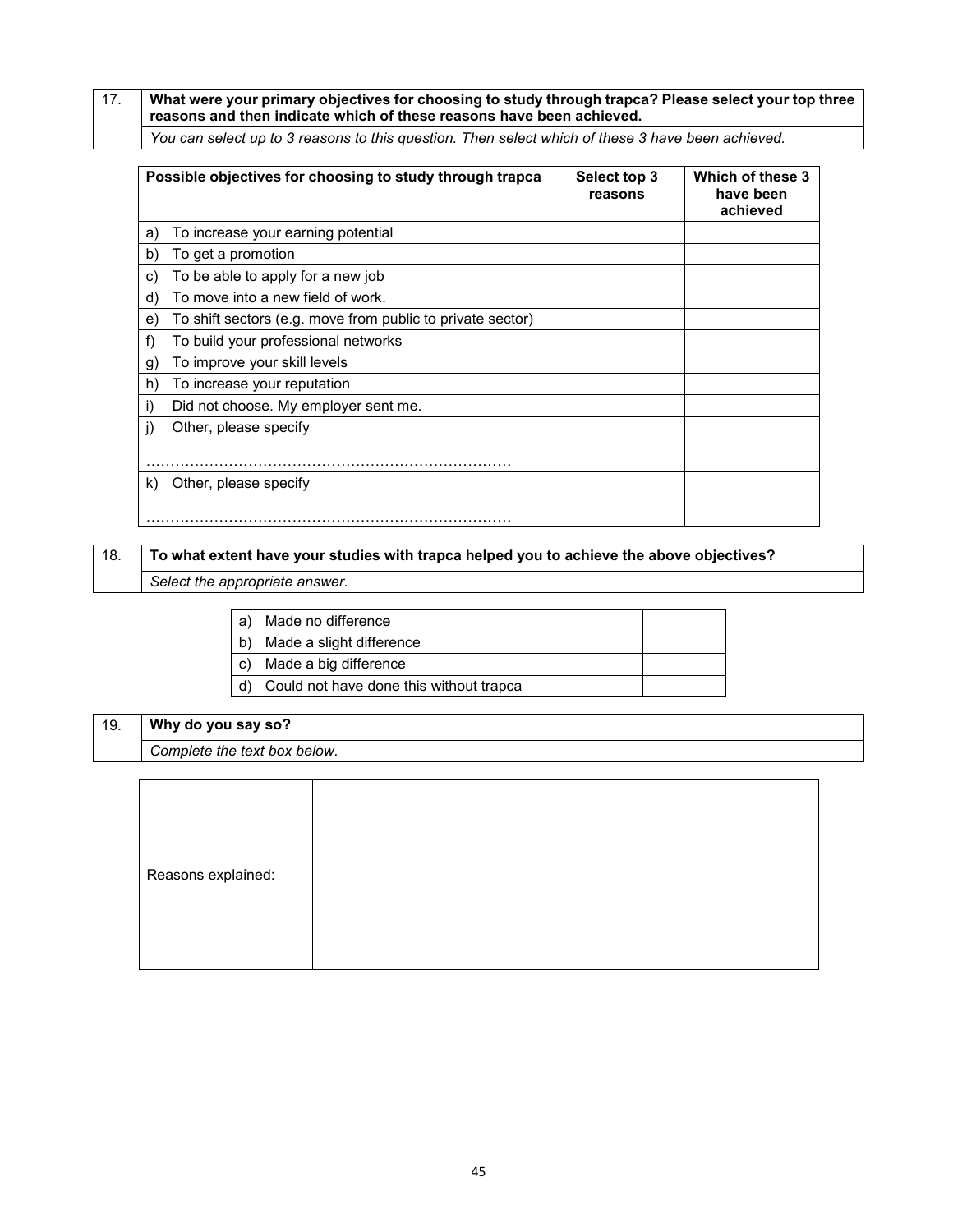| 17. | **What were your primary objectives for choosing to study through trapca? Please select your top three reasons and then indicate which of these reasons have been achieved.** |
|---|---|
| | *You can select up to 3 reasons to this question. Then select which of these 3 have been achieved.* |

| Possible objectives for choosing to study through trapca | Select top 3 reasons | Which of these 3 have been achieved |
|---|---|---|
| a) To increase your earning potential | | |
| b) To get a promotion | | |
| c) To be able to apply for a new job | | |
| d) To move into a new field of work. | | |
| e) To shift sectors (e.g. move from public to private sector) | | |
| f) To build your professional networks | | |
| g) To improve your skill levels | | |
| h) To increase your reputation | | |
| i) Did not choose. My employer sent me. | | |
| j) Other, please specify ………………………………………………………………… | | |
| k) Other, please specify ………………………………………………………………… | | |

| 18. | **To what extent have your studies with trapca helped you to achieve the above objectives?** |
|---|---|
| | *Select the appropriate answer.* |

| | |
|---|---|
| a) Made no difference | |
| b) Made a slight difference | |
| c) Made a big difference | |
| d) Could not have done this without trapca | |

| 19. | **Why do you say so?** |
|---|---|
| | *Complete the text box below.* |

| | |
|---|---|
| Reasons explained: | |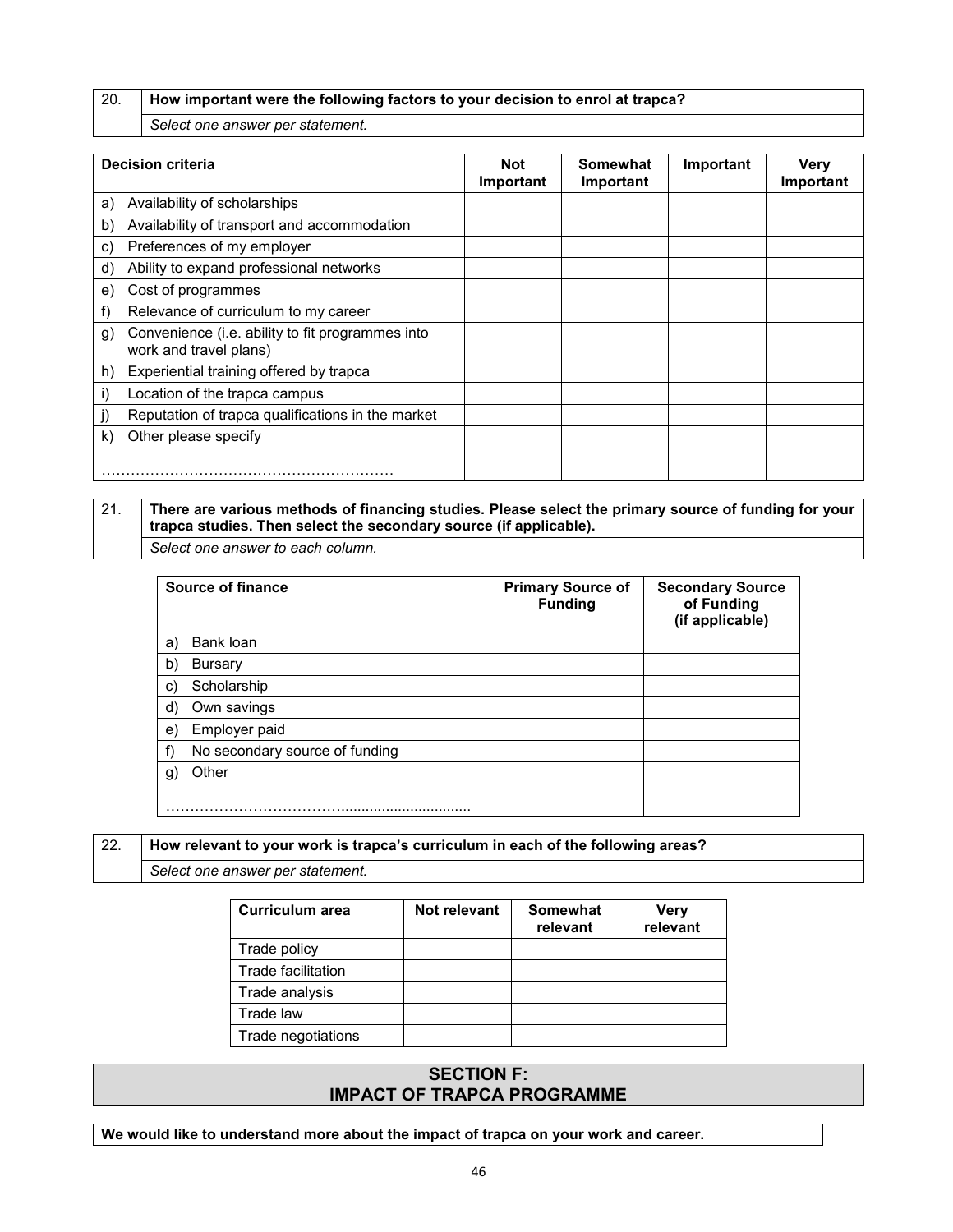| 20. | **How important were the following factors to your decision to enrol at trapca?** |
|---|---|
| | *Select one answer per statement.* |

| **Decision criteria** | **Not Important** | **Somewhat Important** | **Important** | **Very Important** |
|---|---|---|---|---|
| a) Availability of scholarships | | | | |
| b) Availability of transport and accommodation | | | | |
| c) Preferences of my employer | | | | |
| d) Ability to expand professional networks | | | | |
| e) Cost of programmes | | | | |
| f) Relevance of curriculum to my career | | | | |
| g) Convenience (i.e. ability to fit programmes into work and travel plans) | | | | |
| h) Experiential training offered by trapca | | | | |
| i) Location of the trapca campus | | | | |
| j) Reputation of trapca qualifications in the market | | | | |
| k) Other please specify ………………………………………………… | | | | |

| 21. | **There are various methods of financing studies. Please select the primary source of funding for your trapca studies. Then select the secondary source (if applicable).** |
|---|---|
| | *Select one answer to each column.* |

| **Source of finance** | **Primary Source of Funding** | **Secondary Source of Funding (if applicable)** |
|---|---|---|
| a) Bank loan | | |
| b) Bursary | | |
| c) Scholarship | | |
| d) Own savings | | |
| e) Employer paid | | |
| f) No secondary source of funding | | |
| g) Other ………………………………................................ | | |

| 22. | **How relevant to your work is trapca's curriculum in each of the following areas?** |
|---|---|
| | *Select one answer per statement.* |

| **Curriculum area** | **Not relevant** | **Somewhat relevant** | **Very relevant** |
|---|---|---|---|
| Trade policy | | | |
| Trade facilitation | | | |
| Trade analysis | | | |
| Trade law | | | |
| Trade negotiations | | | |

## SECTION F: IMPACT OF TRAPCA PROGRAMME

**We would like to understand more about the impact of trapca on your work and career.**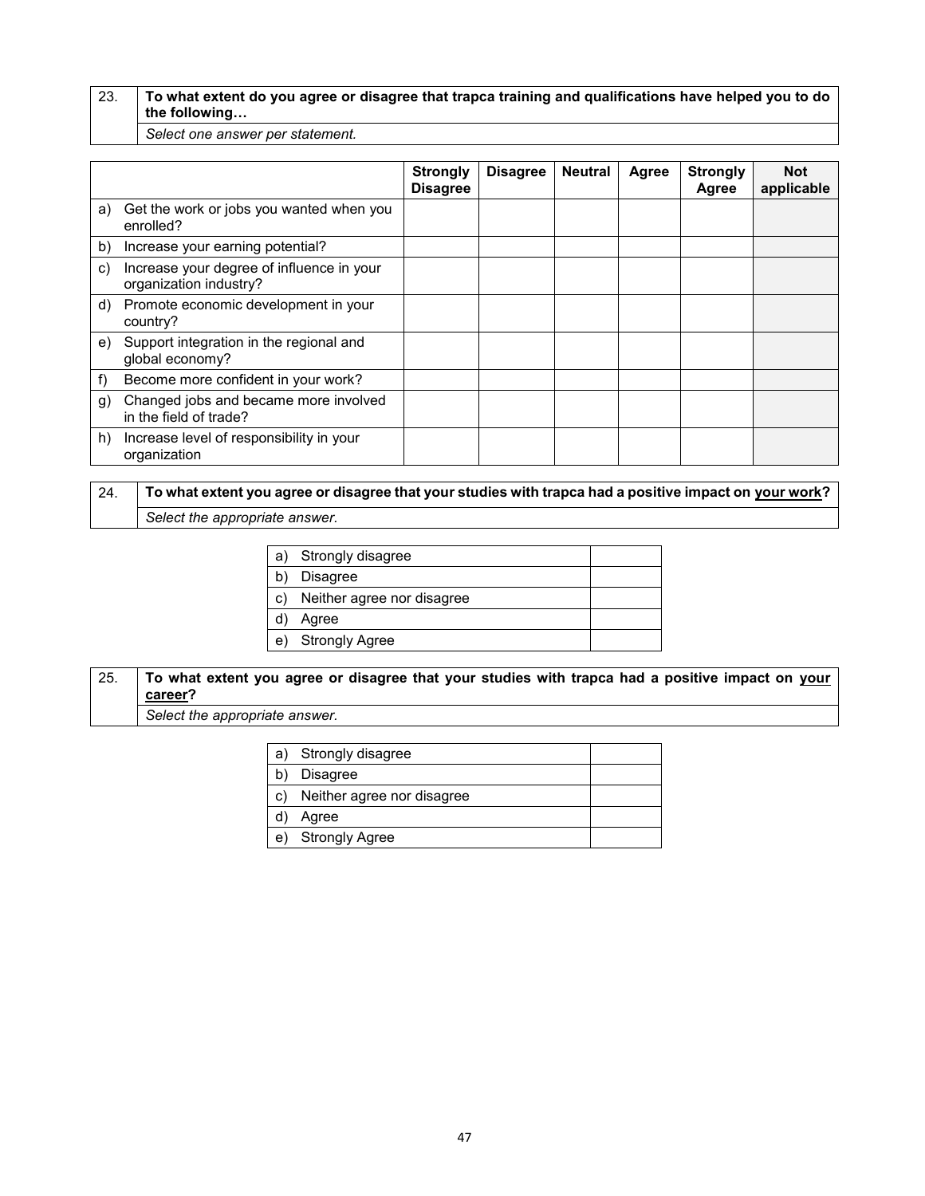| 23. | **To what extent do you agree or disagree that trapca training and qualifications have helped you to do the following…** |
|---|---|
| | *Select one answer per statement.* |

| | Strongly Disagree | Disagree | Neutral | Agree | Strongly Agree | Not applicable |
|---|---|---|---|---|---|---|
| a) Get the work or jobs you wanted when you enrolled? | | | | | | |
| b) Increase your earning potential? | | | | | | |
| c) Increase your degree of influence in your organization industry? | | | | | | |
| d) Promote economic development in your country? | | | | | | |
| e) Support integration in the regional and global economy? | | | | | | |
| f) Become more confident in your work? | | | | | | |
| g) Changed jobs and became more involved in the field of trade? | | | | | | |
| h) Increase level of responsibility in your organization | | | | | | |

| 24. | **To what extent you agree or disagree that your studies with trapca had a positive impact on <u>your work</u>?** |
|---|---|
| | *Select the appropriate answer.* |

| | |
|---|---|
| a) Strongly disagree | |
| b) Disagree | |
| c) Neither agree nor disagree | |
| d) Agree | |
| e) Strongly Agree | |

| 25. | **To what extent you agree or disagree that your studies with trapca had a positive impact on <u>your career</u>?** |
|---|---|
| | *Select the appropriate answer.* |

| | |
|---|---|
| a) Strongly disagree | |
| b) Disagree | |
| c) Neither agree nor disagree | |
| d) Agree | |
| e) Strongly Agree | |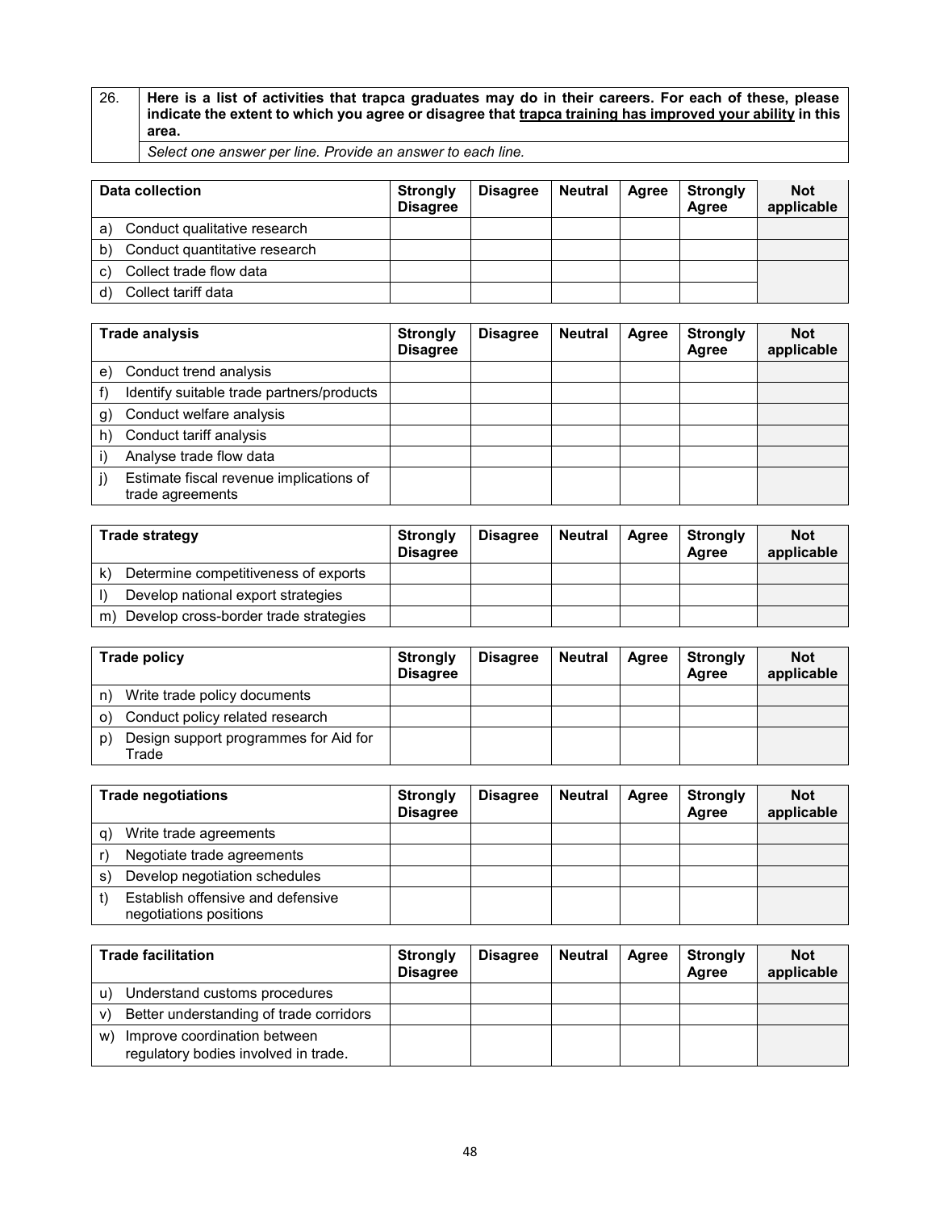| 26. | **Here is a list of activities that trapca graduates may do in their careers. For each of these, please indicate the extent to which you agree or disagree that trapca training has improved your ability in this area.** |
|---|---|
| | *Select one answer per line. Provide an answer to each line.* |

| Data collection | Strongly Disagree | Disagree | Neutral | Agree | Strongly Agree | Not applicable |
|---|---|---|---|---|---|---|
| a) Conduct qualitative research | | | | | | |
| b) Conduct quantitative research | | | | | | |
| c) Collect trade flow data | | | | | | |
| d) Collect tariff data | | | | | | |

| Trade analysis | Strongly Disagree | Disagree | Neutral | Agree | Strongly Agree | Not applicable |
|---|---|---|---|---|---|---|
| e) Conduct trend analysis | | | | | | |
| f) Identify suitable trade partners/products | | | | | | |
| g) Conduct welfare analysis | | | | | | |
| h) Conduct tariff analysis | | | | | | |
| i) Analyse trade flow data | | | | | | |
| j) Estimate fiscal revenue implications of trade agreements | | | | | | |

| Trade strategy | Strongly Disagree | Disagree | Neutral | Agree | Strongly Agree | Not applicable |
|---|---|---|---|---|---|---|
| k) Determine competitiveness of exports | | | | | | |
| l) Develop national export strategies | | | | | | |
| m) Develop cross-border trade strategies | | | | | | |

| Trade policy | Strongly Disagree | Disagree | Neutral | Agree | Strongly Agree | Not applicable |
|---|---|---|---|---|---|---|
| n) Write trade policy documents | | | | | | |
| o) Conduct policy related research | | | | | | |
| p) Design support programmes for Aid for Trade | | | | | | |

| Trade negotiations | Strongly Disagree | Disagree | Neutral | Agree | Strongly Agree | Not applicable |
|---|---|---|---|---|---|---|
| q) Write trade agreements | | | | | | |
| r) Negotiate trade agreements | | | | | | |
| s) Develop negotiation schedules | | | | | | |
| t) Establish offensive and defensive negotiations positions | | | | | | |

| Trade facilitation | Strongly Disagree | Disagree | Neutral | Agree | Strongly Agree | Not applicable |
|---|---|---|---|---|---|---|
| u) Understand customs procedures | | | | | | |
| v) Better understanding of trade corridors | | | | | | |
| w) Improve coordination between regulatory bodies involved in trade. | | | | | | |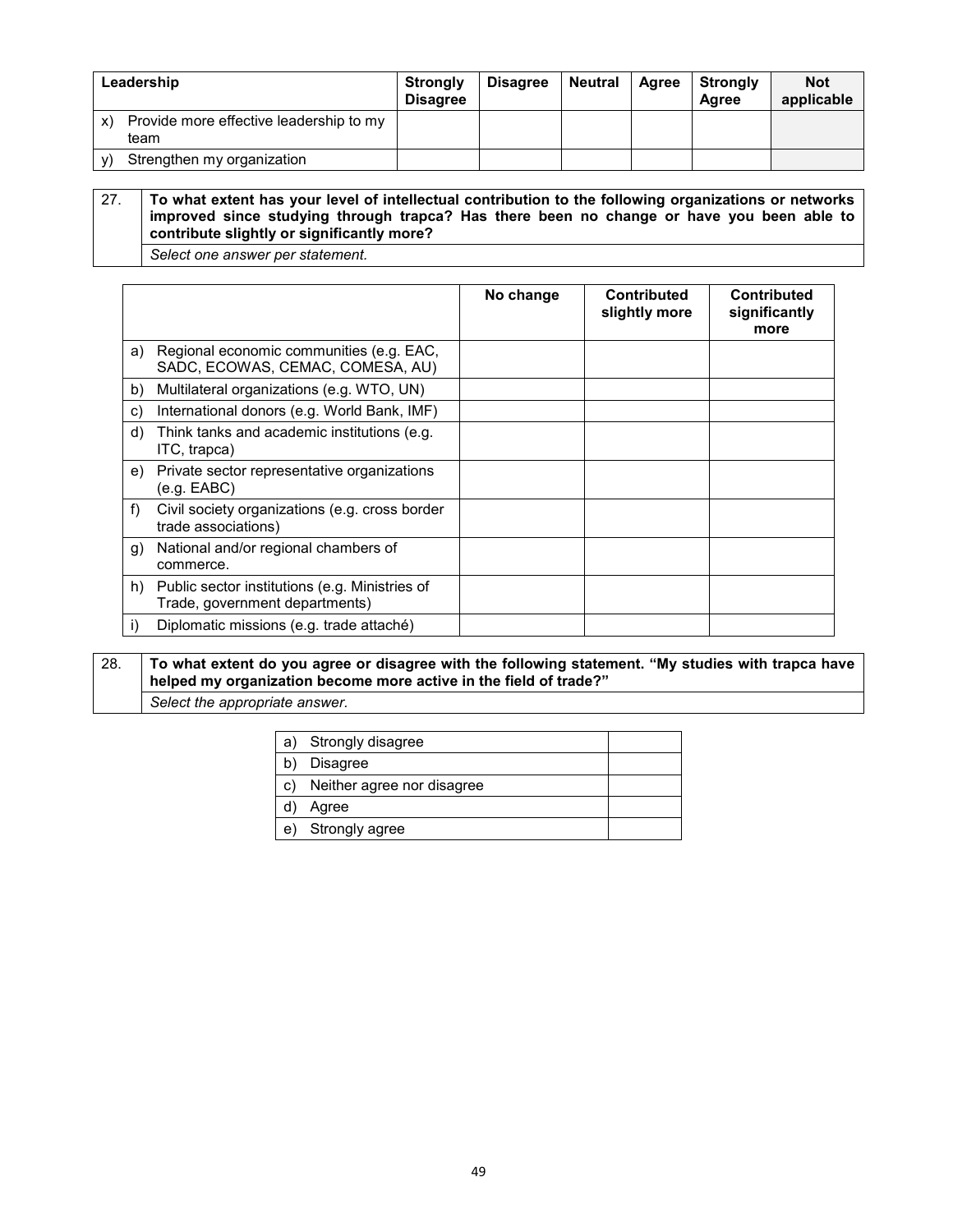| Leadership | Strongly Disagree | Disagree | Neutral | Agree | Strongly Agree | Not applicable |
|---|---|---|---|---|---|---|
| x) Provide more effective leadership to my team | | | | | | |
| y) Strengthen my organization | | | | | | |

| 27. | **To what extent has your level of intellectual contribution to the following organizations or networks improved since studying through trapca? Has there been no change or have you been able to contribute slightly or significantly more?** |
|---|---|
| | *Select one answer per statement.* |

| | No change | Contributed slightly more | Contributed significantly more |
|---|---|---|---|
| a) Regional economic communities (e.g. EAC, SADC, ECOWAS, CEMAC, COMESA, AU) | | | |
| b) Multilateral organizations (e.g. WTO, UN) | | | |
| c) International donors (e.g. World Bank, IMF) | | | |
| d) Think tanks and academic institutions (e.g. ITC, trapca) | | | |
| e) Private sector representative organizations (e.g. EABC) | | | |
| f) Civil society organizations (e.g. cross border trade associations) | | | |
| g) National and/or regional chambers of commerce. | | | |
| h) Public sector institutions (e.g. Ministries of Trade, government departments) | | | |
| i) Diplomatic missions (e.g. trade attaché) | | | |

| 28. | **To what extent do you agree or disagree with the following statement. "My studies with trapca have helped my organization become more active in the field of trade?"** |
|---|---|
| | *Select the appropriate answer.* |

| | |
|---|---|
| a) Strongly disagree | |
| b) Disagree | |
| c) Neither agree nor disagree | |
| d) Agree | |
| e) Strongly agree | |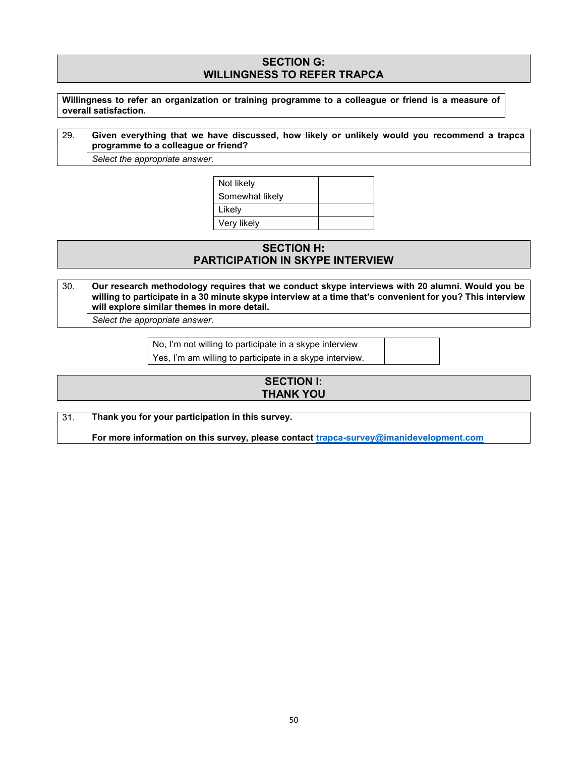## SECTION G:
## WILLINGNESS TO REFER TRAPCA

**Willingness to refer an organization or training programme to a colleague or friend is a measure of overall satisfaction.**

| 29. | **Given everything that we have discussed, how likely or unlikely would you recommend a trapca programme to a colleague or friend?** |
|---|---|
| | *Select the appropriate answer.* |

| Not likely | |
|---|---|
| Somewhat likely | |
| Likely | |
| Very likely | |

## SECTION H:
## PARTICIPATION IN SKYPE INTERVIEW

| 30. | **Our research methodology requires that we conduct skype interviews with 20 alumni. Would you be willing to participate in a 30 minute skype interview at a time that's convenient for you? This interview will explore similar themes in more detail.** |
|---|---|
| | *Select the appropriate answer.* |

| No, I'm not willing to participate in a skype interview | |
|---|---|
| Yes, I'm am willing to participate in a skype interview. | |

## SECTION I:
## THANK YOU

| 31. | **Thank you for your participation in this survey.**<br><br>**For more information on this survey, please contact [trapca-survey@imanidevelopment.com](mailto:trapca-survey@imanidevelopment.com)** |
|---|---|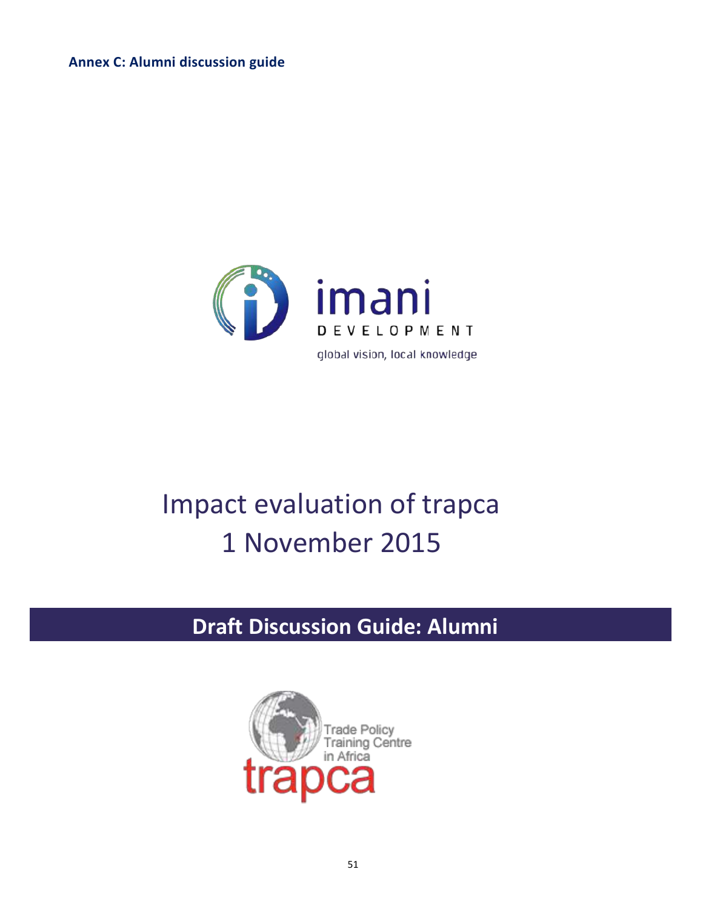# Annex C: Alumni discussion guide

imani DEVELOPMENT

global vision, local knowledge

Impact evaluation of trapca

1 November 2015

## Draft Discussion Guide: Alumni

Trade Policy Training Centre in Africa

trapca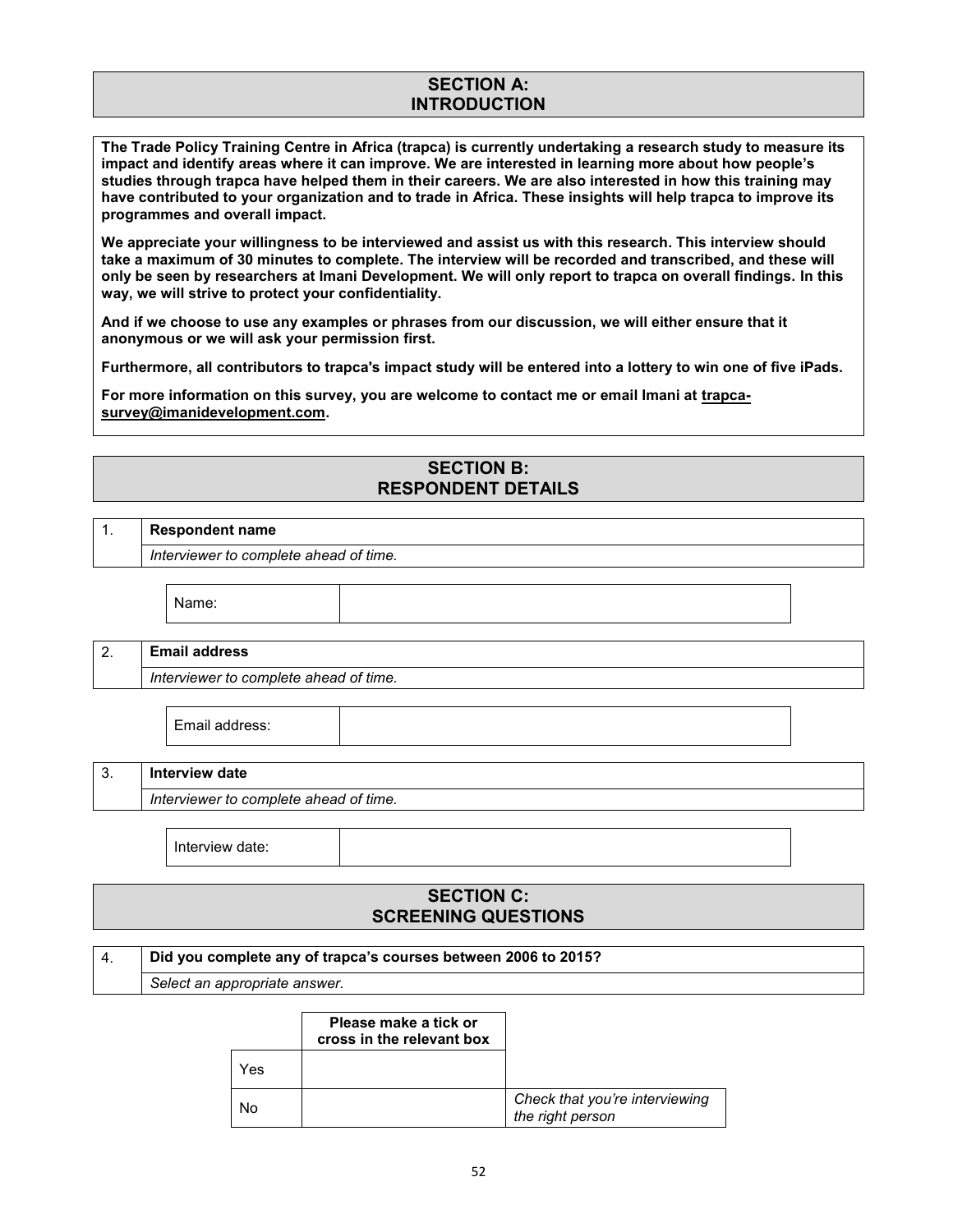## SECTION A: INTRODUCTION

**The Trade Policy Training Centre in Africa (trapca) is currently undertaking a research study to measure its impact and identify areas where it can improve. We are interested in learning more about how people's studies through trapca have helped them in their careers. We are also interested in how this training may have contributed to your organization and to trade in Africa. These insights will help trapca to improve its programmes and overall impact.**

**We appreciate your willingness to be interviewed and assist us with this research. This interview should take a maximum of 30 minutes to complete. The interview will be recorded and transcribed, and these will only be seen by researchers at Imani Development. We will only report to trapca on overall findings. In this way, we will strive to protect your confidentiality.**

**And if we choose to use any examples or phrases from our discussion, we will either ensure that it anonymous or we will ask your permission first.**

**Furthermore, all contributors to trapca's impact study will be entered into a lottery to win one of five iPads.**

**For more information on this survey, you are welcome to contact me or email Imani at trapca-survey@imanidevelopment.com.**

## SECTION B: RESPONDENT DETAILS

| 1. | **Respondent name** |
|---|---|
| | *Interviewer to complete ahead of time.* |

| Name: | |
|---|---|

| 2. | **Email address** |
|---|---|
| | *Interviewer to complete ahead of time.* |

| Email address: | |
|---|---|

| 3. | **Interview date** |
|---|---|
| | *Interviewer to complete ahead of time.* |

| Interview date: | |
|---|---|

## SECTION C: SCREENING QUESTIONS

| 4. | **Did you complete any of trapca's courses between 2006 to 2015?** |
|---|---|
| | *Select an appropriate answer.* |

| | **Please make a tick or cross in the relevant box** | |
|---|---|---|
| Yes | | |
| No | | *Check that you're interviewing the right person* |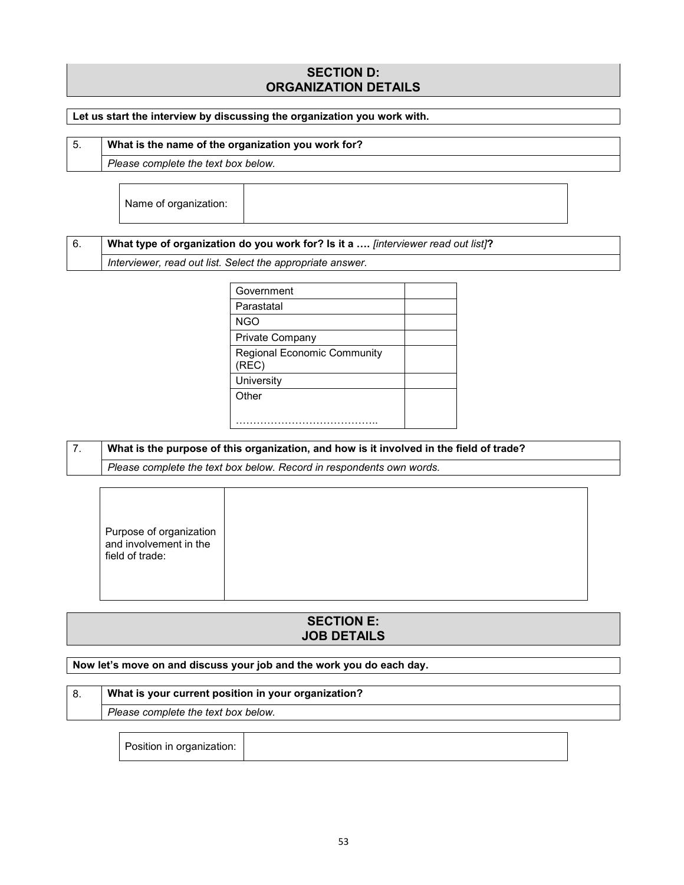## SECTION D: ORGANIZATION DETAILS

**Let us start the interview by discussing the organization you work with.**

| 5. | **What is the name of the organization you work for?** |
|---|---|
| | *Please complete the text box below.* |

| Name of organization: | |
|---|---|

| 6. | **What type of organization do you work for? Is it a ….** *[interviewer read out list]***?** |
|---|---|
| | *Interviewer, read out list. Select the appropriate answer.* |

| | |
|---|---|
| Government | |
| Parastatal | |
| NGO | |
| Private Company | |
| Regional Economic Community (REC) | |
| University | |
| Other<br>………………………………….. | |

| 7. | **What is the purpose of this organization, and how is it involved in the field of trade?** |
|---|---|
| | *Please complete the text box below. Record in respondents own words.* |

| Purpose of organization and involvement in the field of trade: | |
|---|---|

## SECTION E: JOB DETAILS

**Now let's move on and discuss your job and the work you do each day.**

| 8. | **What is your current position in your organization?** |
|---|---|
| | *Please complete the text box below.* |

| Position in organization: | |
|---|---|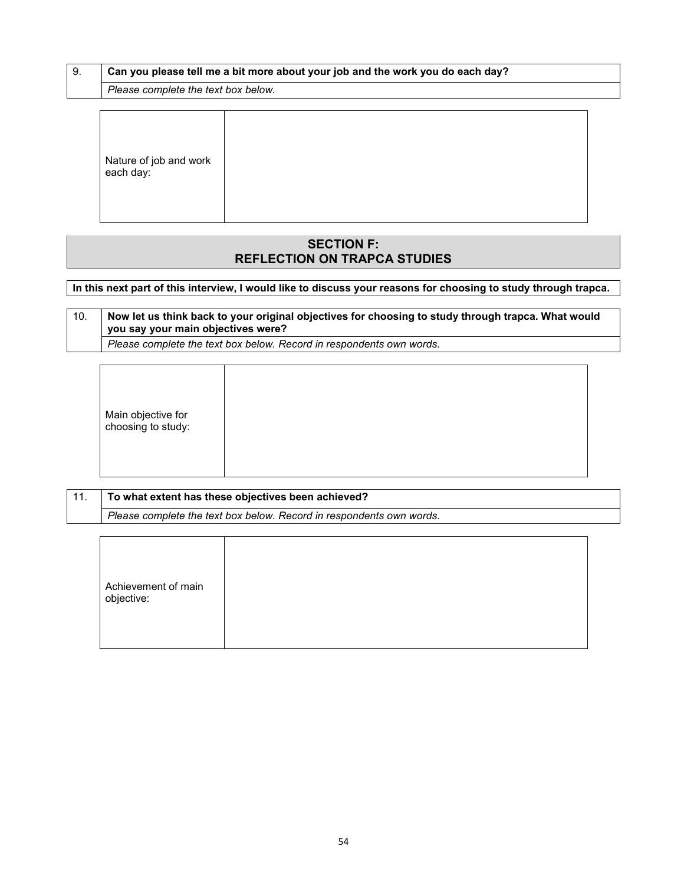| 9. | **Can you please tell me a bit more about your job and the work you do each day?** |
|---|---|
| | *Please complete the text box below.* |

| Nature of job and work each day: | |
|---|---|

## SECTION F: REFLECTION ON TRAPCA STUDIES

**In this next part of this interview, I would like to discuss your reasons for choosing to study through trapca.**

| 10. | **Now let us think back to your original objectives for choosing to study through trapca. What would you say your main objectives were?** |
|---|---|
| | *Please complete the text box below. Record in respondents own words.* |

| Main objective for choosing to study: | |
|---|---|

| 11. | **To what extent has these objectives been achieved?** |
|---|---|
| | *Please complete the text box below. Record in respondents own words.* |

| Achievement of main objective: | |
|---|---|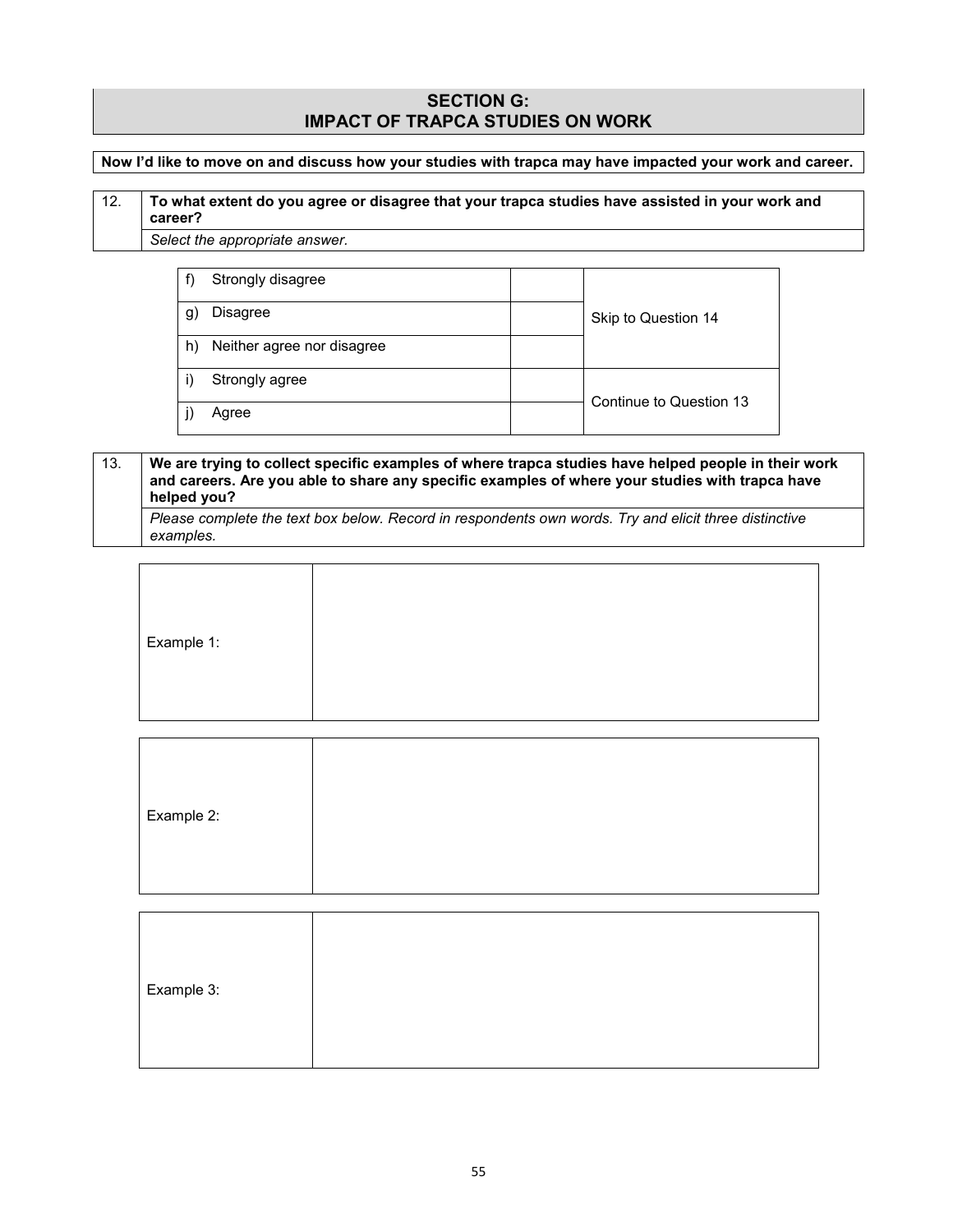## SECTION G: IMPACT OF TRAPCA STUDIES ON WORK

**Now I'd like to move on and discuss how your studies with trapca may have impacted your work and career.**

| 12. | **To what extent do you agree or disagree that your trapca studies have assisted in your work and career?** |
|---|---|
| | *Select the appropriate answer.* |

| | | |
|---|---|---|
| f) Strongly disagree | | Skip to Question 14 |
| g) Disagree | | |
| h) Neither agree nor disagree | | |
| i) Strongly agree | | Continue to Question 13 |
| j) Agree | | |

| 13. | **We are trying to collect specific examples of where trapca studies have helped people in their work and careers. Are you able to share any specific examples of where your studies with trapca have helped you?** |
|---|---|
| | *Please complete the text box below. Record in respondents own words. Try and elicit three distinctive examples.* |

| | |
|---|---|
| Example 1: | |

| | |
|---|---|
| Example 2: | |

| | |
|---|---|
| Example 3: | |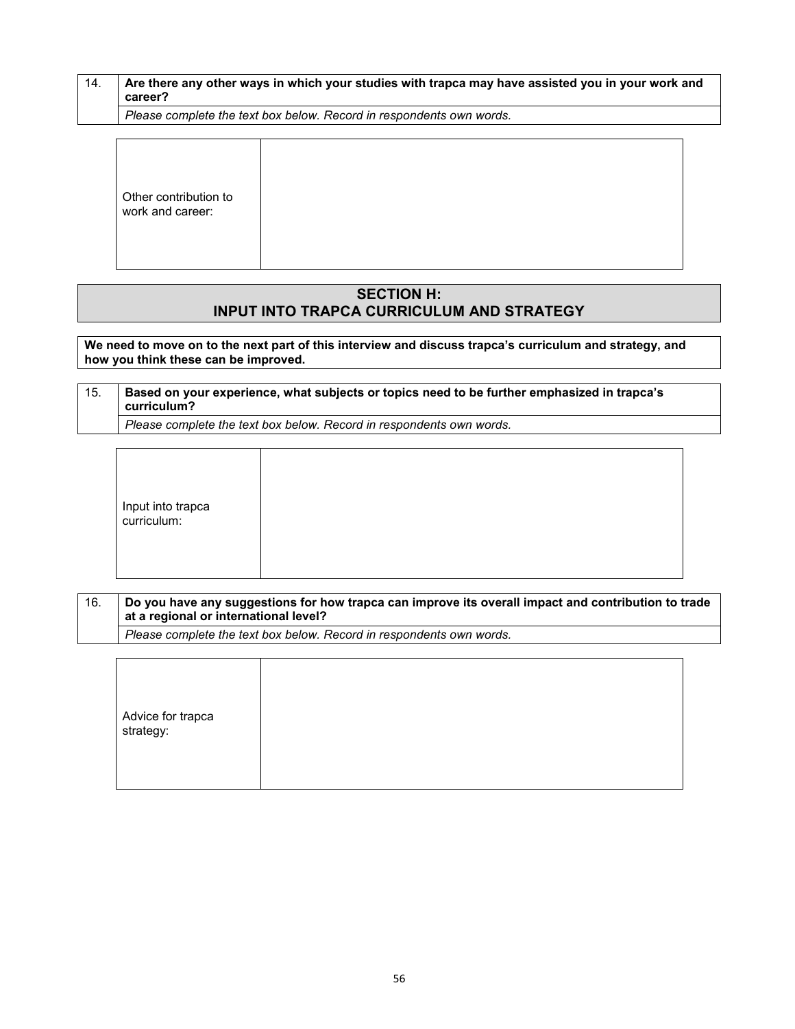| 14. | **Are there any other ways in which your studies with trapca may have assisted you in your work and career?** |
| --- | --- |
| | *Please complete the text box below. Record in respondents own words.* |

| Other contribution to work and career: | |
| --- | --- |

## SECTION H: INPUT INTO TRAPCA CURRICULUM AND STRATEGY

**We need to move on to the next part of this interview and discuss trapca's curriculum and strategy, and how you think these can be improved.**

| 15. | **Based on your experience, what subjects or topics need to be further emphasized in trapca's curriculum?** |
| --- | --- |
| | *Please complete the text box below. Record in respondents own words.* |

| Input into trapca curriculum: | |
| --- | --- |

| 16. | **Do you have any suggestions for how trapca can improve its overall impact and contribution to trade at a regional or international level?** |
| --- | --- |
| | *Please complete the text box below. Record in respondents own words.* |

| Advice for trapca strategy: | |
| --- | --- |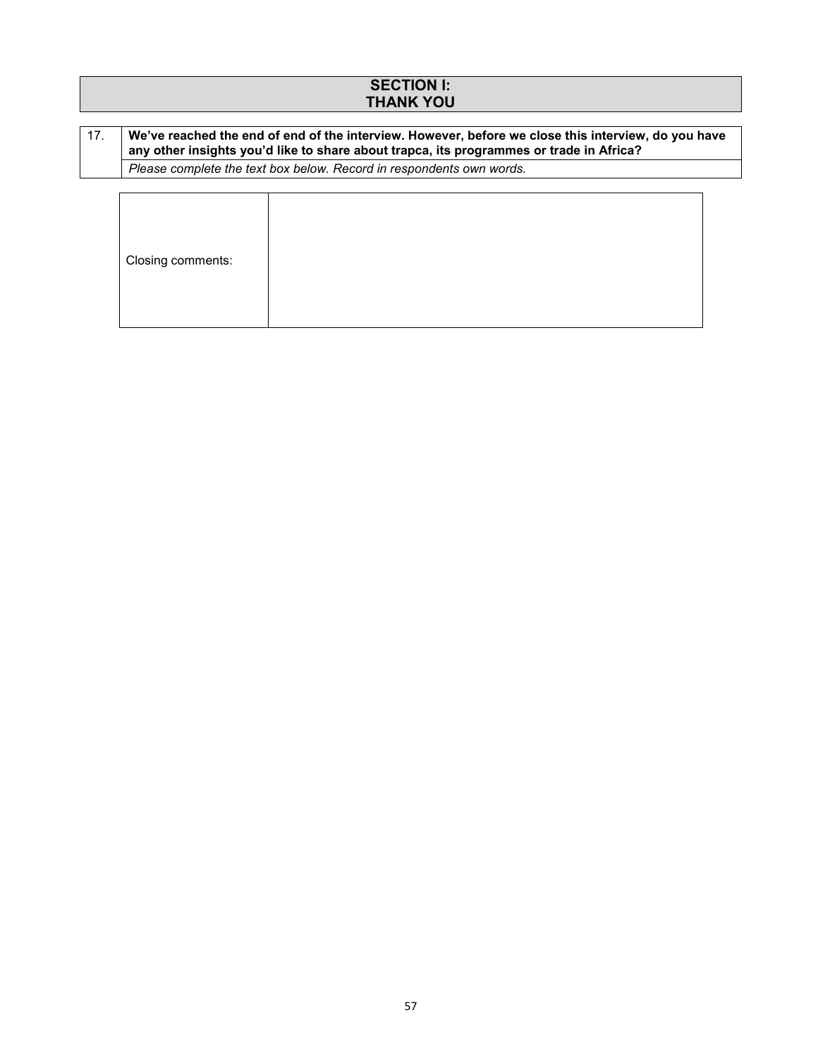## SECTION I:
## THANK YOU

| 17. | **We've reached the end of end of the interview. However, before we close this interview, do you have any other insights you'd like to share about trapca, its programmes or trade in Africa?** |
|---|---|
| | *Please complete the text box below. Record in respondents own words.* |

| Closing comments: | |
|---|---|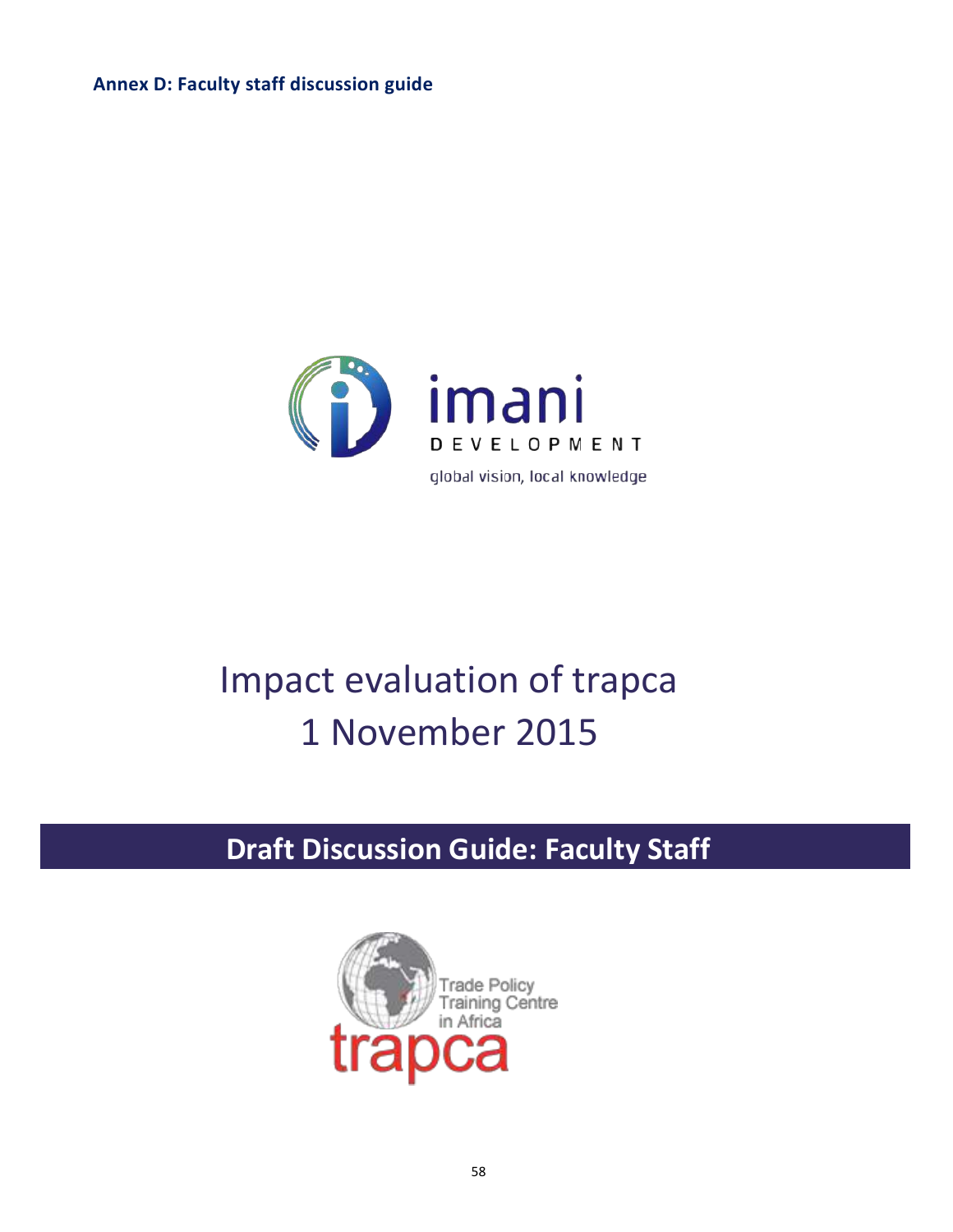**Annex D: Faculty staff discussion guide**

imani DEVELOPMENT

global vision, local knowledge

# Impact evaluation of trapca
# 1 November 2015

## Draft Discussion Guide: Faculty Staff

Trade Policy Training Centre in Africa

trapca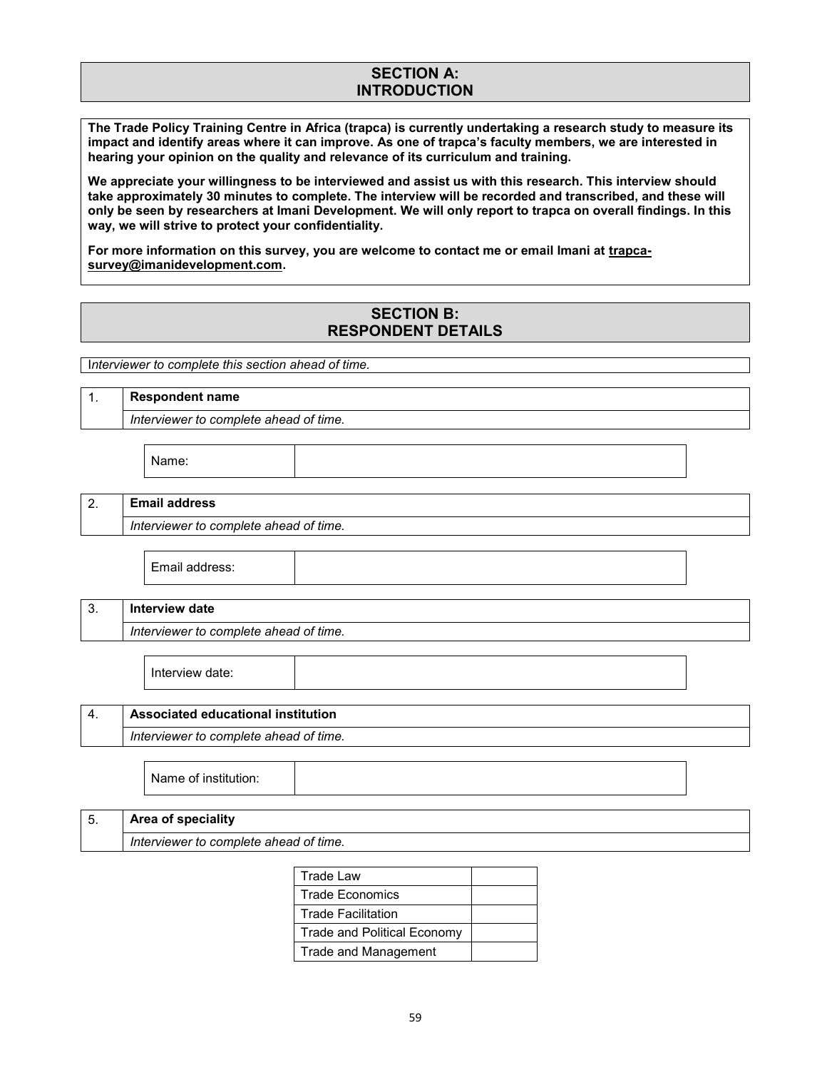## SECTION A: INTRODUCTION

**The Trade Policy Training Centre in Africa (trapca) is currently undertaking a research study to measure its impact and identify areas where it can improve. As one of trapca's faculty members, we are interested in hearing your opinion on the quality and relevance of its curriculum and training.**

**We appreciate your willingness to be interviewed and assist us with this research. This interview should take approximately 30 minutes to complete. The interview will be recorded and transcribed, and these will only be seen by researchers at Imani Development. We will only report to trapca on overall findings. In this way, we will strive to protect your confidentiality.**

**For more information on this survey, you are welcome to contact me or email Imani at trapca-survey@imanidevelopment.com.**

## SECTION B: RESPONDENT DETAILS

*Interviewer to complete this section ahead of time.*

**1. Respondent name**

*Interviewer to complete ahead of time.*

| Name: | |
|---|---|

**2. Email address**

*Interviewer to complete ahead of time.*

| Email address: | |
|---|---|

**3. Interview date**

*Interviewer to complete ahead of time.*

| Interview date: | |
|---|---|

**4. Associated educational institution**

*Interviewer to complete ahead of time.*

| Name of institution: | |
|---|---|

**5. Area of speciality**

*Interviewer to complete ahead of time.*

| | |
|---|---|
| Trade Law | |
| Trade Economics | |
| Trade Facilitation | |
| Trade and Political Economy | |
| Trade and Management | |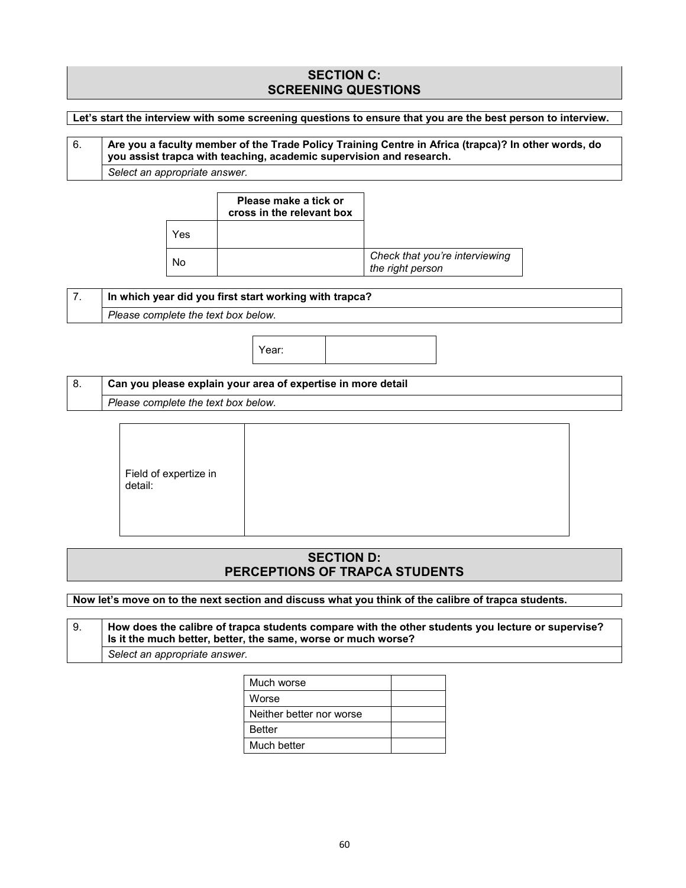## SECTION C:
## SCREENING QUESTIONS

**Let's start the interview with some screening questions to ensure that you are the best person to interview.**

| 6. | **Are you a faculty member of the Trade Policy Training Centre in Africa (trapca)? In other words, do you assist trapca with teaching, academic supervision and research.** |
|---|---|
| | *Select an appropriate answer.* |

| | Please make a tick or cross in the relevant box | |
|---|---|---|
| Yes | | |
| No | | *Check that you're interviewing the right person* |

| 7. | **In which year did you first start working with trapca?** |
|---|---|
| | *Please complete the text box below.* |

| Year: | |
|---|---|

| 8. | **Can you please explain your area of expertise in more detail** |
|---|---|
| | *Please complete the text box below.* |

| Field of expertize in detail: | |
|---|---|

## SECTION D:
## PERCEPTIONS OF TRAPCA STUDENTS

**Now let's move on to the next section and discuss what you think of the calibre of trapca students.**

| 9. | **How does the calibre of trapca students compare with the other students you lecture or supervise? Is it the much better, better, the same, worse or much worse?** |
|---|---|
| | *Select an appropriate answer.* |

| | |
|---|---|
| Much worse | |
| Worse | |
| Neither better nor worse | |
| Better | |
| Much better | |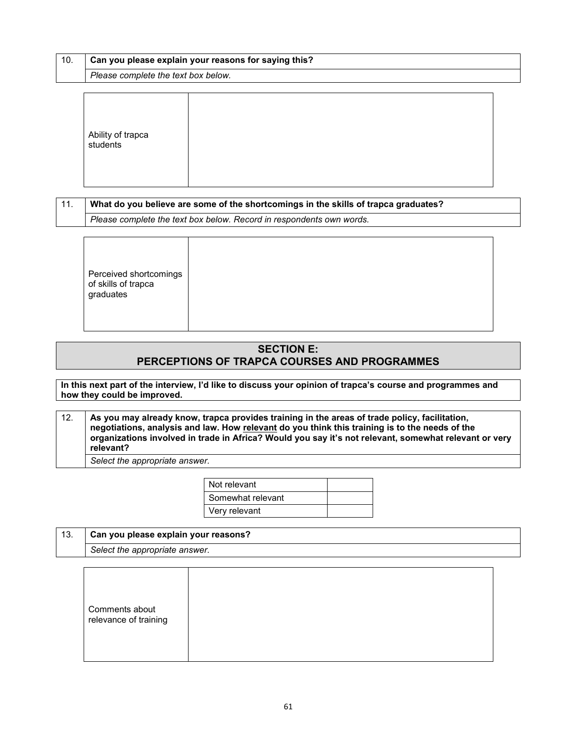| 10. | **Can you please explain your reasons for saying this?** |
|---|---|
| | *Please complete the text box below.* |

| Ability of trapca students | |
|---|---|

| 11. | **What do you believe are some of the shortcomings in the skills of trapca graduates?** |
|---|---|
| | *Please complete the text box below. Record in respondents own words.* |

| Perceived shortcomings of skills of trapca graduates | |
|---|---|

## SECTION E: PERCEPTIONS OF TRAPCA COURSES AND PROGRAMMES

**In this next part of the interview, I'd like to discuss your opinion of trapca's course and programmes and how they could be improved.**

| 12. | **As you may already know, trapca provides training in the areas of trade policy, facilitation, negotiations, analysis and law. How relevant do you think this training is to the needs of the organizations involved in trade in Africa? Would you say it's not relevant, somewhat relevant or very relevant?** |
|---|---|
| | *Select the appropriate answer.* |

| Response | |
|---|---|
| Not relevant | |
| Somewhat relevant | |
| Very relevant | |

| 13. | **Can you please explain your reasons?** |
|---|---|
| | *Select the appropriate answer.* |

| Comments about relevance of training | |
|---|---|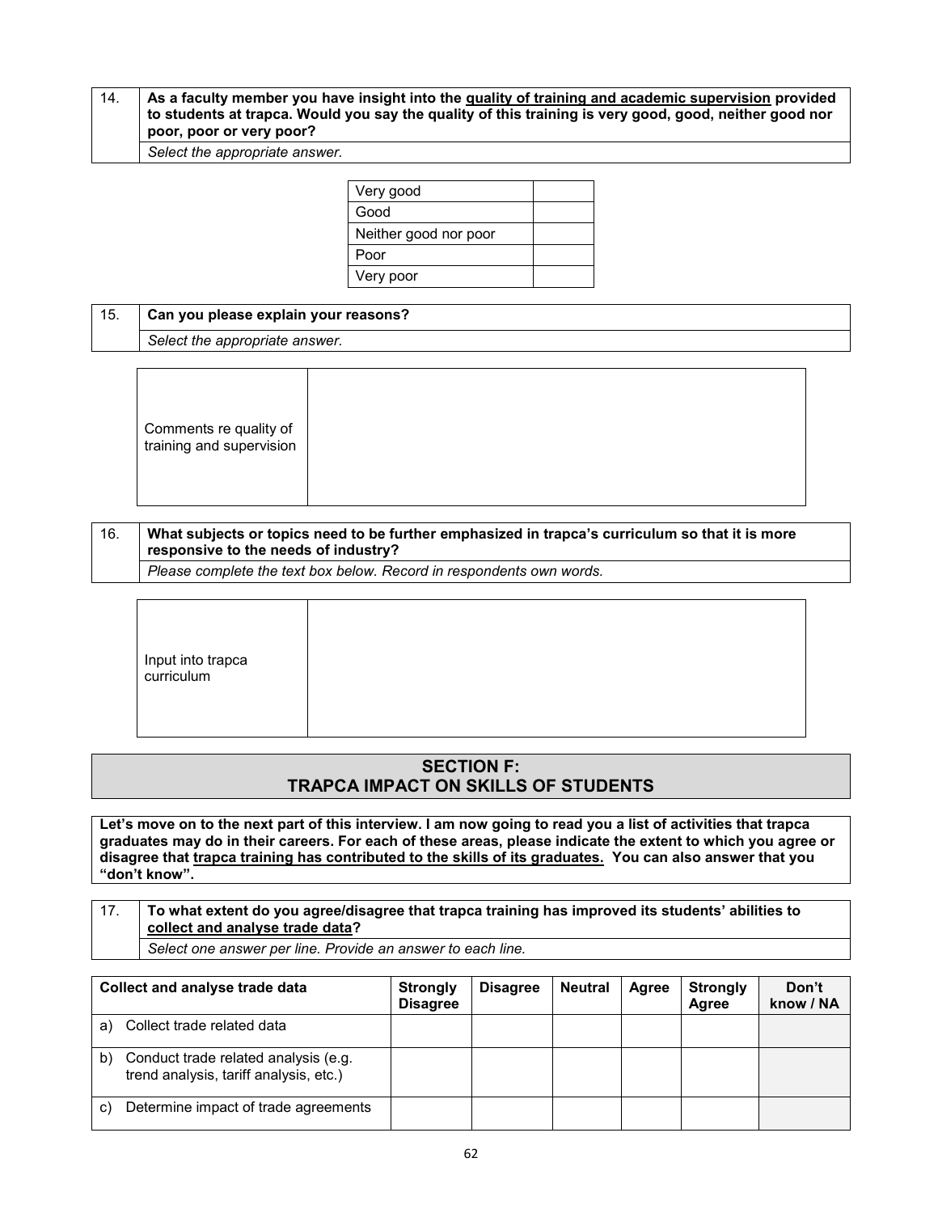| 14. | **As a faculty member you have insight into the <u>quality of training and academic supervision</u> provided to students at trapca. Would you say the quality of this training is very good, good, neither good nor poor, poor or very poor?** |
|---|---|
| | *Select the appropriate answer.* |

| | |
|---|---|
| Very good | |
| Good | |
| Neither good nor poor | |
| Poor | |
| Very poor | |

| 15. | **Can you please explain your reasons?** |
|---|---|
| | *Select the appropriate answer.* |

| | |
|---|---|
| Comments re quality of training and supervision | |

| 16. | **What subjects or topics need to be further emphasized in trapca's curriculum so that it is more responsive to the needs of industry?** |
|---|---|
| | *Please complete the text box below. Record in respondents own words.* |

| | |
|---|---|
| Input into trapca curriculum | |

## SECTION F: TRAPCA IMPACT ON SKILLS OF STUDENTS

**Let's move on to the next part of this interview. I am now going to read you a list of activities that trapca graduates may do in their careers. For each of these areas, please indicate the extent to which you agree or disagree that <u>trapca training has contributed to the skills of its graduates.</u> You can also answer that you "don't know".**

| 17. | **To what extent do you agree/disagree that trapca training has improved its students' abilities to <u>collect and analyse trade data</u>?** |
|---|---|
| | *Select one answer per line. Provide an answer to each line.* |

| Collect and analyse trade data | Strongly Disagree | Disagree | Neutral | Agree | Strongly Agree | Don't know / NA |
|---|---|---|---|---|---|---|
| a) Collect trade related data | | | | | | |
| b) Conduct trade related analysis (e.g. trend analysis, tariff analysis, etc.) | | | | | | |
| c) Determine impact of trade agreements | | | | | | |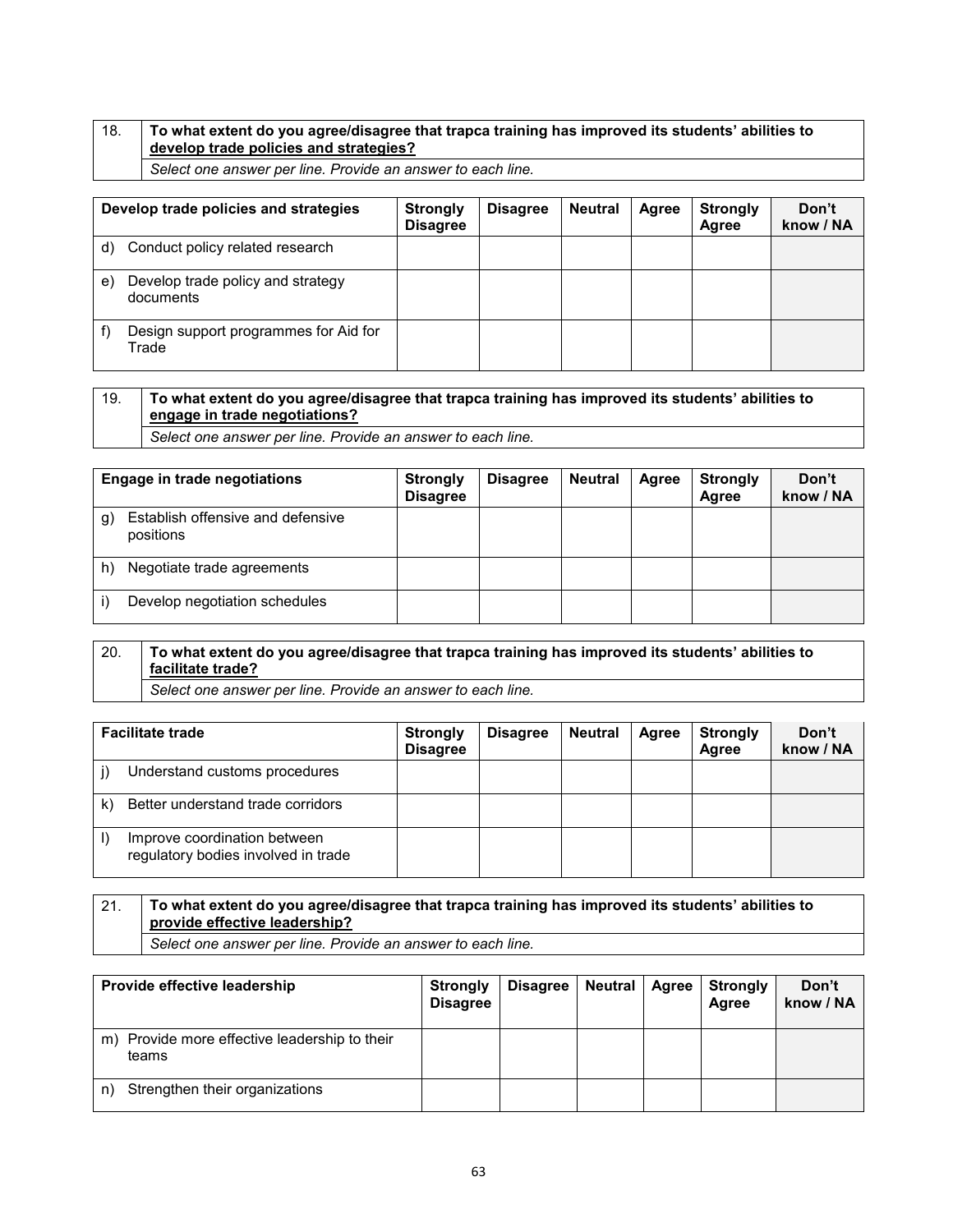| 18. | **To what extent do you agree/disagree that trapca training has improved its students' abilities to <u>develop trade policies and strategies?</u>** |
|---|---|
| | *Select one answer per line. Provide an answer to each line.* |

| **Develop trade policies and strategies** | **Strongly Disagree** | **Disagree** | **Neutral** | **Agree** | **Strongly Agree** | **Don't know / NA** |
|---|---|---|---|---|---|---|
| d) Conduct policy related research | | | | | | |
| e) Develop trade policy and strategy documents | | | | | | |
| f) Design support programmes for Aid for Trade | | | | | | |

| 19. | **To what extent do you agree/disagree that trapca training has improved its students' abilities to <u>engage in trade negotiations?</u>** |
|---|---|
| | *Select one answer per line. Provide an answer to each line.* |

| **Engage in trade negotiations** | **Strongly Disagree** | **Disagree** | **Neutral** | **Agree** | **Strongly Agree** | **Don't know / NA** |
|---|---|---|---|---|---|---|
| g) Establish offensive and defensive positions | | | | | | |
| h) Negotiate trade agreements | | | | | | |
| i) Develop negotiation schedules | | | | | | |

| 20. | **To what extent do you agree/disagree that trapca training has improved its students' abilities to <u>facilitate trade?</u>** |
|---|---|
| | *Select one answer per line. Provide an answer to each line.* |

| **Facilitate trade** | **Strongly Disagree** | **Disagree** | **Neutral** | **Agree** | **Strongly Agree** | **Don't know / NA** |
|---|---|---|---|---|---|---|
| j) Understand customs procedures | | | | | | |
| k) Better understand trade corridors | | | | | | |
| l) Improve coordination between regulatory bodies involved in trade | | | | | | |

| 21. | **To what extent do you agree/disagree that trapca training has improved its students' abilities to <u>provide effective leadership?</u>** |
|---|---|
| | *Select one answer per line. Provide an answer to each line.* |

| **Provide effective leadership** | **Strongly Disagree** | **Disagree** | **Neutral** | **Agree** | **Strongly Agree** | **Don't know / NA** |
|---|---|---|---|---|---|---|
| m) Provide more effective leadership to their teams | | | | | | |
| n) Strengthen their organizations | | | | | | |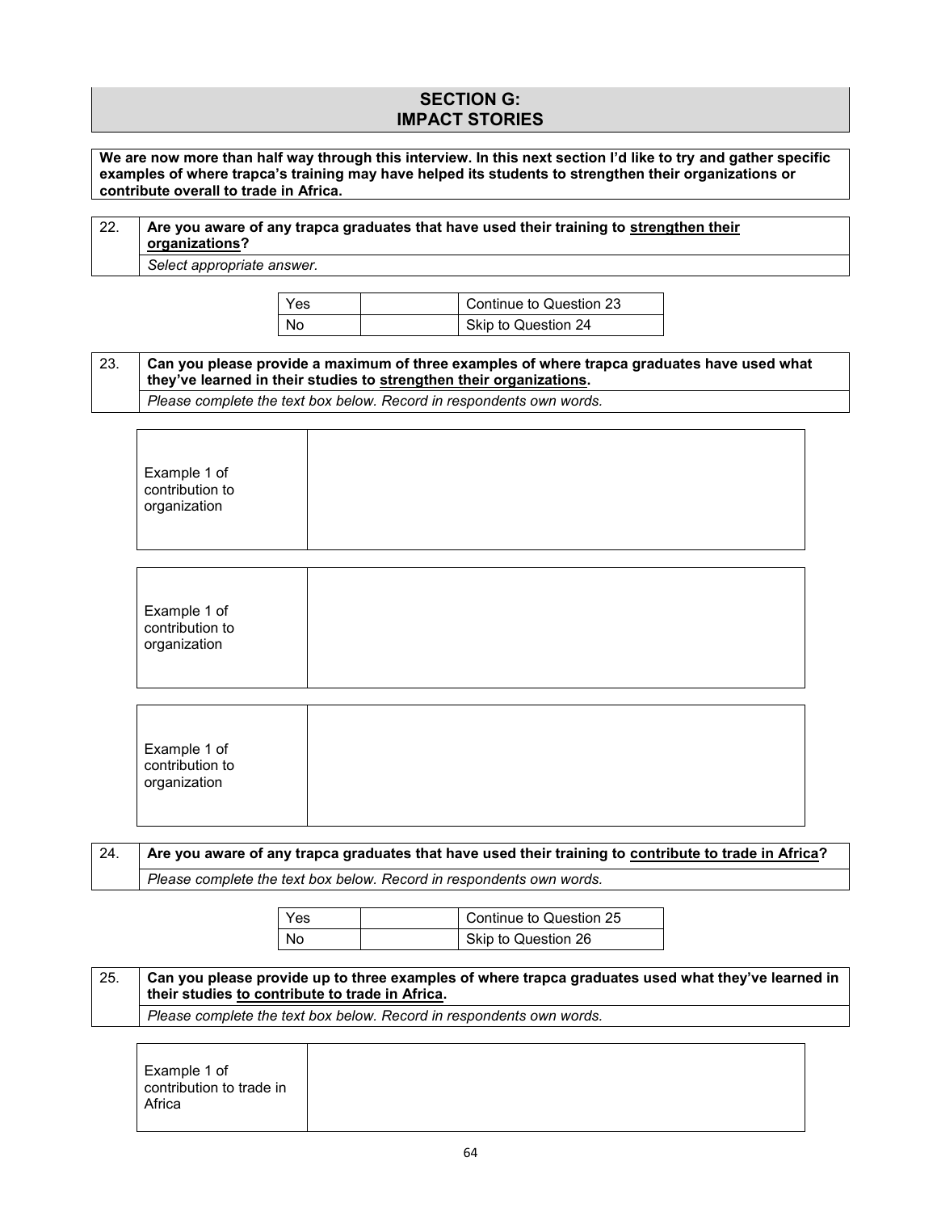## SECTION G: IMPACT STORIES

**We are now more than half way through this interview. In this next section I'd like to try and gather specific examples of where trapca's training may have helped its students to strengthen their organizations or contribute overall to trade in Africa.**

| 22. | **Are you aware of any trapca graduates that have used their training to <u>strengthen their organizations</u>?** |
|---|---|
| | *Select appropriate answer.* |

| | | |
|---|---|---|
| Yes | | Continue to Question 23 |
| No | | Skip to Question 24 |

| 23. | **Can you please provide a maximum of three examples of where trapca graduates have used what they've learned in their studies to <u>strengthen their organizations</u>.** |
|---|---|
| | *Please complete the text box below. Record in respondents own words.* |

| | |
|---|---|
| Example 1 of contribution to organization | |

| | |
|---|---|
| Example 1 of contribution to organization | |

| | |
|---|---|
| Example 1 of contribution to organization | |

| 24. | **Are you aware of any trapca graduates that have used their training to <u>contribute to trade in Africa</u>?** |
|---|---|
| | *Please complete the text box below. Record in respondents own words.* |

| | | |
|---|---|---|
| Yes | | Continue to Question 25 |
| No | | Skip to Question 26 |

| 25. | **Can you please provide up to three examples of where trapca graduates used what they've learned in their studies <u>to contribute to trade in Africa</u>.** |
|---|---|
| | *Please complete the text box below. Record in respondents own words.* |

| | |
|---|---|
| Example 1 of contribution to trade in Africa | |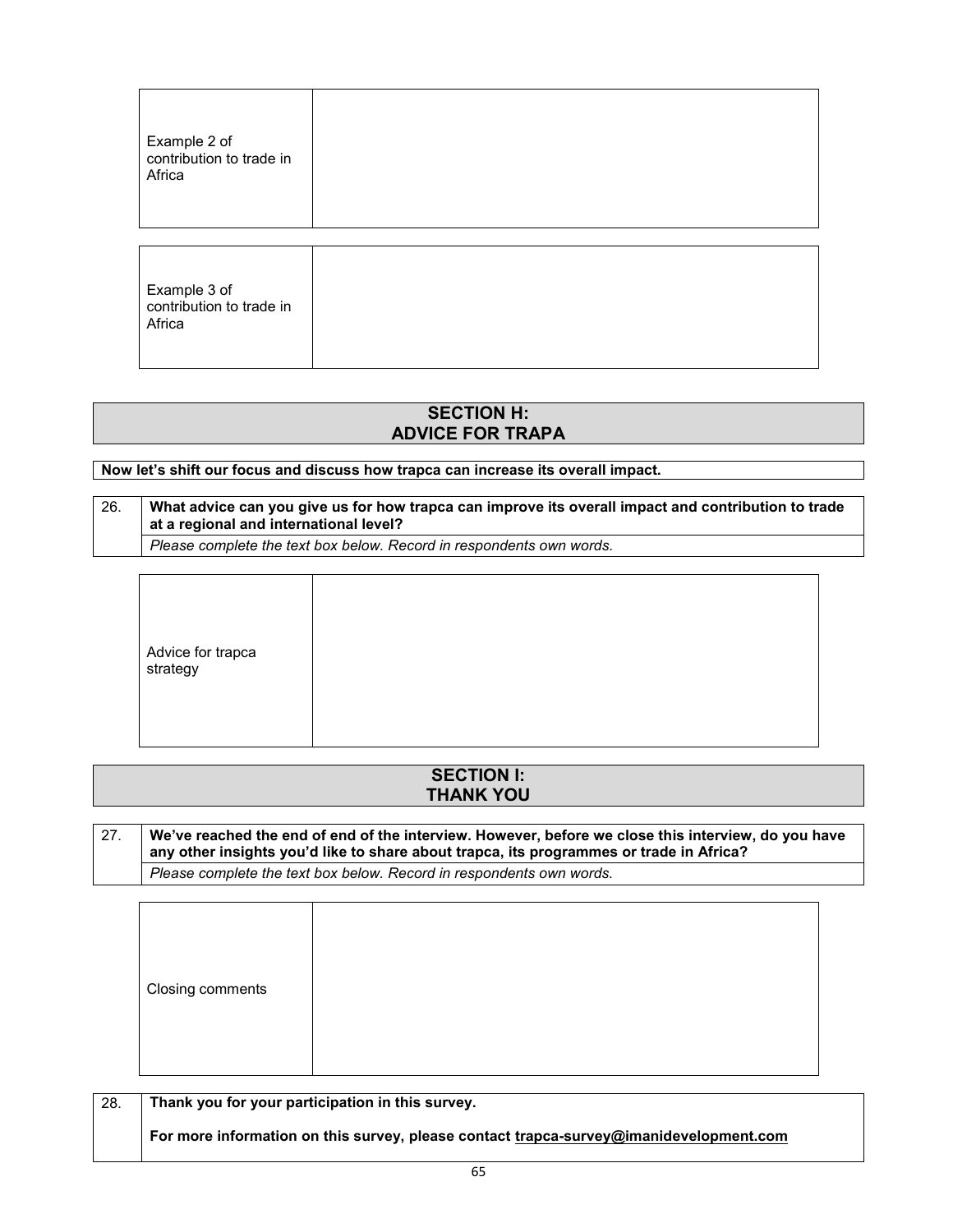| Example 2 of contribution to trade in Africa | |
|---|---|

| Example 3 of contribution to trade in Africa | |
|---|---|

## SECTION H: ADVICE FOR TRAPA

**Now let's shift our focus and discuss how trapca can increase its overall impact.**

| 26. | **What advice can you give us for how trapca can improve its overall impact and contribution to trade at a regional and international level?** |
|---|---|
| | *Please complete the text box below. Record in respondents own words.* |

| Advice for trapca strategy | |
|---|---|

## SECTION I: THANK YOU

| 27. | **We've reached the end of end of the interview. However, before we close this interview, do you have any other insights you'd like to share about trapca, its programmes or trade in Africa?** |
|---|---|
| | *Please complete the text box below. Record in respondents own words.* |

| Closing comments | |
|---|---|

| 28. | **Thank you for your participation in this survey.**<br><br>**For more information on this survey, please contact trapca-survey@imanidevelopment.com** |
|---|---|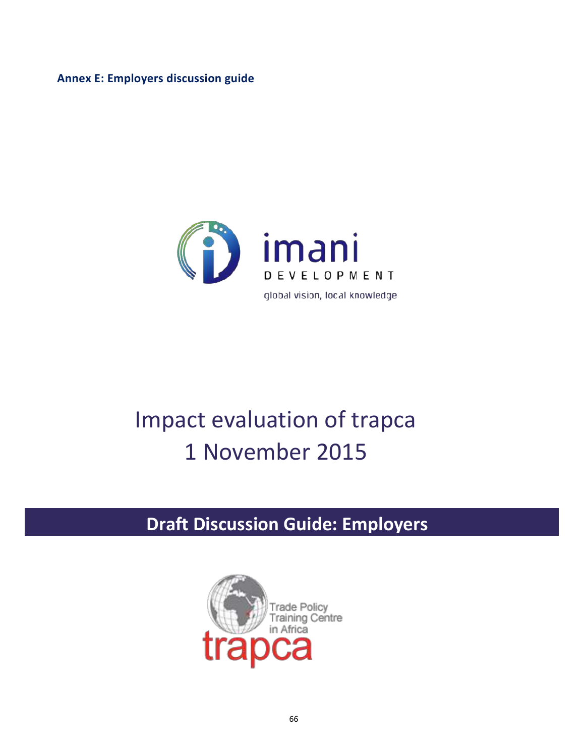**Annex E: Employers discussion guide**

imani

DEVELOPMENT

global vision, local knowledge

# Impact evaluation of trapca
# 1 November 2015

## Draft Discussion Guide: Employers

Trade Policy Training Centre in Africa

trapca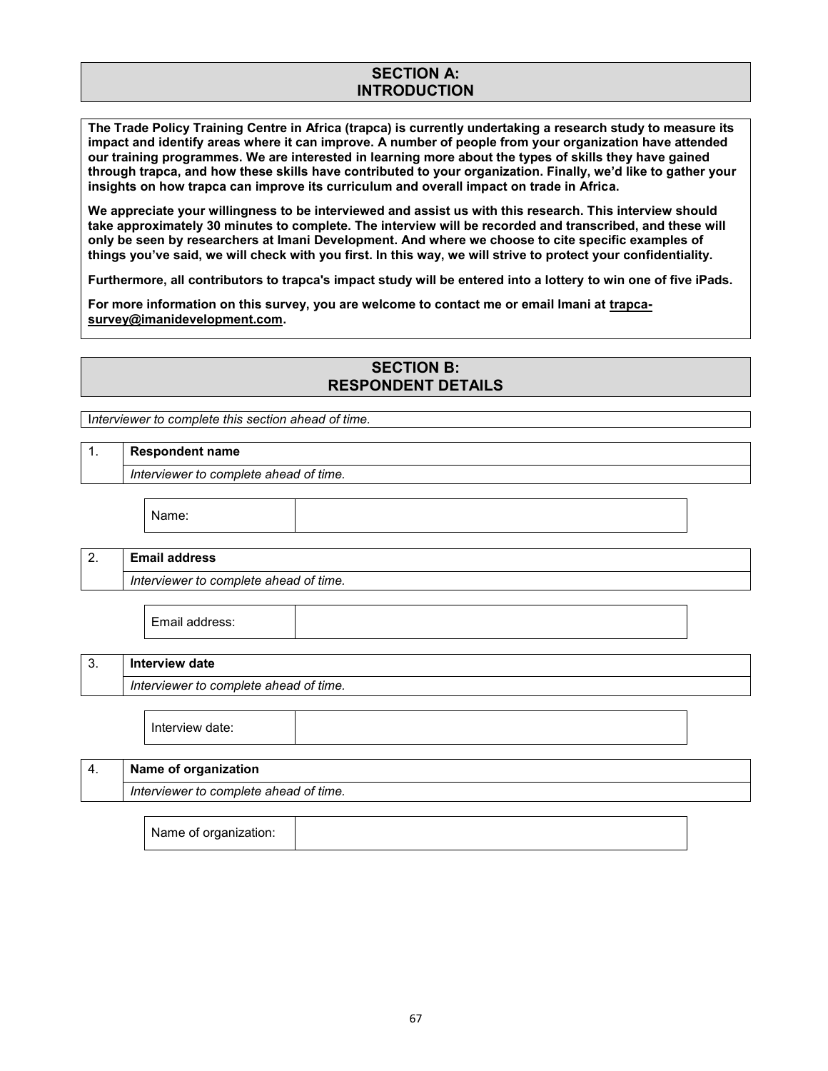## SECTION A: INTRODUCTION

**The Trade Policy Training Centre in Africa (trapca) is currently undertaking a research study to measure its impact and identify areas where it can improve. A number of people from your organization have attended our training programmes. We are interested in learning more about the types of skills they have gained through trapca, and how these skills have contributed to your organization. Finally, we'd like to gather your insights on how trapca can improve its curriculum and overall impact on trade in Africa.**

**We appreciate your willingness to be interviewed and assist us with this research. This interview should take approximately 30 minutes to complete. The interview will be recorded and transcribed, and these will only be seen by researchers at Imani Development. And where we choose to cite specific examples of things you've said, we will check with you first. In this way, we will strive to protect your confidentiality.**

**Furthermore, all contributors to trapca's impact study will be entered into a lottery to win one of five iPads.**

**For more information on this survey, you are welcome to contact me or email Imani at trapca-survey@imanidevelopment.com.**

## SECTION B: RESPONDENT DETAILS

*Interviewer to complete this section ahead of time.*

| 1. | **Respondent name** |
|---|---|
| | *Interviewer to complete ahead of time.* |

| Name: | |
|---|---|

| 2. | **Email address** |
|---|---|
| | *Interviewer to complete ahead of time.* |

| Email address: | |
|---|---|

| 3. | **Interview date** |
|---|---|
| | *Interviewer to complete ahead of time.* |

| Interview date: | |
|---|---|

| 4. | **Name of organization** |
|---|---|
| | *Interviewer to complete ahead of time.* |

| Name of organization: | |
|---|---|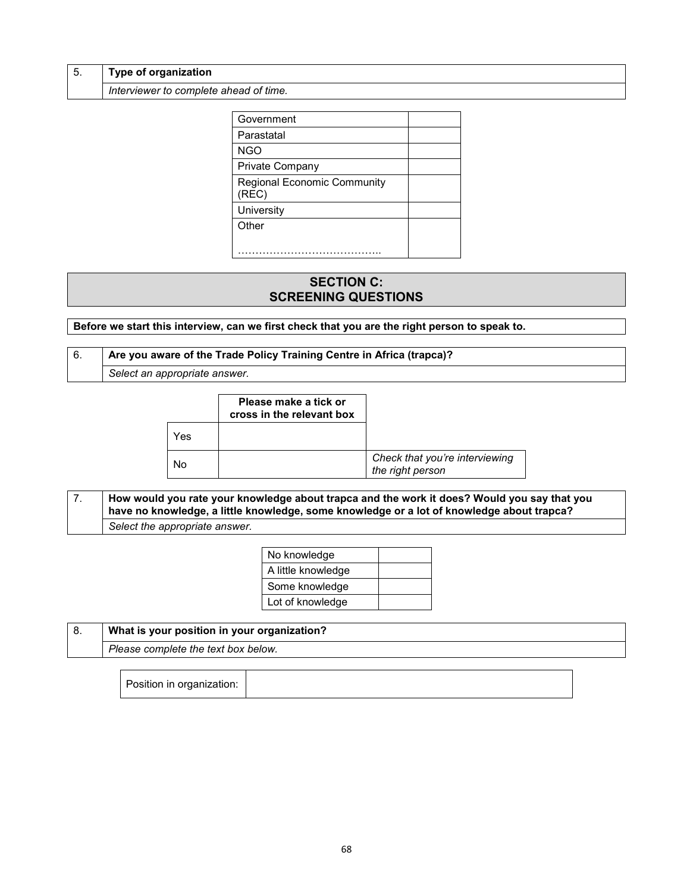| 5. | **Type of organization** |
|---|---|
| | *Interviewer to complete ahead of time.* |

| | |
|---|---|
| Government | |
| Parastatal | |
| NGO | |
| Private Company | |
| Regional Economic Community (REC) | |
| University | |
| Other<br><br>………………………………….. | |

## SECTION C: SCREENING QUESTIONS

**Before we start this interview, can we first check that you are the right person to speak to.**

| 6. | **Are you aware of the Trade Policy Training Centre in Africa (trapca)?** |
|---|---|
| | *Select an appropriate answer.* |

| | **Please make a tick or cross in the relevant box** | |
|---|---|---|
| Yes | | |
| No | | *Check that you're interviewing the right person* |

| 7. | **How would you rate your knowledge about trapca and the work it does? Would you say that you have no knowledge, a little knowledge, some knowledge or a lot of knowledge about trapca?** |
|---|---|
| | *Select the appropriate answer.* |

| | |
|---|---|
| No knowledge | |
| A little knowledge | |
| Some knowledge | |
| Lot of knowledge | |

| 8. | **What is your position in your organization?** |
|---|---|
| | *Please complete the text box below.* |

| Position in organization: | |
|---|---|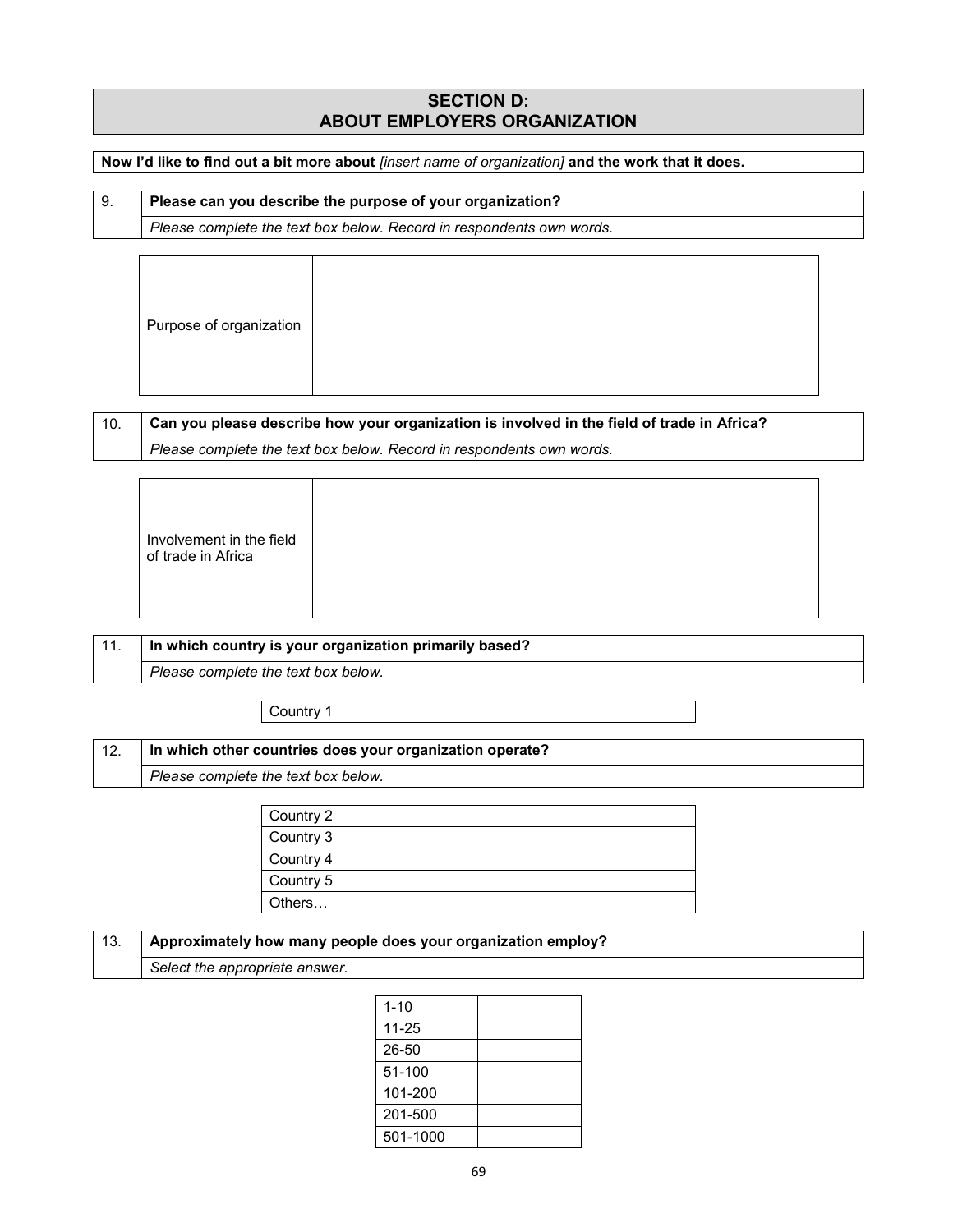## SECTION D: ABOUT EMPLOYERS ORGANIZATION

**Now I'd like to find out a bit more about** *[insert name of organization]* **and the work that it does.**

| 9. | **Please can you describe the purpose of your organization?** |
|---|---|
| | *Please complete the text box below. Record in respondents own words.* |

| Purpose of organization | |
|---|---|

| 10. | **Can you please describe how your organization is involved in the field of trade in Africa?** |
|---|---|
| | *Please complete the text box below. Record in respondents own words.* |

| Involvement in the field of trade in Africa | |
|---|---|

| 11. | **In which country is your organization primarily based?** |
|---|---|
| | *Please complete the text box below.* |

| Country 1 | |
|---|---|

| 12. | **In which other countries does your organization operate?** |
|---|---|
| | *Please complete the text box below.* |

| Country 2 | |
|---|---|
| Country 3 | |
| Country 4 | |
| Country 5 | |
| Others… | |

| 13. | **Approximately how many people does your organization employ?** |
|---|---|
| | *Select the appropriate answer.* |

| 1-10 | |
|---|---|
| 11-25 | |
| 26-50 | |
| 51-100 | |
| 101-200 | |
| 201-500 | |
| 501-1000 | |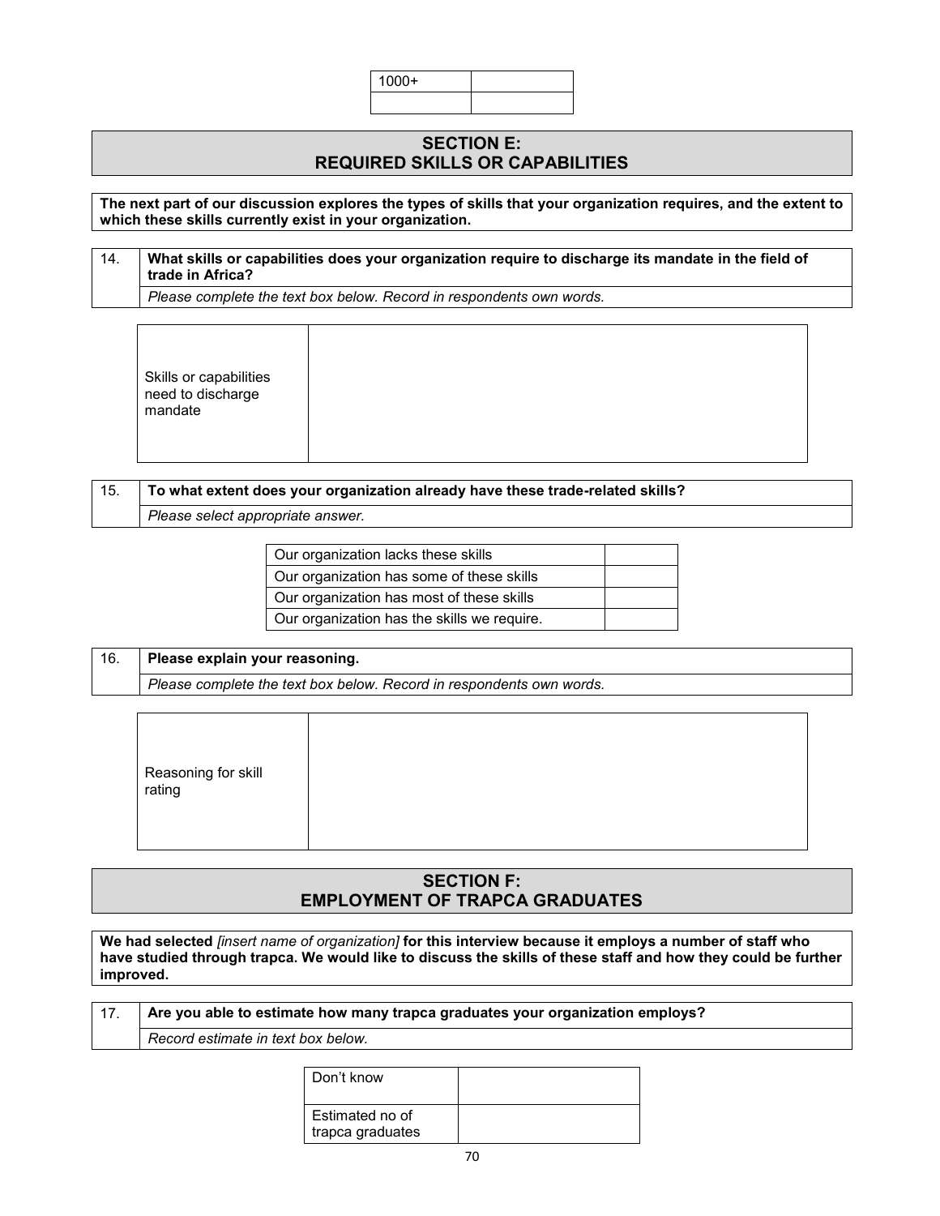| 1000+ | |
|---|---|
| | |

## SECTION E: REQUIRED SKILLS OR CAPABILITIES

**The next part of our discussion explores the types of skills that your organization requires, and the extent to which these skills currently exist in your organization.**

| 14. | **What skills or capabilities does your organization require to discharge its mandate in the field of trade in Africa?** |
|---|---|
| | *Please complete the text box below. Record in respondents own words.* |

| Skills or capabilities need to discharge mandate | |
|---|---|

| 15. | **To what extent does your organization already have these trade-related skills?** |
|---|---|
| | *Please select appropriate answer.* |

| Our organization lacks these skills | |
|---|---|
| Our organization has some of these skills | |
| Our organization has most of these skills | |
| Our organization has the skills we require. | |

| 16. | **Please explain your reasoning.** |
|---|---|
| | *Please complete the text box below. Record in respondents own words.* |

| Reasoning for skill rating | |
|---|---|

## SECTION F: EMPLOYMENT OF TRAPCA GRADUATES

**We had selected** *[insert name of organization]* **for this interview because it employs a number of staff who have studied through trapca. We would like to discuss the skills of these staff and how they could be further improved.**

| 17. | **Are you able to estimate how many trapca graduates your organization employs?** |
|---|---|
| | *Record estimate in text box below.* |

| Don't know | |
|---|---|
| Estimated no of trapca graduates | |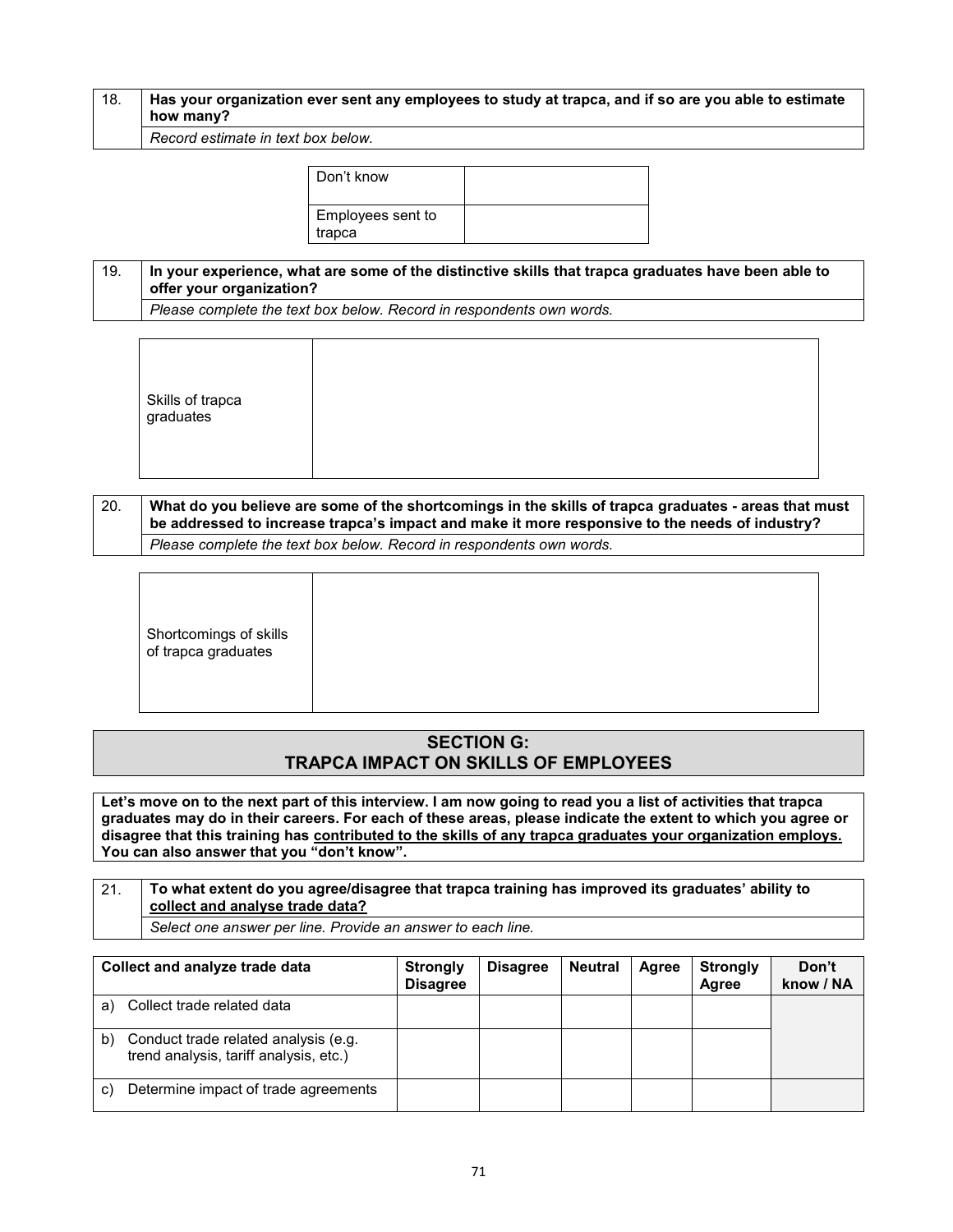| 18. | **Has your organization ever sent any employees to study at trapca, and if so are you able to estimate how many?** |
|---|---|
| | *Record estimate in text box below.* |

| Don't know | |
|---|---|
| Employees sent to trapca | |

| 19. | **In your experience, what are some of the distinctive skills that trapca graduates have been able to offer your organization?** |
|---|---|
| | *Please complete the text box below. Record in respondents own words.* |

| Skills of trapca graduates | |
|---|---|

| 20. | **What do you believe are some of the shortcomings in the skills of trapca graduates - areas that must be addressed to increase trapca's impact and make it more responsive to the needs of industry?** |
|---|---|
| | *Please complete the text box below. Record in respondents own words.* |

| Shortcomings of skills of trapca graduates | |
|---|---|

## SECTION G: TRAPCA IMPACT ON SKILLS OF EMPLOYEES

**Let's move on to the next part of this interview. I am now going to read you a list of activities that trapca graduates may do in their careers. For each of these areas, please indicate the extent to which you agree or disagree that this training has contributed to the skills of any trapca graduates your organization employs. You can also answer that you "don't know".**

| 21. | **To what extent do you agree/disagree that trapca training has improved its graduates' ability to collect and analyse trade data?** |
|---|---|
| | *Select one answer per line. Provide an answer to each line.* |

| Collect and analyze trade data | Strongly Disagree | Disagree | Neutral | Agree | Strongly Agree | Don't know / NA |
|---|---|---|---|---|---|---|
| a) Collect trade related data | | | | | | |
| b) Conduct trade related analysis (e.g. trend analysis, tariff analysis, etc.) | | | | | | |
| c) Determine impact of trade agreements | | | | | | |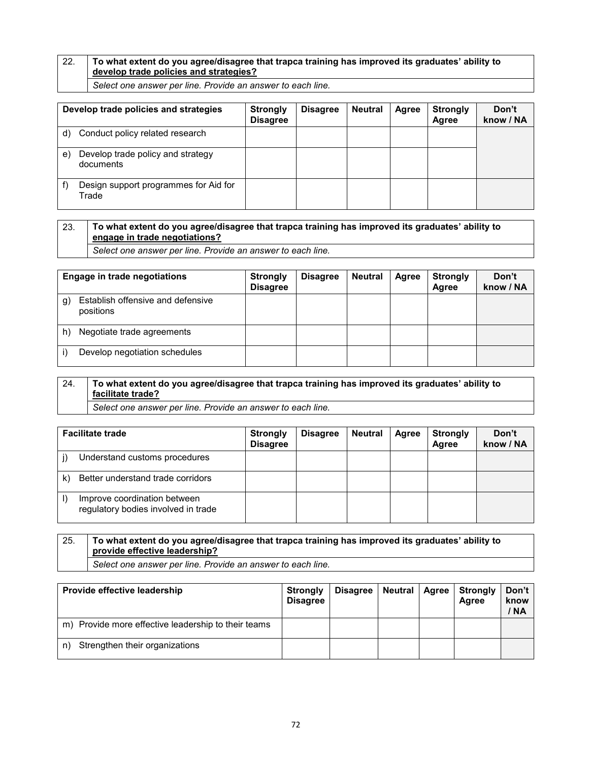| 22. | **To what extent do you agree/disagree that trapca training has improved its graduates' ability to <u>develop trade policies and strategies?</u>** |
|---|---|
| | *Select one answer per line. Provide an answer to each line.* |

| Develop trade policies and strategies | Strongly Disagree | Disagree | Neutral | Agree | Strongly Agree | Don't know / NA |
|---|---|---|---|---|---|---|
| d) Conduct policy related research | | | | | | |
| e) Develop trade policy and strategy documents | | | | | | |
| f) Design support programmes for Aid for Trade | | | | | | |

| 23. | **To what extent do you agree/disagree that trapca training has improved its graduates' ability to <u>engage in trade negotiations?</u>** |
|---|---|
| | *Select one answer per line. Provide an answer to each line.* |

| Engage in trade negotiations | Strongly Disagree | Disagree | Neutral | Agree | Strongly Agree | Don't know / NA |
|---|---|---|---|---|---|---|
| g) Establish offensive and defensive positions | | | | | | |
| h) Negotiate trade agreements | | | | | | |
| i) Develop negotiation schedules | | | | | | |

| 24. | **To what extent do you agree/disagree that trapca training has improved its graduates' ability to <u>facilitate trade?</u>** |
|---|---|
| | *Select one answer per line. Provide an answer to each line.* |

| Facilitate trade | Strongly Disagree | Disagree | Neutral | Agree | Strongly Agree | Don't know / NA |
|---|---|---|---|---|---|---|
| j) Understand customs procedures | | | | | | |
| k) Better understand trade corridors | | | | | | |
| l) Improve coordination between regulatory bodies involved in trade | | | | | | |

| 25. | **To what extent do you agree/disagree that trapca training has improved its graduates' ability to <u>provide effective leadership?</u>** |
|---|---|
| | *Select one answer per line. Provide an answer to each line.* |

| Provide effective leadership | Strongly Disagree | Disagree | Neutral | Agree | Strongly Agree | Don't know / NA |
|---|---|---|---|---|---|---|
| m) Provide more effective leadership to their teams | | | | | | |
| n) Strengthen their organizations | | | | | | |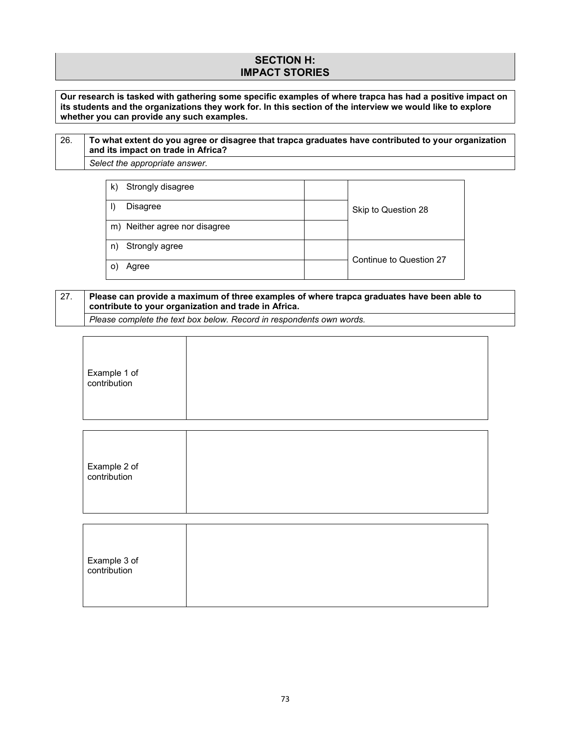## SECTION H: IMPACT STORIES

**Our research is tasked with gathering some specific examples of where trapca has had a positive impact on its students and the organizations they work for. In this section of the interview we would like to explore whether you can provide any such examples.**

| 26. | **To what extent do you agree or disagree that trapca graduates have contributed to your organization and its impact on trade in Africa?** |
|---|---|
| | *Select the appropriate answer.* |

| | | |
|---|---|---|
| k) Strongly disagree | | Skip to Question 28 |
| l) Disagree | | |
| m) Neither agree nor disagree | | |
| n) Strongly agree | | Continue to Question 27 |
| o) Agree | | |

| 27. | **Please can provide a maximum of three examples of where trapca graduates have been able to contribute to your organization and trade in Africa.** |
|---|---|
| | *Please complete the text box below. Record in respondents own words.* |

| | |
|---|---|
| Example 1 of contribution | |

| | |
|---|---|
| Example 2 of contribution | |

| | |
|---|---|
| Example 3 of contribution | |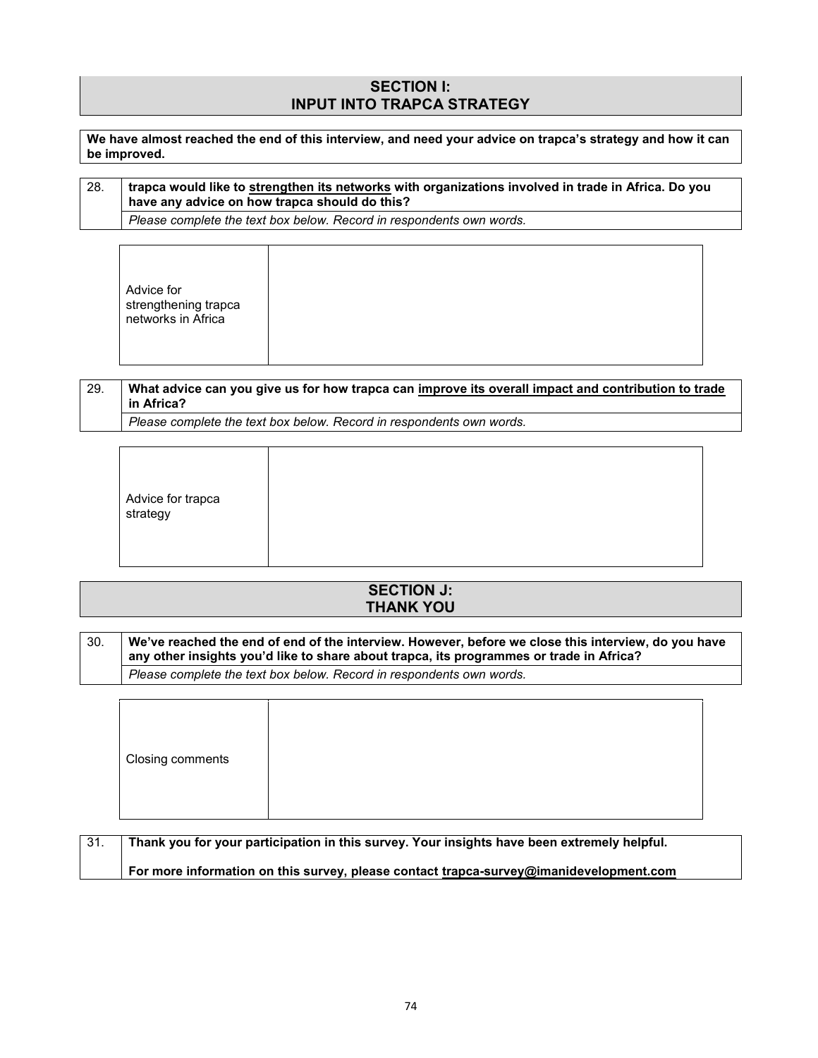## SECTION I:
## INPUT INTO TRAPCA STRATEGY

**We have almost reached the end of this interview, and need your advice on trapca's strategy and how it can be improved.**

| 28. | **trapca would like to <u>strengthen its networks</u> with organizations involved in trade in Africa. Do you have any advice on how trapca should do this?** |
|---|---|
| | *Please complete the text box below. Record in respondents own words.* |

| Advice for strengthening trapca networks in Africa | |
|---|---|

| 29. | **What advice can you give us for how trapca can <u>improve its overall impact and contribution to trade in Africa?</u>** |
|---|---|
| | *Please complete the text box below. Record in respondents own words.* |

| Advice for trapca strategy | |
|---|---|

## SECTION J:
## THANK YOU

| 30. | **We've reached the end of end of the interview. However, before we close this interview, do you have any other insights you'd like to share about trapca, its programmes or trade in Africa?** |
|---|---|
| | *Please complete the text box below. Record in respondents own words.* |

| Closing comments | |
|---|---|

| 31. | **Thank you for your participation in this survey. Your insights have been extremely helpful.**<br><br>**For more information on this survey, please contact <u>trapca-survey@imanidevelopment.com</u>** |
|---|---|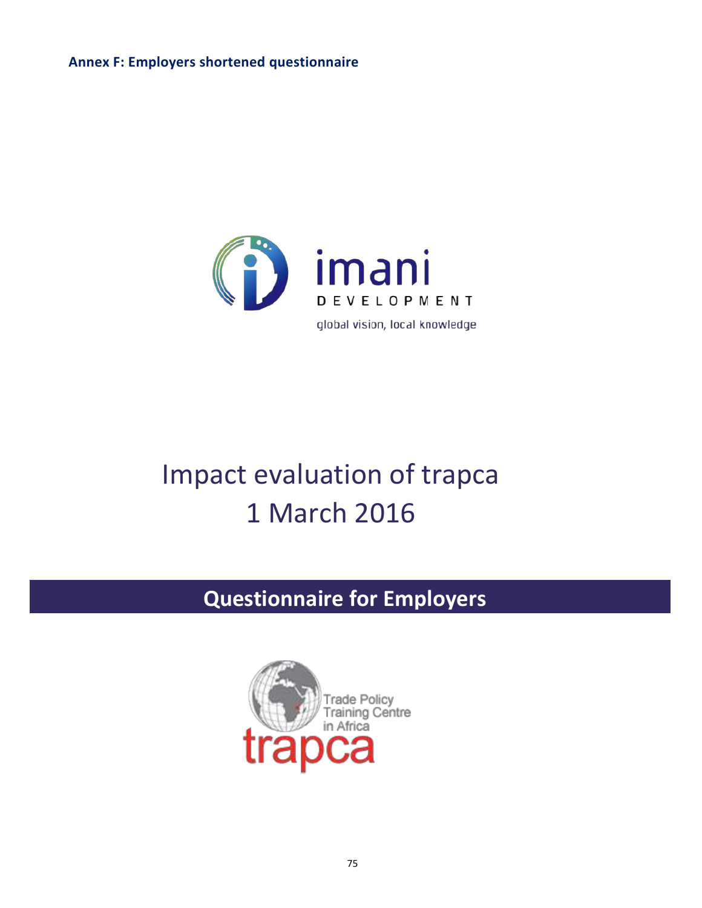**Annex F: Employers shortened questionnaire**

imani DEVELOPMENT

global vision, local knowledge

# Impact evaluation of trapca
# 1 March 2016

## Questionnaire for Employers

Trade Policy Training Centre in Africa

trapca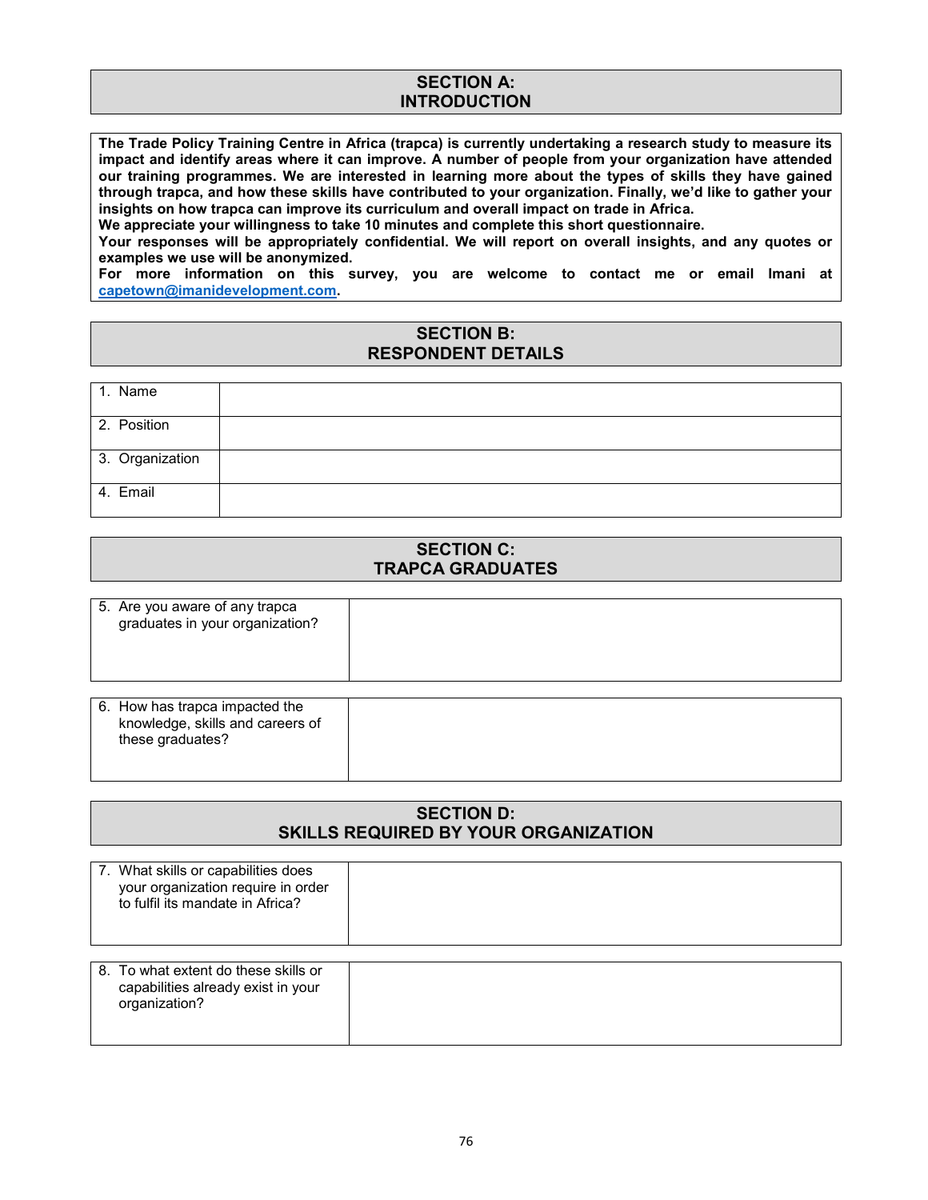## SECTION A: INTRODUCTION

**The Trade Policy Training Centre in Africa (trapca) is currently undertaking a research study to measure its impact and identify areas where it can improve. A number of people from your organization have attended our training programmes. We are interested in learning more about the types of skills they have gained through trapca, and how these skills have contributed to your organization. Finally, we'd like to gather your insights on how trapca can improve its curriculum and overall impact on trade in Africa.**
**We appreciate your willingness to take 10 minutes and complete this short questionnaire.**
**Your responses will be appropriately confidential. We will report on overall insights, and any quotes or examples we use will be anonymized.**
**For more information on this survey, you are welcome to contact me or email Imani at [capetown@imanidevelopment.com](mailto:capetown@imanidevelopment.com).**

## SECTION B: RESPONDENT DETAILS

| | |
|---|---|
| 1. Name | |
| 2. Position | |
| 3. Organization | |
| 4. Email | |

## SECTION C: TRAPCA GRADUATES

| | |
|---|---|
| 5. Are you aware of any trapca graduates in your organization? | |

| | |
|---|---|
| 6. How has trapca impacted the knowledge, skills and careers of these graduates? | |

## SECTION D: SKILLS REQUIRED BY YOUR ORGANIZATION

| | |
|---|---|
| 7. What skills or capabilities does your organization require in order to fulfil its mandate in Africa? | |

| | |
|---|---|
| 8. To what extent do these skills or capabilities already exist in your organization? | |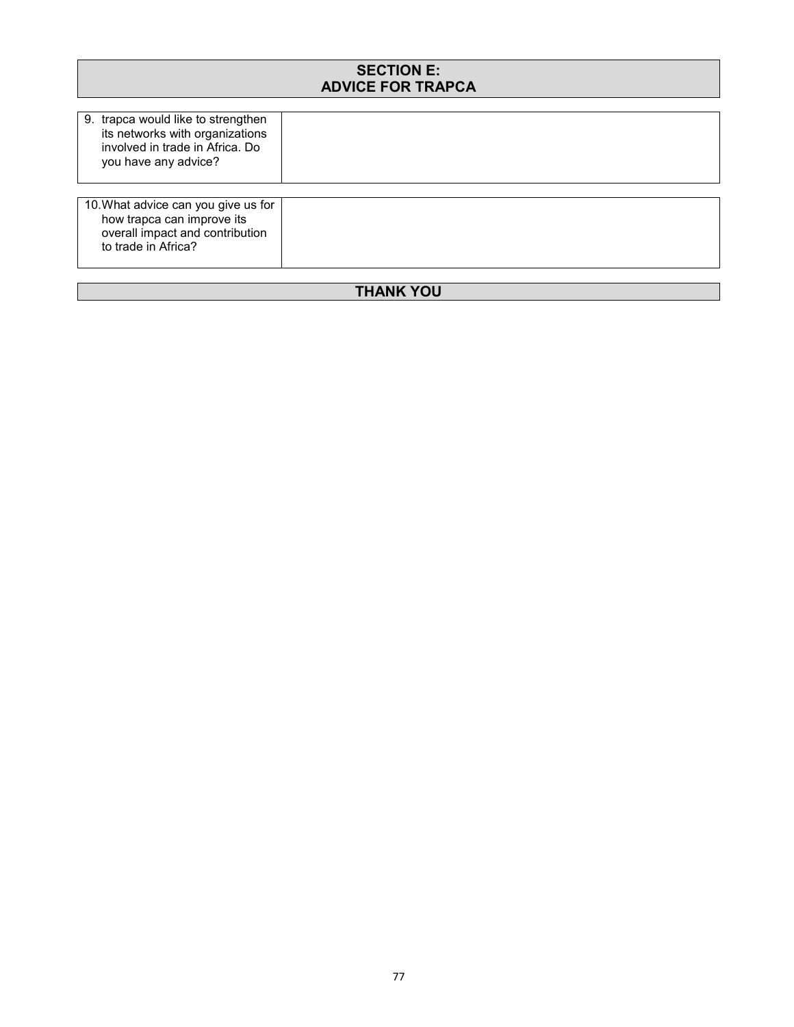## SECTION E:
## ADVICE FOR TRAPCA

| | |
|---|---|
| 9. trapca would like to strengthen its networks with organizations involved in trade in Africa. Do you have any advice? | |

| | |
|---|---|
| 10. What advice can you give us for how trapca can improve its overall impact and contribution to trade in Africa? | |

**THANK YOU**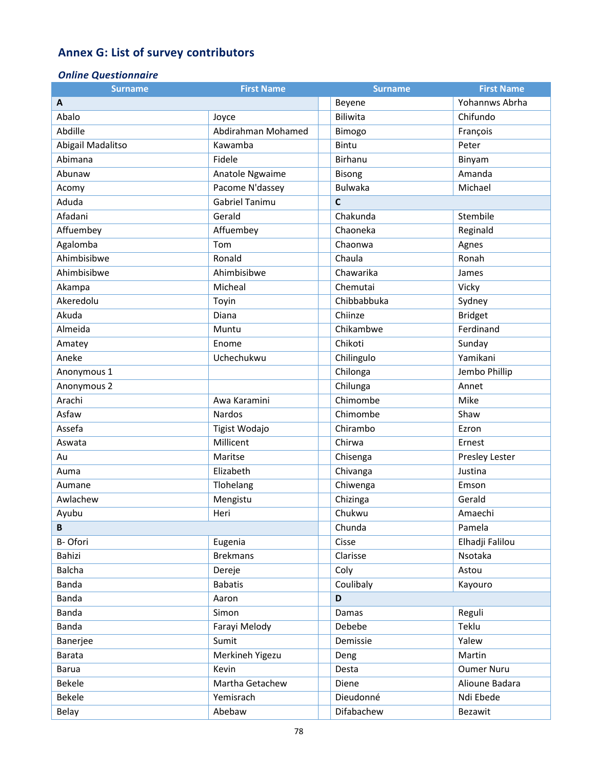## Annex G: List of survey contributors

### *Online Questionnaire*

| Surname | First Name |
|---|---|
| **A** | |
| Abalo | Joyce |
| Abdille | Abdirahman Mohamed |
| Abigail Madalitso | Kawamba |
| Abimana | Fidele |
| Abunaw | Anatole Ngwaime |
| Acomy | Pacome N'dassey |
| Aduda | Gabriel Tanimu |
| Afadani | Gerald |
| Affuembey | Affuembey |
| Agalomba | Tom |
| Ahimbisibwe | Ronald |
| Ahimbisibwe | Ahimbisibwe |
| Akampa | Micheal |
| Akeredolu | Toyin |
| Akuda | Diana |
| Almeida | Muntu |
| Amatey | Enome |
| Aneke | Uchechukwu |
| Anonymous 1 | |
| Anonymous 2 | |
| Arachi | Awa Karamini |
| Asfaw | Nardos |
| Assefa | Tigist Wodajo |
| Aswata | Millicent |
| Au | Maritse |
| Auma | Elizabeth |
| Aumane | Tlohelang |
| Awlachew | Mengistu |
| Ayubu | Heri |
| **B** | |
| B- Ofori | Eugenia |
| Bahizi | Brekmans |
| Balcha | Dereje |
| Banda | Babatis |
| Banda | Aaron |
| Banda | Simon |
| Banda | Farayi Melody |
| Banerjee | Sumit |
| Barata | Merkineh Yigezu |
| Barua | Kevin |
| Bekele | Martha Getachew |
| Bekele | Yemisrach |
| Belay | Abebaw |
| Beyene | Yohannws Abrha |
| Biliwita | Chifundo |
| Bimogo | François |
| Bintu | Peter |
| Birhanu | Binyam |
| Bisong | Amanda |
| Bulwaka | Michael |
| **C** | |
| Chakunda | Stembile |
| Chaoneka | Reginald |
| Chaonwa | Agnes |
| Chaula | Ronah |
| Chawarika | James |
| Chemutai | Vicky |
| Chibbabbuka | Sydney |
| Chiinze | Bridget |
| Chikambwe | Ferdinand |
| Chikoti | Sunday |
| Chilingulo | Yamikani |
| Chilonga | Jembo Phillip |
| Chilunga | Annet |
| Chimombe | Mike |
| Chimombe | Shaw |
| Chirambo | Ezron |
| Chirwa | Ernest |
| Chisenga | Presley Lester |
| Chivanga | Justina |
| Chiwenga | Emson |
| Chizinga | Gerald |
| Chukwu | Amaechi |
| Chunda | Pamela |
| Cisse | Elhadji Falilou |
| Clarisse | Nsotaka |
| Coly | Astou |
| Coulibaly | Kayouro |
| **D** | |
| Damas | Reguli |
| Debebe | Teklu |
| Demissie | Yalew |
| Deng | Martin |
| Desta | Oumer Nuru |
| Diene | Alioune Badara |
| Dieudonné | Ndi Ebede |
| Difabachew | Bezawit |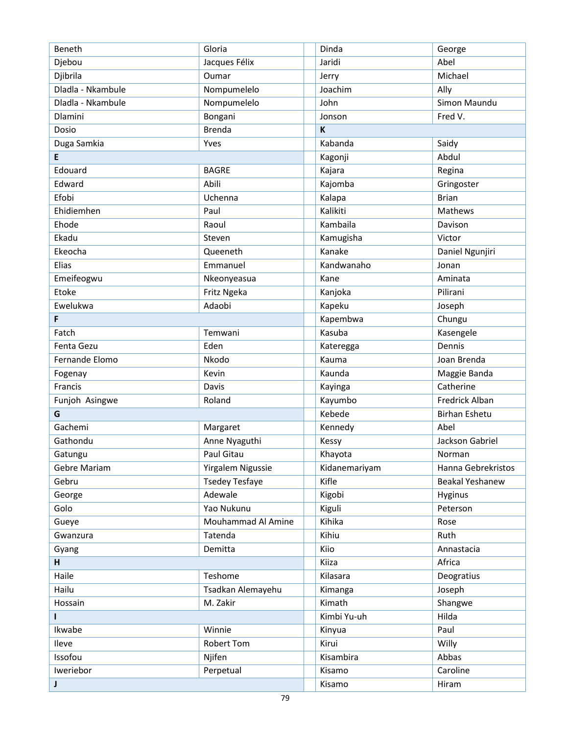| | |
|---|---|
| Beneth | Gloria |
| Djebou | Jacques Félix |
| Djibrila | Oumar |
| Dladla - Nkambule | Nompumelelo |
| Dladla - Nkambule | Nompumelelo |
| Dlamini | Bongani |
| Dosio | Brenda |
| Duga Samkia | Yves |
| **E** | |
| Edouard | BAGRE |
| Edward | Abili |
| Efobi | Uchenna |
| Ehidiemhen | Paul |
| Ehode | Raoul |
| Ekadu | Steven |
| Ekeocha | Queeneth |
| Elias | Emmanuel |
| Emeifeogwu | Nkeonyeasua |
| Etoke | Fritz Ngeka |
| Ewelukwa | Adaobi |
| **F** | |
| Fatch | Temwani |
| Fenta Gezu | Eden |
| Fernande Elomo | Nkodo |
| Fogenay | Kevin |
| Francis | Davis |
| Funjoh Asingwe | Roland |
| **G** | |
| Gachemi | Margaret |
| Gathondu | Anne Nyaguthi |
| Gatungu | Paul Gitau |
| Gebre Mariam | Yirgalem Nigussie |
| Gebru | Tsedey Tesfaye |
| George | Adewale |
| Golo | Yao Nukunu |
| Gueye | Mouhammad Al Amine |
| Gwanzura | Tatenda |
| Gyang | Demitta |
| **H** | |
| Haile | Teshome |
| Hailu | Tsadkan Alemayehu |
| Hossain | M. Zakir |
| **I** | |
| Ikwabe | Winnie |
| Ileve | Robert Tom |
| Issofou | Njifen |
| Iweriebor | Perpetual |
| **J** | |
| Dinda | George |
| Jaridi | Abel |
| Jerry | Michael |
| Joachim | Ally |
| John | Simon Maundu |
| Jonson | Fred V. |
| **K** | |
| Kabanda | Saidy |
| Kagonji | Abdul |
| Kajara | Regina |
| Kajomba | Gringoster |
| Kalapa | Brian |
| Kalikiti | Mathews |
| Kambaila | Davison |
| Kamugisha | Victor |
| Kanake | Daniel Ngunjiri |
| Kandwanaho | Jonan |
| Kane | Aminata |
| Kanjoka | Pilirani |
| Kapeku | Joseph |
| Kapembwa | Chungu |
| Kasuba | Kasengele |
| Kateregga | Dennis |
| Kauma | Joan Brenda |
| Kaunda | Maggie Banda |
| Kayinga | Catherine |
| Kayumbo | Fredrick Alban |
| Kebede | Birhan Eshetu |
| Kennedy | Abel |
| Kessy | Jackson Gabriel |
| Khayota | Norman |
| Kidanemariyam | Hanna Gebrekristos |
| Kifle | Beakal Yeshanew |
| Kigobi | Hyginus |
| Kiguli | Peterson |
| Kihika | Rose |
| Kihiu | Ruth |
| Kiio | Annastacia |
| Kiiza | Africa |
| Kilasara | Deogratius |
| Kimanga | Joseph |
| Kimath | Shangwe |
| Kimbi Yu-uh | Hilda |
| Kinyua | Paul |
| Kirui | Willy |
| Kisambira | Abbas |
| Kisamo | Caroline |
| Kisamo | Hiram |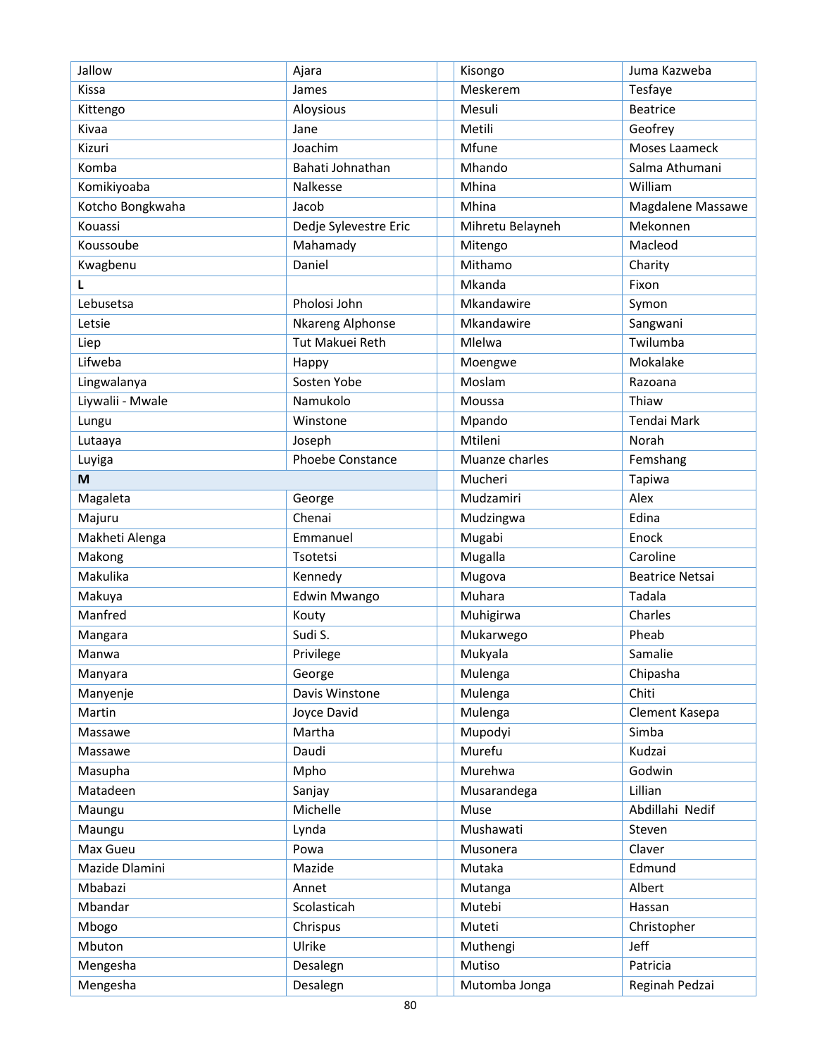| | | | |
|---|---|---|---|
| Jallow | Ajara | Kisongo | Juma Kazweba |
| Kissa | James | Meskerem | Tesfaye |
| Kittengo | Aloysious | Mesuli | Beatrice |
| Kivaa | Jane | Metili | Geofrey |
| Kizuri | Joachim | Mfune | Moses Laameck |
| Komba | Bahati Johnathan | Mhando | Salma Athumani |
| Komikiyoaba | Nalkesse | Mhina | William |
| Kotcho Bongkwaha | Jacob | Mhina | Magdalene Massawe |
| Kouassi | Dedje Sylevestre Eric | Mihretu Belayneh | Mekonnen |
| Koussoube | Mahamady | Mitengo | Macleod |
| Kwagbenu | Daniel | Mithamo | Charity |
| **L** | | Mkanda | Fixon |
| Lebusetsa | Pholosi John | Mkandawire | Symon |
| Letsie | Nkareng Alphonse | Mkandawire | Sangwani |
| Liep | Tut Makuei Reth | Mlelwa | Twilumba |
| Lifweba | Happy | Moengwe | Mokalake |
| Lingwalanya | Sosten Yobe | Moslam | Razoana |
| Liywalii - Mwale | Namukolo | Moussa | Thiaw |
| Lungu | Winstone | Mpando | Tendai Mark |
| Lutaaya | Joseph | Mtileni | Norah |
| Luyiga | Phoebe Constance | Muanze charles | Femshang |
| **M** | | Mucheri | Tapiwa |
| Magaleta | George | Mudzamiri | Alex |
| Majuru | Chenai | Mudzingwa | Edina |
| Makheti Alenga | Emmanuel | Mugabi | Enock |
| Makong | Tsotetsi | Mugalla | Caroline |
| Makulika | Kennedy | Mugova | Beatrice Netsai |
| Makuya | Edwin Mwango | Muhara | Tadala |
| Manfred | Kouty | Muhigirwa | Charles |
| Mangara | Sudi S. | Mukarwego | Pheab |
| Manwa | Privilege | Mukyala | Samalie |
| Manyara | George | Mulenga | Chipasha |
| Manyenje | Davis Winstone | Mulenga | Chiti |
| Martin | Joyce David | Mulenga | Clement Kasepa |
| Massawe | Martha | Mupodyi | Simba |
| Massawe | Daudi | Murefu | Kudzai |
| Masupha | Mpho | Murehwa | Godwin |
| Matadeen | Sanjay | Musarandega | Lillian |
| Maungu | Michelle | Muse | Abdillahi Nedif |
| Maungu | Lynda | Mushawati | Steven |
| Max Gueu | Powa | Musonera | Claver |
| Mazide Dlamini | Mazide | Mutaka | Edmund |
| Mbabazi | Annet | Mutanga | Albert |
| Mbandar | Scolasticah | Mutebi | Hassan |
| Mbogo | Chrispus | Muteti | Christopher |
| Mbuton | Ulrike | Muthengi | Jeff |
| Mengesha | Desalegn | Mutiso | Patricia |
| Mengesha | Desalegn | Mutomba Jonga | Reginah Pedzai |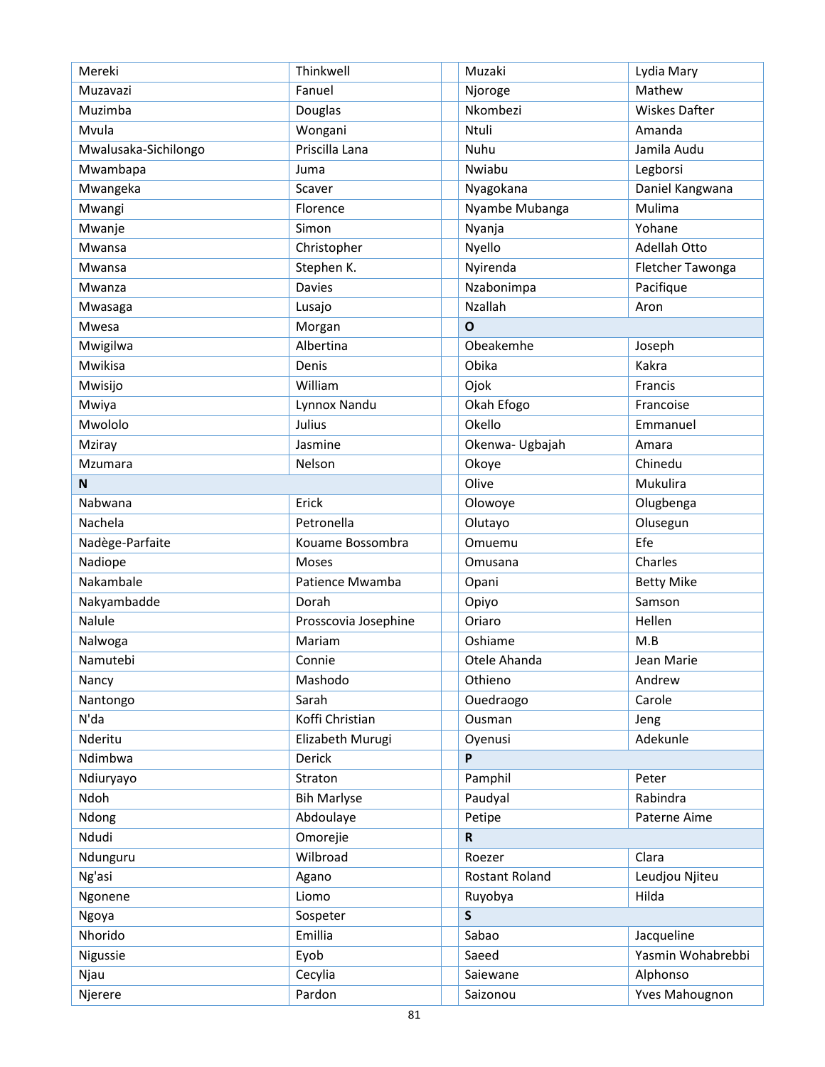| | | | |
|---|---|---|---|
| Mereki | Thinkwell | Muzaki | Lydia Mary |
| Muzavazi | Fanuel | Njoroge | Mathew |
| Muzimba | Douglas | Nkombezi | Wiskes Dafter |
| Mvula | Wongani | Ntuli | Amanda |
| Mwalusaka-Sichilongo | Priscilla Lana | Nuhu | Jamila Audu |
| Mwambapa | Juma | Nwiabu | Legborsi |
| Mwangeka | Scaver | Nyagokana | Daniel Kangwana |
| Mwangi | Florence | Nyambe Mubanga | Mulima |
| Mwanje | Simon | Nyanja | Yohane |
| Mwansa | Christopher | Nyello | Adellah Otto |
| Mwansa | Stephen K. | Nyirenda | Fletcher Tawonga |
| Mwanza | Davies | Nzabonimpa | Pacifique |
| Mwasaga | Lusajo | Nzallah | Aron |
| Mwesa | Morgan | **O** | |
| Mwigilwa | Albertina | Obeakemhe | Joseph |
| Mwikisa | Denis | Obika | Kakra |
| Mwisijo | William | Ojok | Francis |
| Mwiya | Lynnox Nandu | Okah Efogo | Francoise |
| Mwololo | Julius | Okello | Emmanuel |
| Mziray | Jasmine | Okenwa- Ugbajah | Amara |
| Mzumara | Nelson | Okoye | Chinedu |
| **N** | | Olive | Mukulira |
| Nabwana | Erick | Olowoye | Olugbenga |
| Nachela | Petronella | Olutayo | Olusegun |
| Nadège-Parfaite | Kouame Bossombra | Omuemu | Efe |
| Nadiope | Moses | Omusana | Charles |
| Nakambale | Patience Mwamba | Opani | Betty Mike |
| Nakyambadde | Dorah | Opiyo | Samson |
| Nalule | Prosscovia Josephine | Oriaro | Hellen |
| Nalwoga | Mariam | Oshiame | M.B |
| Namutebi | Connie | Otele Ahanda | Jean Marie |
| Nancy | Mashodo | Othieno | Andrew |
| Nantongo | Sarah | Ouedraogo | Carole |
| N'da | Koffi Christian | Ousman | Jeng |
| Nderitu | Elizabeth Murugi | Oyenusi | Adekunle |
| Ndimbwa | Derick | **P** | |
| Ndiuryayo | Straton | Pamphil | Peter |
| Ndoh | Bih Marlyse | Paudyal | Rabindra |
| Ndong | Abdoulaye | Petipe | Paterne Aime |
| Ndudi | Omorejie | **R** | |
| Ndunguru | Wilbroad | Roezer | Clara |
| Ng'asi | Agano | Rostant Roland | Leudjou Njiteu |
| Ngonene | Liomo | Ruyobya | Hilda |
| Ngoya | Sospeter | **S** | |
| Nhorido | Emillia | Sabao | Jacqueline |
| Nigussie | Eyob | Saeed | Yasmin Wohabrebbi |
| Njau | Cecylia | Saiewane | Alphonso |
| Njerere | Pardon | Saizonou | Yves Mahougnon |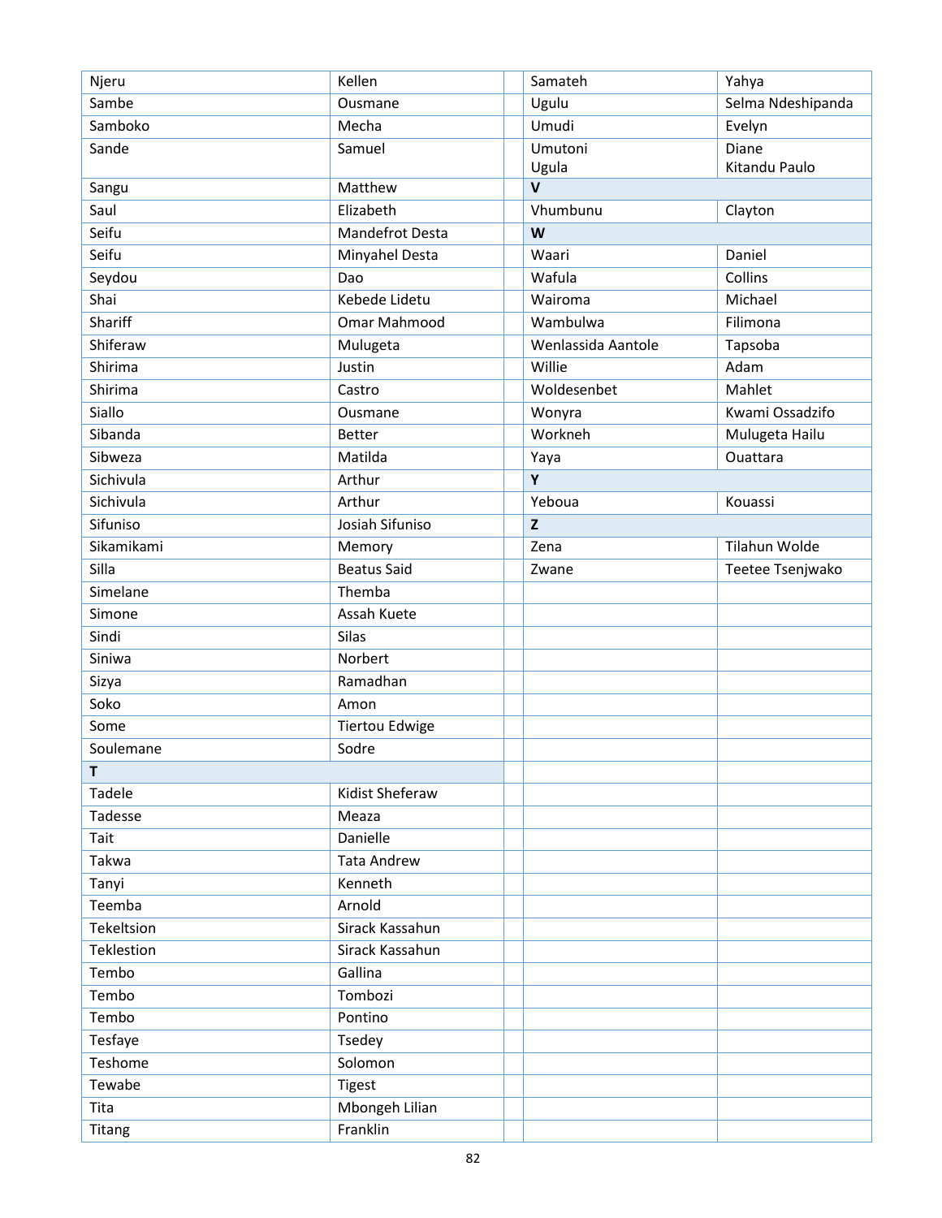| | |
|---|---|
| Njeru | Kellen |
| Sambe | Ousmane |
| Samboko | Mecha |
| Sande | Samuel |
| Sangu | Matthew |
| Saul | Elizabeth |
| Seifu | Mandefrot Desta |
| Seifu | Minyahel Desta |
| Seydou | Dao |
| Shai | Kebede Lidetu |
| Shariff | Omar Mahmood |
| Shiferaw | Mulugeta |
| Shirima | Justin |
| Shirima | Castro |
| Siallo | Ousmane |
| Sibanda | Better |
| Sibweza | Matilda |
| Sichivula | Arthur |
| Sichivula | Arthur |
| Sifuniso | Josiah Sifuniso |
| Sikamikami | Memory |
| Silla | Beatus Said |
| Simelane | Themba |
| Simone | Assah Kuete |
| Sindi | Silas |
| Siniwa | Norbert |
| Sizya | Ramadhan |
| Soko | Amon |
| Some | Tiertou Edwige |
| Soulemane | Sodre |
| **T** | |
| Tadele | Kidist Sheferaw |
| Tadesse | Meaza |
| Tait | Danielle |
| Takwa | Tata Andrew |
| Tanyi | Kenneth |
| Teemba | Arnold |
| Tekeltsion | Sirack Kassahun |
| Teklestion | Sirack Kassahun |
| Tembo | Gallina |
| Tembo | Tombozi |
| Tembo | Pontino |
| Tesfaye | Tsedey |
| Teshome | Solomon |
| Tewabe | Tigest |
| Tita | Mbongeh Lilian |
| Titang | Franklin |
| Samateh | Yahya |
| Ugulu | Selma Ndeshipanda |
| Umudi | Evelyn |
| Umutoni | Diane |
| Ugula | Kitandu Paulo |
| **V** | |
| Vhumbunu | Clayton |
| **W** | |
| Waari | Daniel |
| Wafula | Collins |
| Wairoma | Michael |
| Wambulwa | Filimona |
| Wenlassida Aantole | Tapsoba |
| Willie | Adam |
| Woldesenbet | Mahlet |
| Wonyra | Kwami Ossadzifo |
| Workneh | Mulugeta Hailu |
| Yaya | Ouattara |
| **Y** | |
| Yeboua | Kouassi |
| **Z** | |
| Zena | Tilahun Wolde |
| Zwane | Teetee Tsenjwako |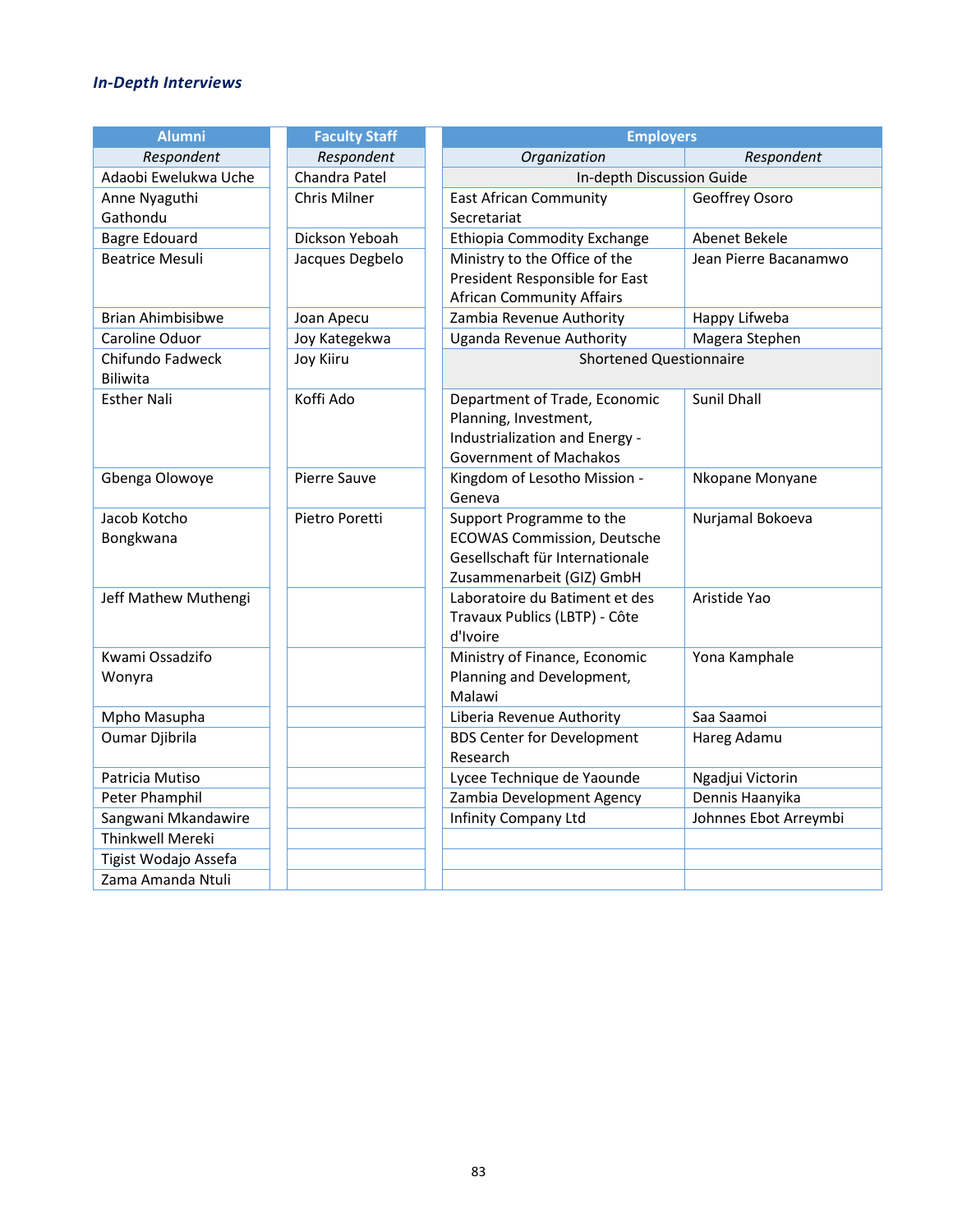### *In-Depth Interviews*

| Alumni | Faculty Staff | Employers | |
|---|---|---|---|
| *Respondent* | *Respondent* | *Organization* | *Respondent* |
| Adaobi Ewelukwa Uche | Chandra Patel | In-depth Discussion Guide | |
| Anne Nyaguthi Gathondu | Chris Milner | East African Community Secretariat | Geoffrey Osoro |
| Bagre Edouard | Dickson Yeboah | Ethiopia Commodity Exchange | Abenet Bekele |
| Beatrice Mesuli | Jacques Degbelo | Ministry to the Office of the President Responsible for East African Community Affairs | Jean Pierre Bacanamwo |
| Brian Ahimbisibwe | Joan Apecu | Zambia Revenue Authority | Happy Lifweba |
| Caroline Oduor | Joy Kategekwa | Uganda Revenue Authority | Magera Stephen |
| Chifundo Fadweck Biliwita | Joy Kiiru | Shortened Questionnaire | |
| Esther Nali | Koffi Ado | Department of Trade, Economic Planning, Investment, Industrialization and Energy - Government of Machakos | Sunil Dhall |
| Gbenga Olowoye | Pierre Sauve | Kingdom of Lesotho Mission - Geneva | Nkopane Monyane |
| Jacob Kotcho Bongkwana | Pietro Poretti | Support Programme to the ECOWAS Commission, Deutsche Gesellschaft für Internationale Zusammenarbeit (GIZ) GmbH | Nurjamal Bokoeva |
| Jeff Mathew Muthengi | | Laboratoire du Batiment et des Travaux Publics (LBTP) - Côte d'Ivoire | Aristide Yao |
| Kwami Ossadzifo Wonyra | | Ministry of Finance, Economic Planning and Development, Malawi | Yona Kamphale |
| Mpho Masupha | | Liberia Revenue Authority | Saa Saamoi |
| Oumar Djibrila | | BDS Center for Development Research | Hareg Adamu |
| Patricia Mutiso | | Lycee Technique de Yaounde | Ngadjui Victorin |
| Peter Phamphil | | Zambia Development Agency | Dennis Haanyika |
| Sangwani Mkandawire | | Infinity Company Ltd | Johnnes Ebot Arreymbi |
| Thinkwell Mereki | | | |
| Tigist Wodajo Assefa | | | |
| Zama Amanda Ntuli | | | |